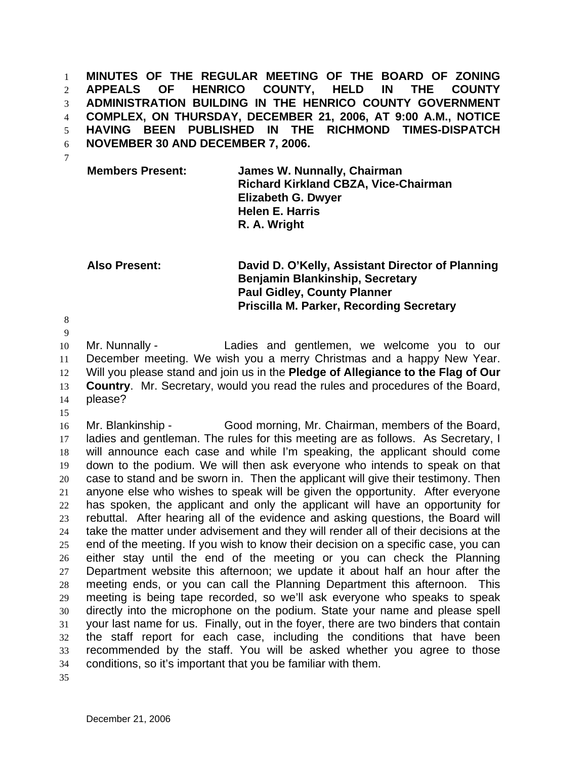**MINUTES OF THE REGULAR MEETING OF THE BOARD OF ZONING APPEALS OF HENRICO COUNTY, HELD IN THE COUNTY ADMINISTRATION BUILDING IN THE HENRICO COUNTY GOVERNMENT COMPLEX, ON THURSDAY, DECEMBER 21, 2006, AT 9:00 A.M., NOTICE HAVING BEEN PUBLISHED IN THE RICHMOND TIMES-DISPATCH NOVEMBER 30 AND DECEMBER 7, 2006.**

| | |
|---|---|
| **Members Present:** | **James W. Nunnally, Chairman**<br>**Richard Kirkland CBZA, Vice-Chairman**<br>**Elizabeth G. Dwyer**<br>**Helen E. Harris**<br>**R. A. Wright** |
| **Also Present:** | **David D. O'Kelly, Assistant Director of Planning**<br>**Benjamin Blankinship, Secretary**<br>**Paul Gidley, County Planner**<br>**Priscilla M. Parker, Recording Secretary** |

Mr. Nunnally - Ladies and gentlemen, we welcome you to our December meeting. We wish you a merry Christmas and a happy New Year. Will you please stand and join us in the **Pledge of Allegiance to the Flag of Our Country**. Mr. Secretary, would you read the rules and procedures of the Board, please?

Mr. Blankinship - Good morning, Mr. Chairman, members of the Board, ladies and gentleman. The rules for this meeting are as follows. As Secretary, I will announce each case and while I'm speaking, the applicant should come down to the podium. We will then ask everyone who intends to speak on that case to stand and be sworn in. Then the applicant will give their testimony. Then anyone else who wishes to speak will be given the opportunity. After everyone has spoken, the applicant and only the applicant will have an opportunity for rebuttal. After hearing all of the evidence and asking questions, the Board will take the matter under advisement and they will render all of their decisions at the end of the meeting. If you wish to know their decision on a specific case, you can either stay until the end of the meeting or you can check the Planning Department website this afternoon; we update it about half an hour after the meeting ends, or you can call the Planning Department this afternoon. This meeting is being tape recorded, so we'll ask everyone who speaks to speak directly into the microphone on the podium. State your name and please spell your last name for us. Finally, out in the foyer, there are two binders that contain the staff report for each case, including the conditions that have been recommended by the staff. You will be asked whether you agree to those conditions, so it's important that you be familiar with them.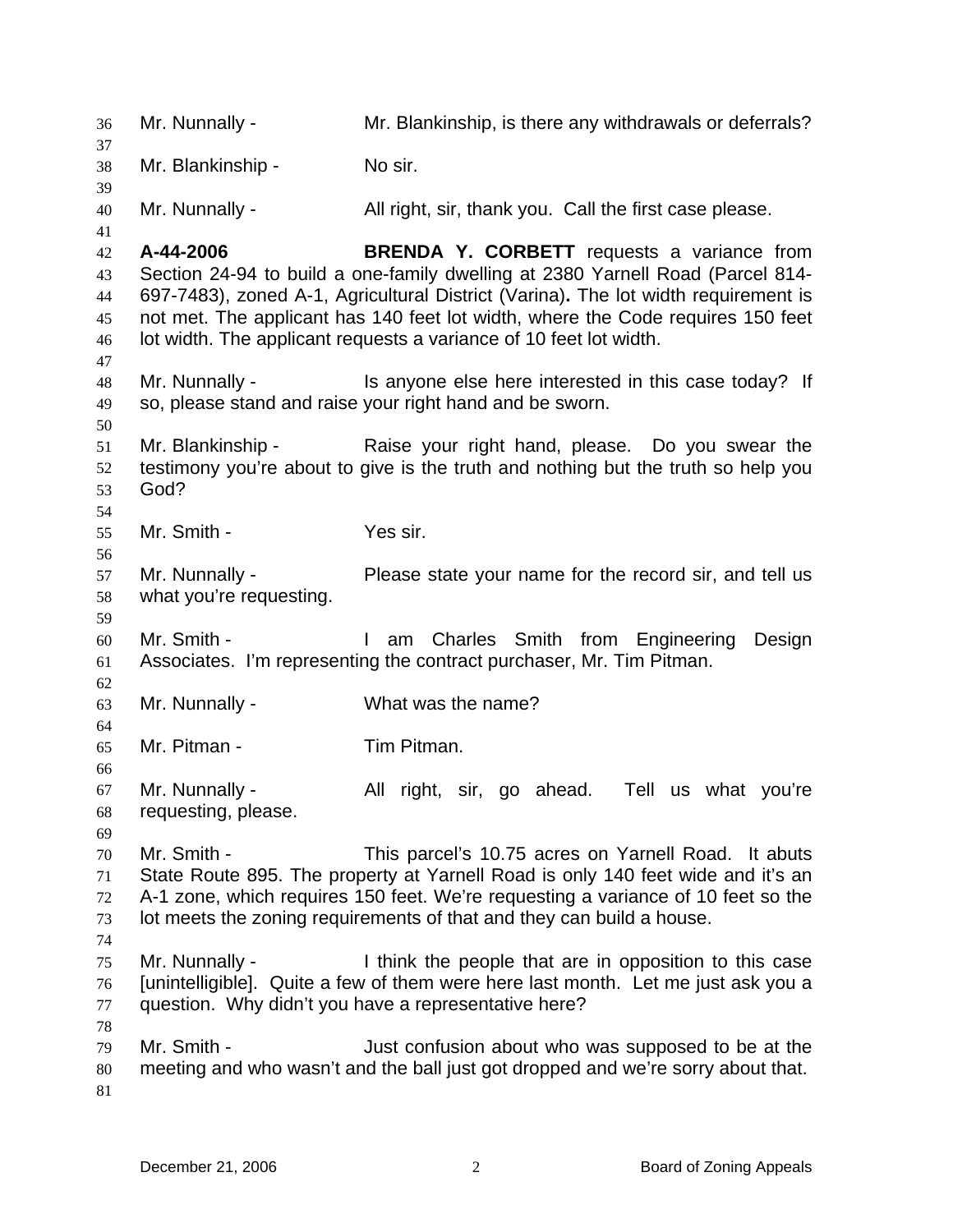Mr. Nunnally - Mr. Blankinship, is there any withdrawals or deferrals?

Mr. Blankinship - No sir.

Mr. Nunnally - All right, sir, thank you. Call the first case please.

**A-44-2006** **BRENDA Y. CORBETT** requests a variance from Section 24-94 to build a one-family dwelling at 2380 Yarnell Road (Parcel 814-697-7483), zoned A-1, Agricultural District (Varina)**.** The lot width requirement is not met. The applicant has 140 feet lot width, where the Code requires 150 feet lot width. The applicant requests a variance of 10 feet lot width.

Mr. Nunnally - Is anyone else here interested in this case today? If so, please stand and raise your right hand and be sworn.

Mr. Blankinship - Raise your right hand, please. Do you swear the testimony you're about to give is the truth and nothing but the truth so help you God?

Mr. Smith - Yes sir.

Mr. Nunnally - Please state your name for the record sir, and tell us what you're requesting.

Mr. Smith - I am Charles Smith from Engineering Design Associates. I'm representing the contract purchaser, Mr. Tim Pitman.

Mr. Nunnally - What was the name?

Mr. Pitman - Tim Pitman.

Mr. Nunnally - All right, sir, go ahead. Tell us what you're requesting, please.

Mr. Smith - This parcel's 10.75 acres on Yarnell Road. It abuts State Route 895. The property at Yarnell Road is only 140 feet wide and it's an A-1 zone, which requires 150 feet. We're requesting a variance of 10 feet so the lot meets the zoning requirements of that and they can build a house.

Mr. Nunnally - I think the people that are in opposition to this case [unintelligible]. Quite a few of them were here last month. Let me just ask you a question. Why didn't you have a representative here?

Mr. Smith - Just confusion about who was supposed to be at the meeting and who wasn't and the ball just got dropped and we're sorry about that.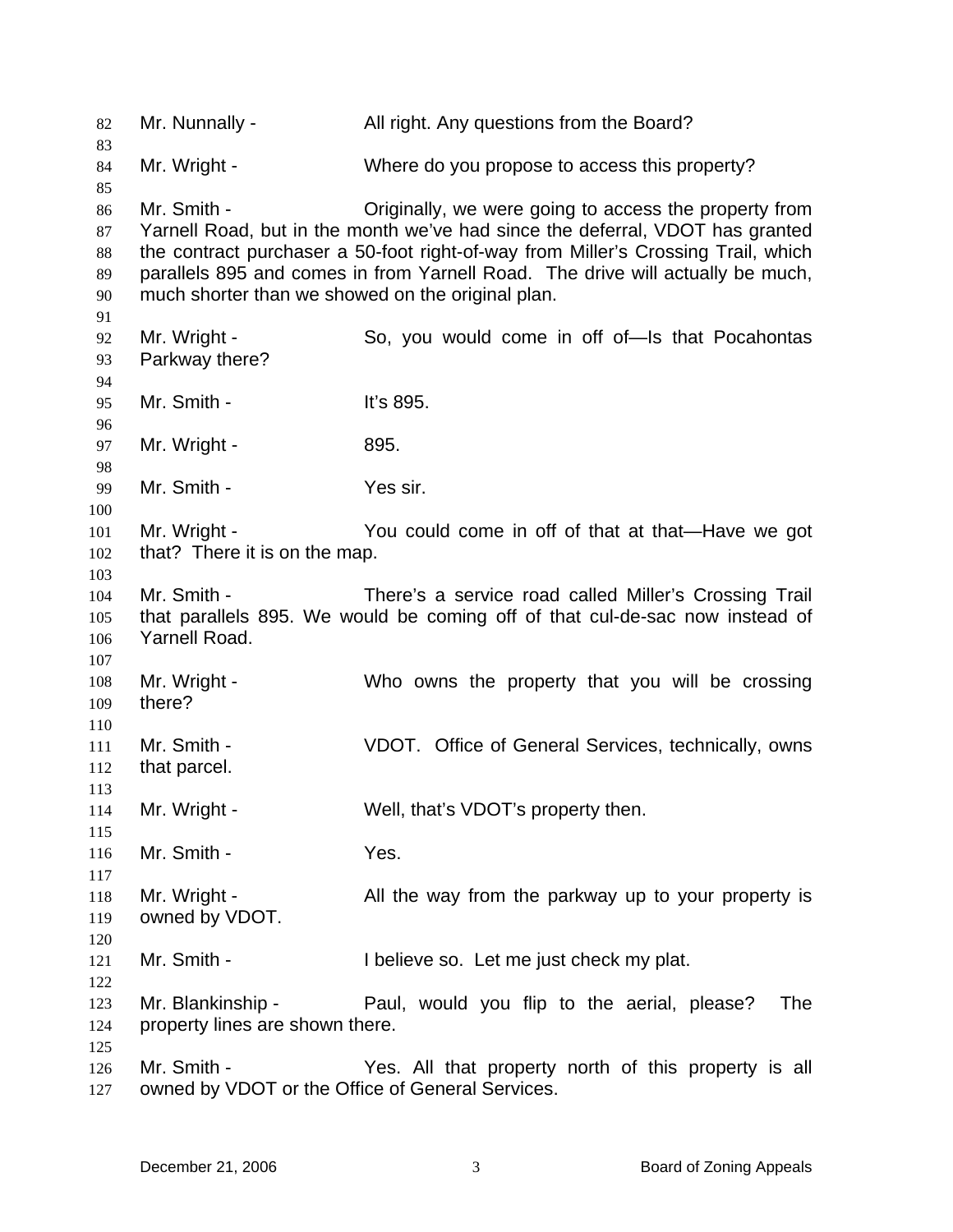Mr. Nunnally - All right. Any questions from the Board?

Mr. Wright - Where do you propose to access this property?

Mr. Smith - Originally, we were going to access the property from Yarnell Road, but in the month we've had since the deferral, VDOT has granted the contract purchaser a 50-foot right-of-way from Miller's Crossing Trail, which parallels 895 and comes in from Yarnell Road. The drive will actually be much, much shorter than we showed on the original plan.

Mr. Wright - So, you would come in off of—Is that Pocahontas Parkway there?

Mr. Smith - It's 895.

Mr. Wright - 895.

Mr. Smith - Yes sir.

Mr. Wright - You could come in off of that at that—Have we got that? There it is on the map.

Mr. Smith - There's a service road called Miller's Crossing Trail that parallels 895. We would be coming off of that cul-de-sac now instead of Yarnell Road.

Mr. Wright - Who owns the property that you will be crossing there?

Mr. Smith - VDOT. Office of General Services, technically, owns that parcel.

Mr. Wright - Well, that's VDOT's property then.

Mr. Smith - Yes.

Mr. Wright - All the way from the parkway up to your property is owned by VDOT.

Mr. Smith - I believe so. Let me just check my plat.

Mr. Blankinship - Paul, would you flip to the aerial, please? The property lines are shown there.

Mr. Smith - Yes. All that property north of this property is all owned by VDOT or the Office of General Services.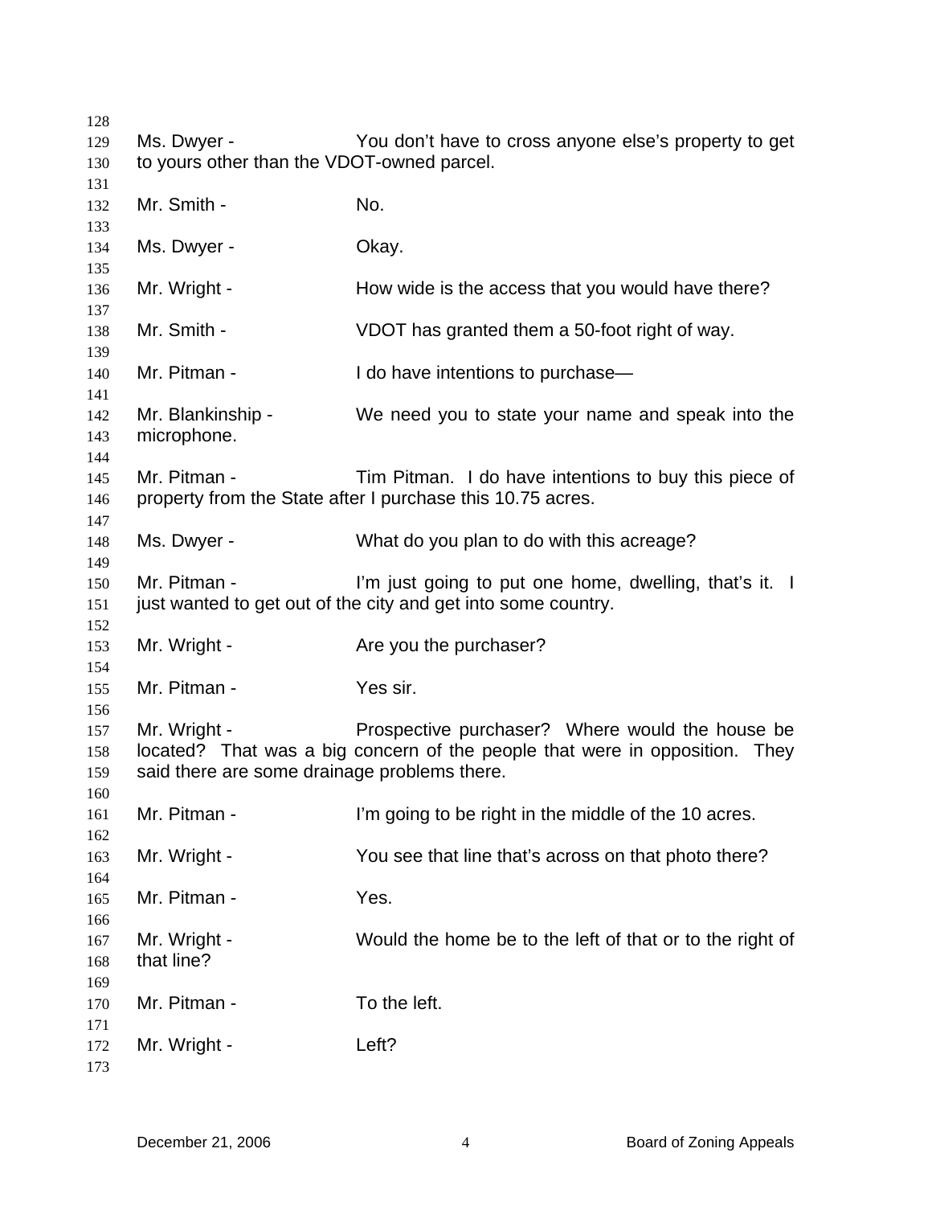Ms. Dwyer - You don't have to cross anyone else's property to get to yours other than the VDOT-owned parcel.

Mr. Smith - No.

Ms. Dwyer - Okay.

Mr. Wright - How wide is the access that you would have there?

Mr. Smith - VDOT has granted them a 50-foot right of way.

Mr. Pitman - I do have intentions to purchase—

Mr. Blankinship - We need you to state your name and speak into the microphone.

Mr. Pitman - Tim Pitman. I do have intentions to buy this piece of property from the State after I purchase this 10.75 acres.

Ms. Dwyer - What do you plan to do with this acreage?

Mr. Pitman - I'm just going to put one home, dwelling, that's it. I just wanted to get out of the city and get into some country.

Mr. Wright - Are you the purchaser?

Mr. Pitman - Yes sir.

Mr. Wright - Prospective purchaser? Where would the house be located? That was a big concern of the people that were in opposition. They said there are some drainage problems there.

Mr. Pitman - I'm going to be right in the middle of the 10 acres.

Mr. Wright - You see that line that's across on that photo there?

Mr. Pitman - Yes.

Mr. Wright - Would the home be to the left of that or to the right of that line?

Mr. Pitman - To the left.

Mr. Wright - Left?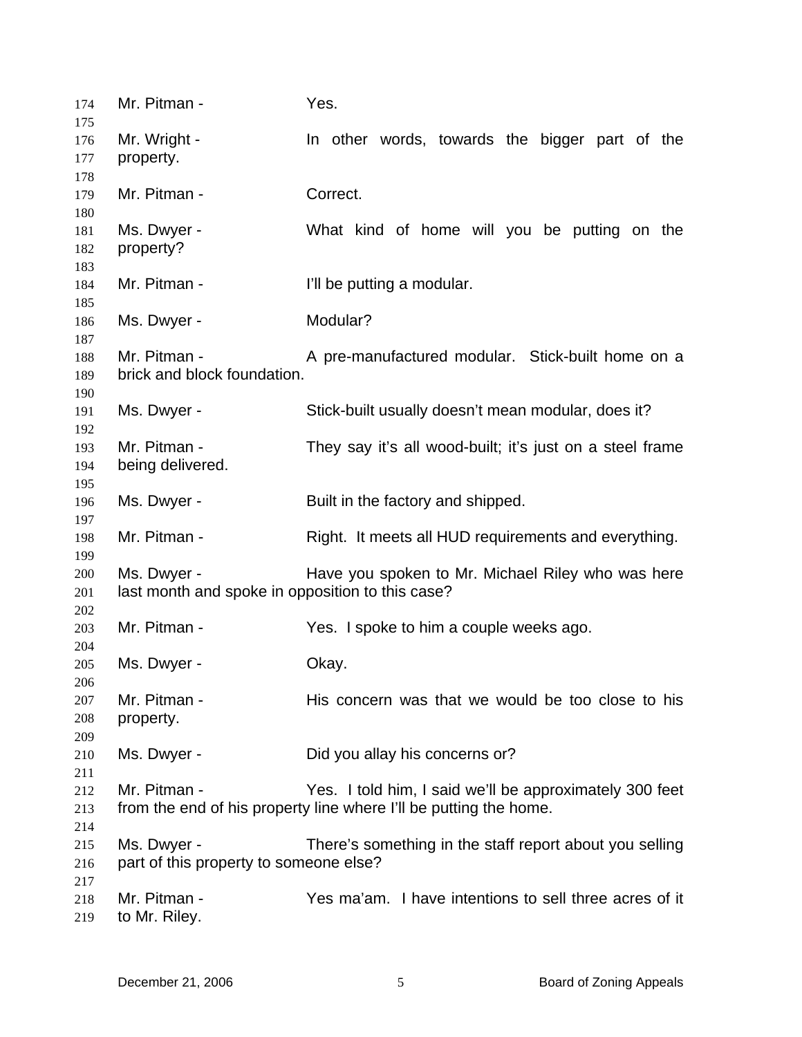Mr. Pitman - Yes.

Mr. Wright - In other words, towards the bigger part of the property.

Mr. Pitman - Correct.

Ms. Dwyer - What kind of home will you be putting on the property?

Mr. Pitman - I'll be putting a modular.

Ms. Dwyer - Modular?

Mr. Pitman - A pre-manufactured modular. Stick-built home on a brick and block foundation.

Ms. Dwyer - Stick-built usually doesn't mean modular, does it?

Mr. Pitman - They say it's all wood-built; it's just on a steel frame being delivered.

Ms. Dwyer - Built in the factory and shipped.

Mr. Pitman - Right. It meets all HUD requirements and everything.

Ms. Dwyer - Have you spoken to Mr. Michael Riley who was here last month and spoke in opposition to this case?

Mr. Pitman - Yes. I spoke to him a couple weeks ago.

Ms. Dwyer - Okay.

Mr. Pitman - His concern was that we would be too close to his property.

Ms. Dwyer - Did you allay his concerns or?

Mr. Pitman - Yes. I told him, I said we'll be approximately 300 feet from the end of his property line where I'll be putting the home.

Ms. Dwyer - There's something in the staff report about you selling part of this property to someone else?

Mr. Pitman - Yes ma'am. I have intentions to sell three acres of it to Mr. Riley.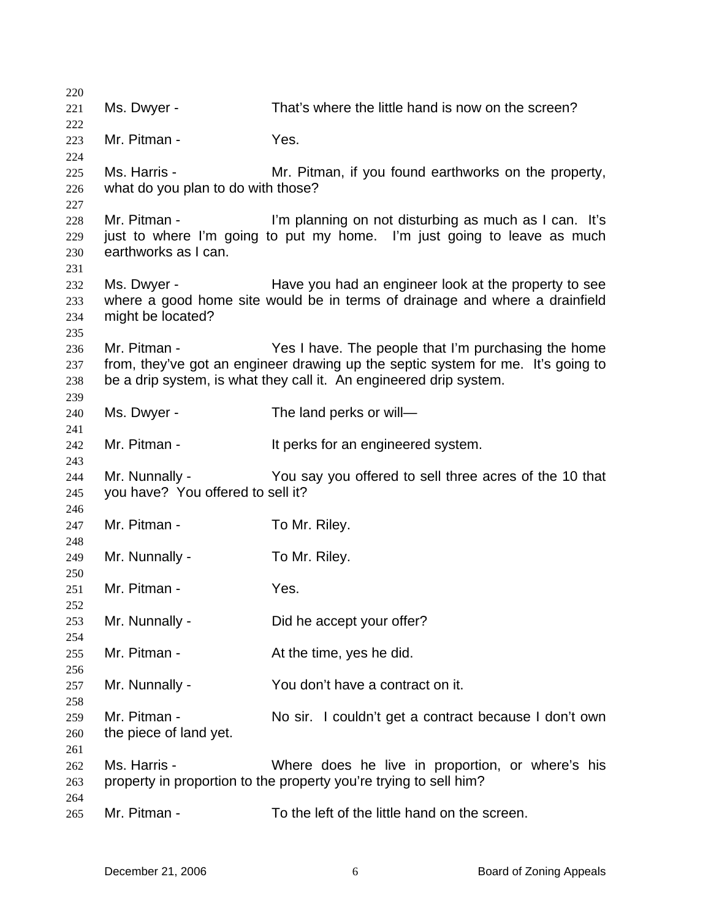Ms. Dwyer - That's where the little hand is now on the screen?

Mr. Pitman - Yes.

Ms. Harris - Mr. Pitman, if you found earthworks on the property, what do you plan to do with those?

Mr. Pitman - I'm planning on not disturbing as much as I can. It's just to where I'm going to put my home. I'm just going to leave as much earthworks as I can.

Ms. Dwyer - Have you had an engineer look at the property to see where a good home site would be in terms of drainage and where a drainfield might be located?

Mr. Pitman - Yes I have. The people that I'm purchasing the home from, they've got an engineer drawing up the septic system for me. It's going to be a drip system, is what they call it. An engineered drip system.

Ms. Dwyer - The land perks or will—

Mr. Pitman - It perks for an engineered system.

Mr. Nunnally - You say you offered to sell three acres of the 10 that you have? You offered to sell it?

Mr. Pitman - To Mr. Riley.

Mr. Nunnally - To Mr. Riley.

Mr. Pitman - Yes.

Mr. Nunnally - Did he accept your offer?

Mr. Pitman - At the time, yes he did.

Mr. Nunnally - You don't have a contract on it.

Mr. Pitman - No sir. I couldn't get a contract because I don't own the piece of land yet.

Ms. Harris - Where does he live in proportion, or where's his property in proportion to the property you're trying to sell him?

Mr. Pitman - To the left of the little hand on the screen.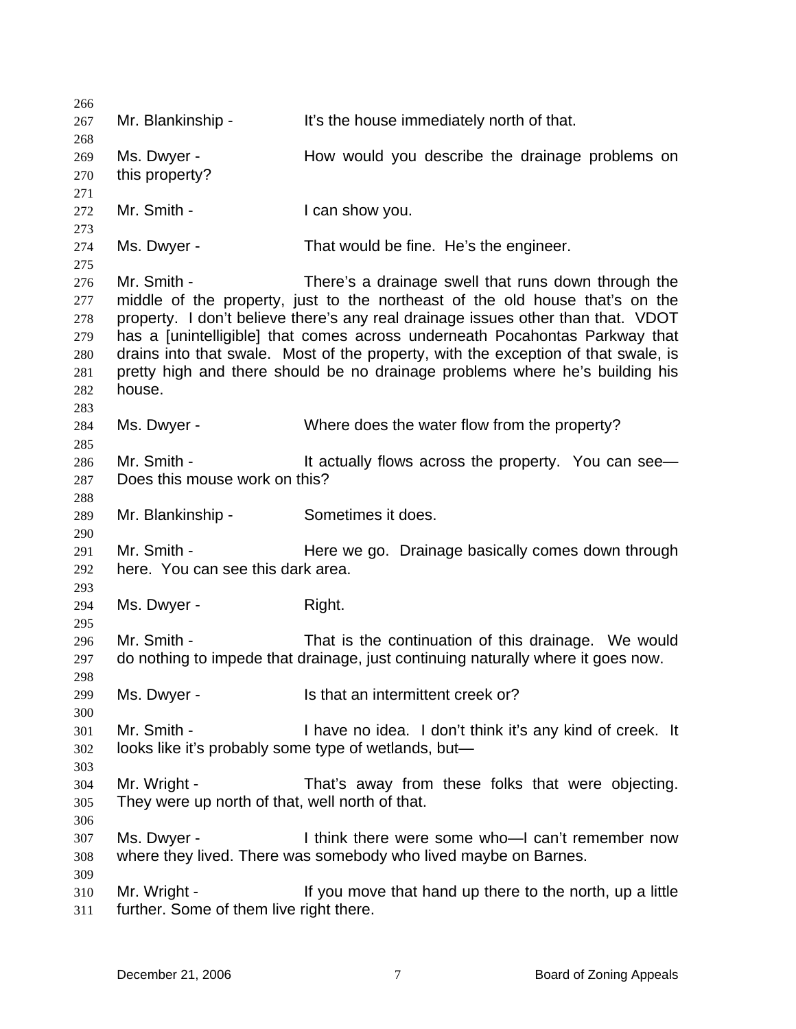Mr. Blankinship - It's the house immediately north of that.

Ms. Dwyer - How would you describe the drainage problems on this property?

Mr. Smith - I can show you.

Ms. Dwyer - That would be fine. He's the engineer.

Mr. Smith - There's a drainage swell that runs down through the middle of the property, just to the northeast of the old house that's on the property. I don't believe there's any real drainage issues other than that. VDOT has a [unintelligible] that comes across underneath Pocahontas Parkway that drains into that swale. Most of the property, with the exception of that swale, is pretty high and there should be no drainage problems where he's building his house.

Ms. Dwyer - Where does the water flow from the property?

Mr. Smith - It actually flows across the property. You can see— Does this mouse work on this?

Mr. Blankinship - Sometimes it does.

Mr. Smith - Here we go. Drainage basically comes down through here. You can see this dark area.

Ms. Dwyer - Right.

Mr. Smith - That is the continuation of this drainage. We would do nothing to impede that drainage, just continuing naturally where it goes now.

Ms. Dwyer - Is that an intermittent creek or?

Mr. Smith - I have no idea. I don't think it's any kind of creek. It looks like it's probably some type of wetlands, but—

Mr. Wright - That's away from these folks that were objecting. They were up north of that, well north of that.

Ms. Dwyer - I think there were some who—I can't remember now where they lived. There was somebody who lived maybe on Barnes.

Mr. Wright - If you move that hand up there to the north, up a little further. Some of them live right there.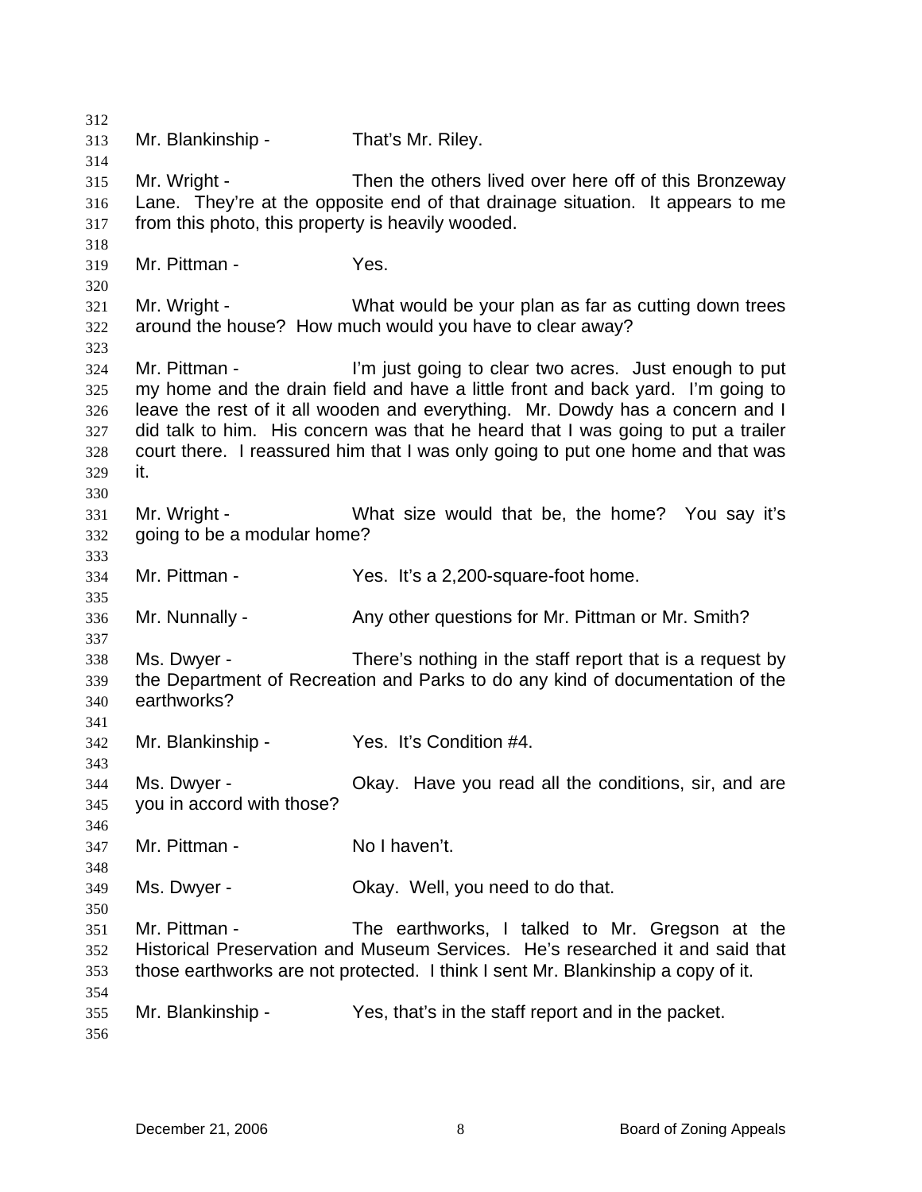Mr. Blankinship - That's Mr. Riley.

Mr. Wright - Then the others lived over here off of this Bronzeway Lane. They're at the opposite end of that drainage situation. It appears to me from this photo, this property is heavily wooded.

Mr. Pittman - Yes.

Mr. Wright - What would be your plan as far as cutting down trees around the house? How much would you have to clear away?

Mr. Pittman - I'm just going to clear two acres. Just enough to put my home and the drain field and have a little front and back yard. I'm going to leave the rest of it all wooden and everything. Mr. Dowdy has a concern and I did talk to him. His concern was that he heard that I was going to put a trailer court there. I reassured him that I was only going to put one home and that was it.

Mr. Wright - What size would that be, the home? You say it's going to be a modular home?

Mr. Pittman - Yes. It's a 2,200-square-foot home.

Mr. Nunnally - Any other questions for Mr. Pittman or Mr. Smith?

Ms. Dwyer - There's nothing in the staff report that is a request by the Department of Recreation and Parks to do any kind of documentation of the earthworks?

Mr. Blankinship - Yes. It's Condition #4.

Ms. Dwyer - Okay. Have you read all the conditions, sir, and are you in accord with those?

Mr. Pittman - No I haven't.

Ms. Dwyer - Okay. Well, you need to do that.

Mr. Pittman - The earthworks, I talked to Mr. Gregson at the Historical Preservation and Museum Services. He's researched it and said that those earthworks are not protected. I think I sent Mr. Blankinship a copy of it.

Mr. Blankinship - Yes, that's in the staff report and in the packet.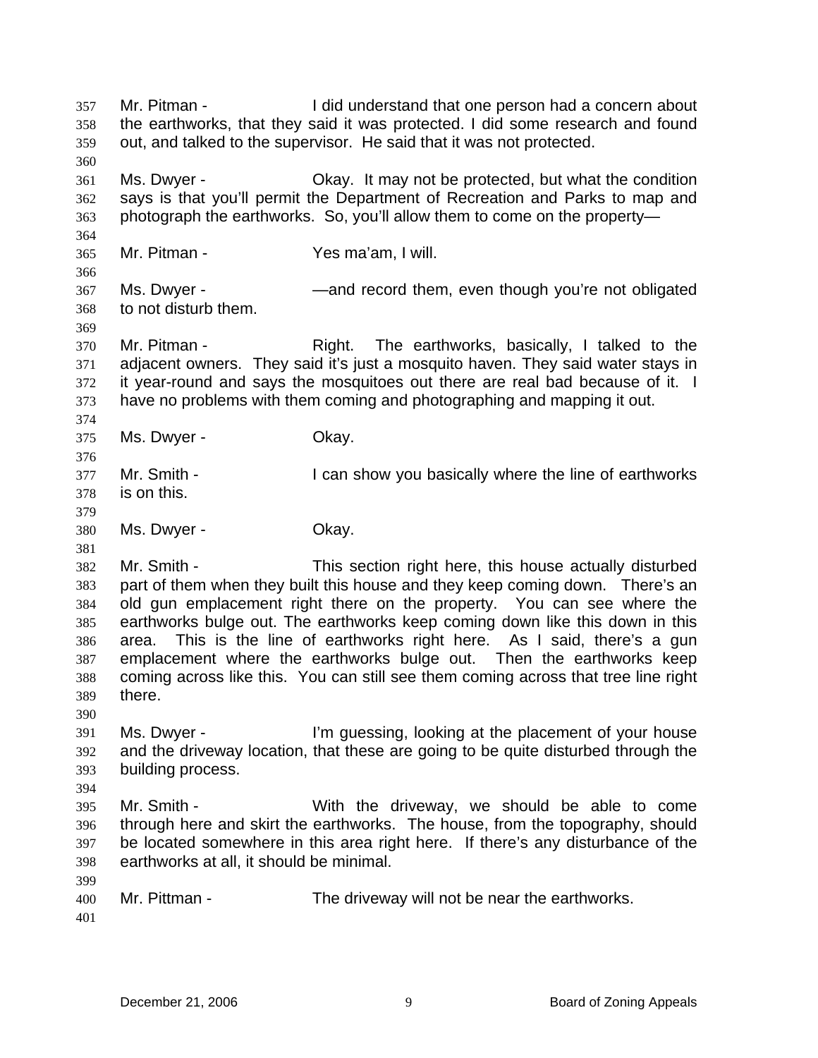Mr. Pitman - I did understand that one person had a concern about the earthworks, that they said it was protected. I did some research and found out, and talked to the supervisor. He said that it was not protected.

Ms. Dwyer - Okay. It may not be protected, but what the condition says is that you'll permit the Department of Recreation and Parks to map and photograph the earthworks. So, you'll allow them to come on the property—

Mr. Pitman - Yes ma'am, I will.

Ms. Dwyer - —and record them, even though you're not obligated to not disturb them.

Mr. Pitman - Right. The earthworks, basically, I talked to the adjacent owners. They said it's just a mosquito haven. They said water stays in it year-round and says the mosquitoes out there are real bad because of it. I have no problems with them coming and photographing and mapping it out.

Ms. Dwyer - Okay.

Mr. Smith - I can show you basically where the line of earthworks is on this.

Ms. Dwyer - Okay.

Mr. Smith - This section right here, this house actually disturbed part of them when they built this house and they keep coming down. There's an old gun emplacement right there on the property. You can see where the earthworks bulge out. The earthworks keep coming down like this down in this area. This is the line of earthworks right here. As I said, there's a gun emplacement where the earthworks bulge out. Then the earthworks keep coming across like this. You can still see them coming across that tree line right there.

Ms. Dwyer - I'm guessing, looking at the placement of your house and the driveway location, that these are going to be quite disturbed through the building process.

Mr. Smith - With the driveway, we should be able to come through here and skirt the earthworks. The house, from the topography, should be located somewhere in this area right here. If there's any disturbance of the earthworks at all, it should be minimal.

Mr. Pittman - The driveway will not be near the earthworks.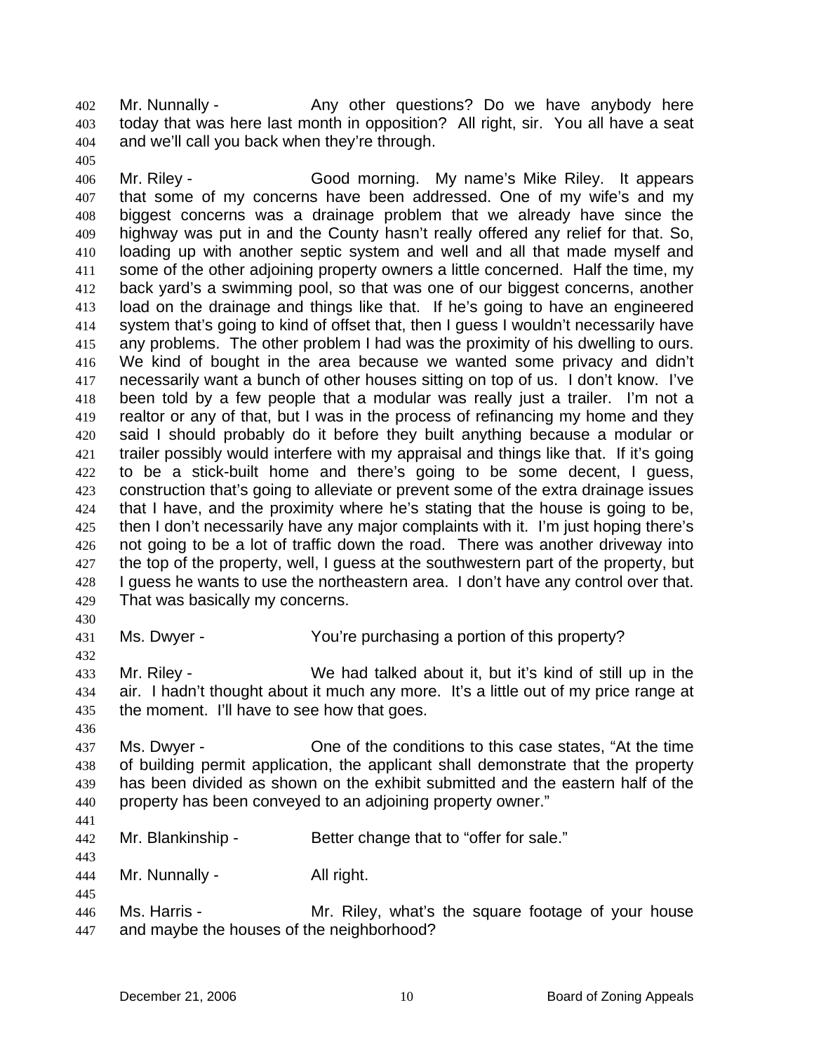402 Mr. Nunnally - Any other questions? Do we have anybody here
403 today that was here last month in opposition? All right, sir. You all have a seat
404 and we'll call you back when they're through.
405
406 Mr. Riley - Good morning. My name's Mike Riley. It appears
407 that some of my concerns have been addressed. One of my wife's and my
408 biggest concerns was a drainage problem that we already have since the
409 highway was put in and the County hasn't really offered any relief for that. So,
410 loading up with another septic system and well and all that made myself and
411 some of the other adjoining property owners a little concerned. Half the time, my
412 back yard's a swimming pool, so that was one of our biggest concerns, another
413 load on the drainage and things like that. If he's going to have an engineered
414 system that's going to kind of offset that, then I guess I wouldn't necessarily have
415 any problems. The other problem I had was the proximity of his dwelling to ours.
416 We kind of bought in the area because we wanted some privacy and didn't
417 necessarily want a bunch of other houses sitting on top of us. I don't know. I've
418 been told by a few people that a modular was really just a trailer. I'm not a
419 realtor or any of that, but I was in the process of refinancing my home and they
420 said I should probably do it before they built anything because a modular or
421 trailer possibly would interfere with my appraisal and things like that. If it's going
422 to be a stick-built home and there's going to be some decent, I guess,
423 construction that's going to alleviate or prevent some of the extra drainage issues
424 that I have, and the proximity where he's stating that the house is going to be,
425 then I don't necessarily have any major complaints with it. I'm just hoping there's
426 not going to be a lot of traffic down the road. There was another driveway into
427 the top of the property, well, I guess at the southwestern part of the property, but
428 I guess he wants to use the northeastern area. I don't have any control over that.
429 That was basically my concerns.
430
431 Ms. Dwyer - You're purchasing a portion of this property?
432
433 Mr. Riley - We had talked about it, but it's kind of still up in the
434 air. I hadn't thought about it much any more. It's a little out of my price range at
435 the moment. I'll have to see how that goes.
436
437 Ms. Dwyer - One of the conditions to this case states, "At the time
438 of building permit application, the applicant shall demonstrate that the property
439 has been divided as shown on the exhibit submitted and the eastern half of the
440 property has been conveyed to an adjoining property owner."
441
442 Mr. Blankinship - Better change that to "offer for sale."
443
444 Mr. Nunnally - All right.
445
446 Ms. Harris - Mr. Riley, what's the square footage of your house
447 and maybe the houses of the neighborhood?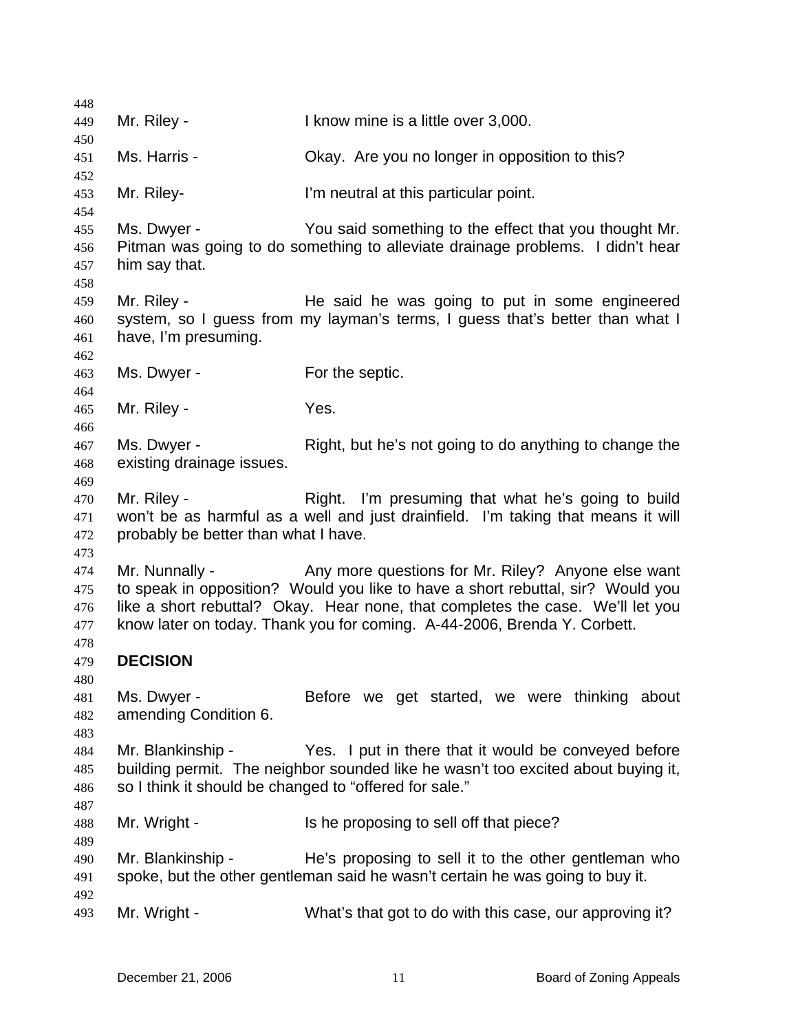Mr. Riley - I know mine is a little over 3,000.

Ms. Harris - Okay. Are you no longer in opposition to this?

Mr. Riley- I'm neutral at this particular point.

Ms. Dwyer - You said something to the effect that you thought Mr. Pitman was going to do something to alleviate drainage problems. I didn't hear him say that.

Mr. Riley - He said he was going to put in some engineered system, so I guess from my layman's terms, I guess that's better than what I have, I'm presuming.

Ms. Dwyer - For the septic.

Mr. Riley - Yes.

Ms. Dwyer - Right, but he's not going to do anything to change the existing drainage issues.

Mr. Riley - Right. I'm presuming that what he's going to build won't be as harmful as a well and just drainfield. I'm taking that means it will probably be better than what I have.

Mr. Nunnally - Any more questions for Mr. Riley? Anyone else want to speak in opposition? Would you like to have a short rebuttal, sir? Would you like a short rebuttal? Okay. Hear none, that completes the case. We'll let you know later on today. Thank you for coming. A-44-2006, Brenda Y. Corbett.

**DECISION**

Ms. Dwyer - Before we get started, we were thinking about amending Condition 6.

Mr. Blankinship - Yes. I put in there that it would be conveyed before building permit. The neighbor sounded like he wasn't too excited about buying it, so I think it should be changed to "offered for sale."

Mr. Wright - Is he proposing to sell off that piece?

Mr. Blankinship - He's proposing to sell it to the other gentleman who spoke, but the other gentleman said he wasn't certain he was going to buy it.

Mr. Wright - What's that got to do with this case, our approving it?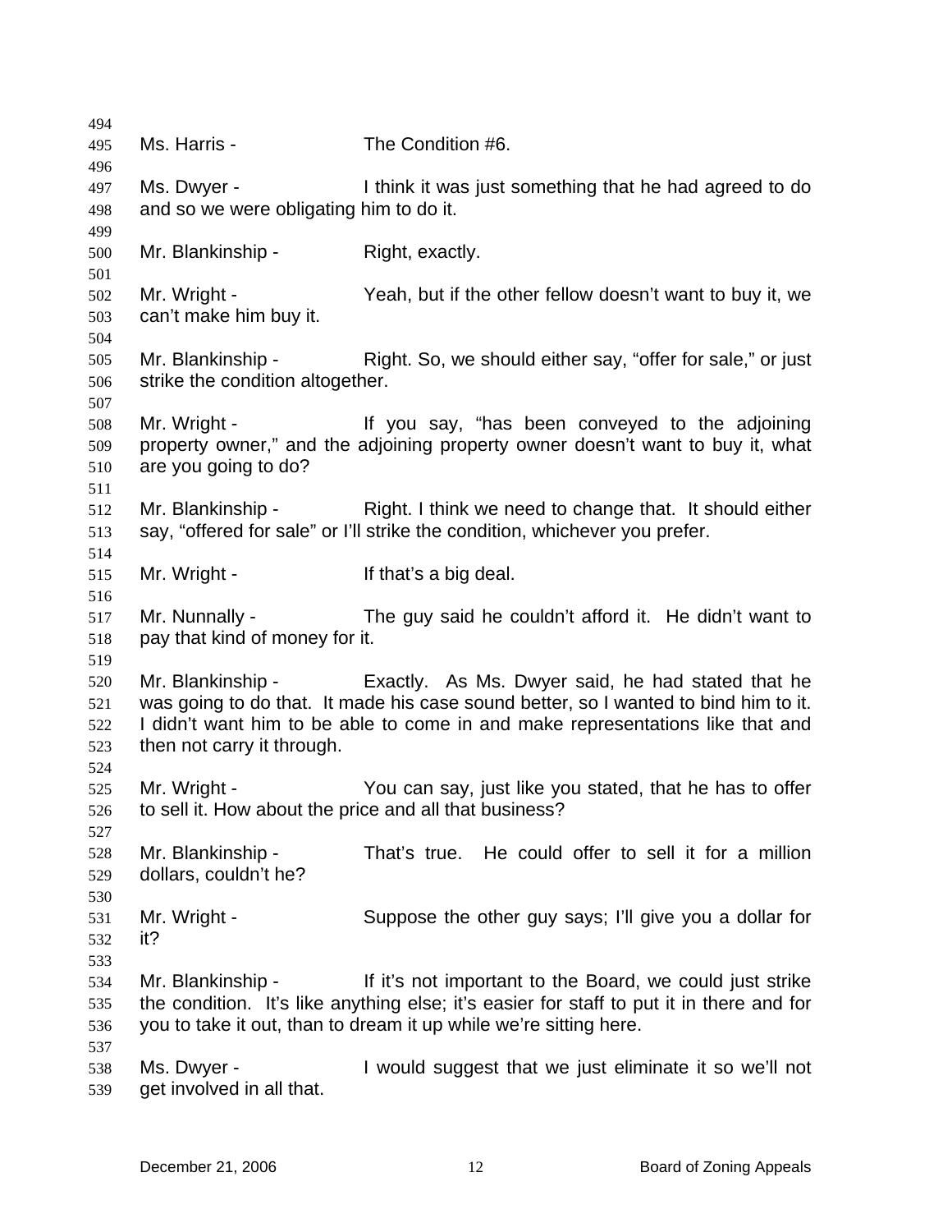Ms. Harris - The Condition #6.

Ms. Dwyer - I think it was just something that he had agreed to do and so we were obligating him to do it.

Mr. Blankinship - Right, exactly.

Mr. Wright - Yeah, but if the other fellow doesn't want to buy it, we can't make him buy it.

Mr. Blankinship - Right. So, we should either say, "offer for sale," or just strike the condition altogether.

Mr. Wright - If you say, "has been conveyed to the adjoining property owner," and the adjoining property owner doesn't want to buy it, what are you going to do?

Mr. Blankinship - Right. I think we need to change that. It should either say, "offered for sale" or I'll strike the condition, whichever you prefer.

Mr. Wright - If that's a big deal.

Mr. Nunnally - The guy said he couldn't afford it. He didn't want to pay that kind of money for it.

Mr. Blankinship - Exactly. As Ms. Dwyer said, he had stated that he was going to do that. It made his case sound better, so I wanted to bind him to it. I didn't want him to be able to come in and make representations like that and then not carry it through.

Mr. Wright - You can say, just like you stated, that he has to offer to sell it. How about the price and all that business?

Mr. Blankinship - That's true. He could offer to sell it for a million dollars, couldn't he?

Mr. Wright - Suppose the other guy says; I'll give you a dollar for it?

Mr. Blankinship - If it's not important to the Board, we could just strike the condition. It's like anything else; it's easier for staff to put it in there and for you to take it out, than to dream it up while we're sitting here.

Ms. Dwyer - I would suggest that we just eliminate it so we'll not get involved in all that.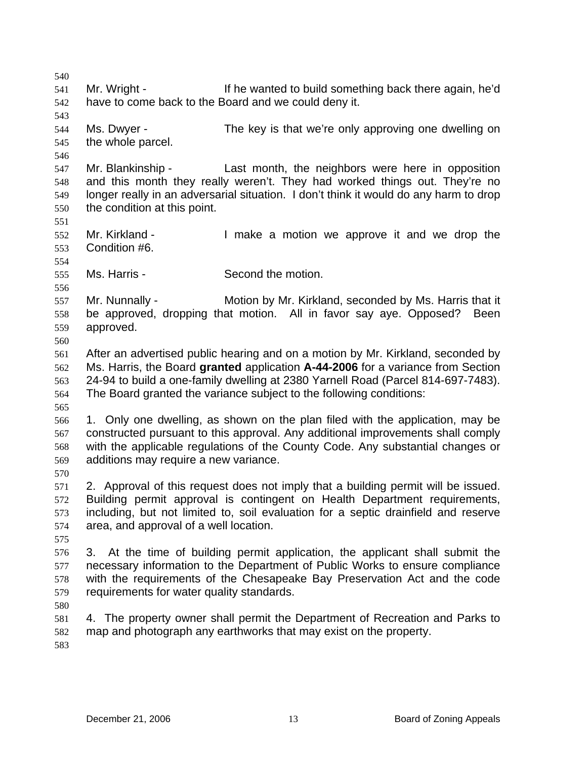Mr. Wright - If he wanted to build something back there again, he'd have to come back to the Board and we could deny it.

Ms. Dwyer - The key is that we're only approving one dwelling on the whole parcel.

Mr. Blankinship - Last month, the neighbors were here in opposition and this month they really weren't. They had worked things out. They're no longer really in an adversarial situation. I don't think it would do any harm to drop the condition at this point.

Mr. Kirkland - I make a motion we approve it and we drop the Condition #6.

Ms. Harris - Second the motion.

Mr. Nunnally - Motion by Mr. Kirkland, seconded by Ms. Harris that it be approved, dropping that motion. All in favor say aye. Opposed? Been approved.

After an advertised public hearing and on a motion by Mr. Kirkland, seconded by Ms. Harris, the Board **granted** application **A-44-2006** for a variance from Section 24-94 to build a one-family dwelling at 2380 Yarnell Road (Parcel 814-697-7483). The Board granted the variance subject to the following conditions:

1. Only one dwelling, as shown on the plan filed with the application, may be constructed pursuant to this approval. Any additional improvements shall comply with the applicable regulations of the County Code. Any substantial changes or additions may require a new variance.

2. Approval of this request does not imply that a building permit will be issued. Building permit approval is contingent on Health Department requirements, including, but not limited to, soil evaluation for a septic drainfield and reserve area, and approval of a well location.

3. At the time of building permit application, the applicant shall submit the necessary information to the Department of Public Works to ensure compliance with the requirements of the Chesapeake Bay Preservation Act and the code requirements for water quality standards.

4. The property owner shall permit the Department of Recreation and Parks to map and photograph any earthworks that may exist on the property.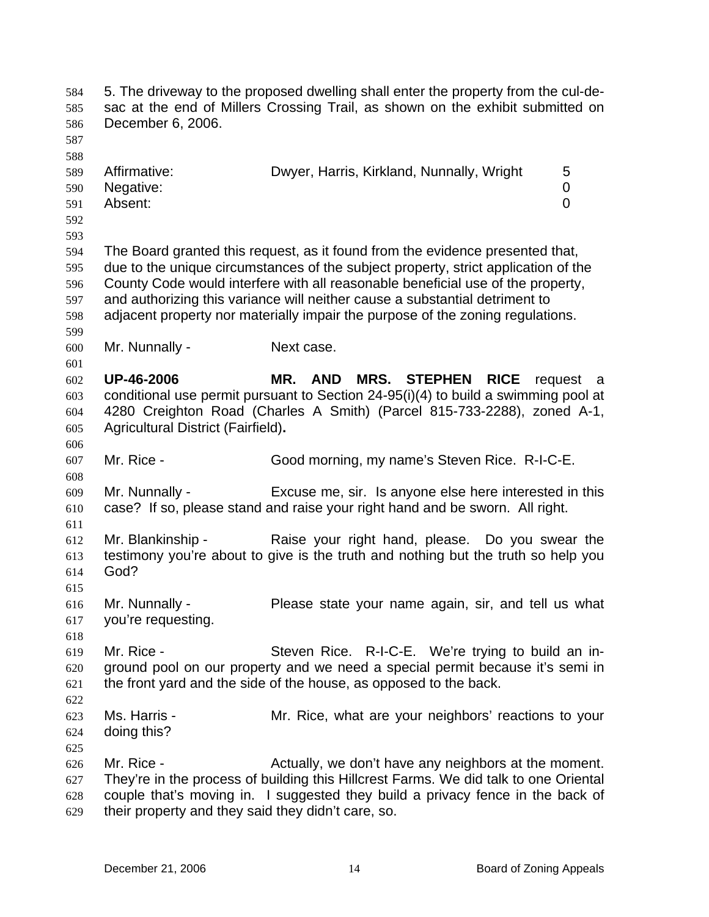5. The driveway to the proposed dwelling shall enter the property from the cul-de-sac at the end of Millers Crossing Trail, as shown on the exhibit submitted on December 6, 2006.

| | | |
|---|---|---|
| Affirmative: | Dwyer, Harris, Kirkland, Nunnally, Wright | 5 |
| Negative: | | 0 |
| Absent: | | 0 |

The Board granted this request, as it found from the evidence presented that, due to the unique circumstances of the subject property, strict application of the County Code would interfere with all reasonable beneficial use of the property, and authorizing this variance will neither cause a substantial detriment to adjacent property nor materially impair the purpose of the zoning regulations.

Mr. Nunnally - Next case.

**UP-46-2006 MR. AND MRS. STEPHEN RICE** request a conditional use permit pursuant to Section 24-95(i)(4) to build a swimming pool at 4280 Creighton Road (Charles A Smith) (Parcel 815-733-2288), zoned A-1, Agricultural District (Fairfield)**.**

Mr. Rice - Good morning, my name's Steven Rice. R-I-C-E.

Mr. Nunnally - Excuse me, sir. Is anyone else here interested in this case? If so, please stand and raise your right hand and be sworn. All right.

Mr. Blankinship - Raise your right hand, please. Do you swear the testimony you're about to give is the truth and nothing but the truth so help you God?

Mr. Nunnally - Please state your name again, sir, and tell us what you're requesting.

Mr. Rice - Steven Rice. R-I-C-E. We're trying to build an in-ground pool on our property and we need a special permit because it's semi in the front yard and the side of the house, as opposed to the back.

Ms. Harris - Mr. Rice, what are your neighbors' reactions to your doing this?

Mr. Rice - Actually, we don't have any neighbors at the moment. They're in the process of building this Hillcrest Farms. We did talk to one Oriental couple that's moving in. I suggested they build a privacy fence in the back of their property and they said they didn't care, so.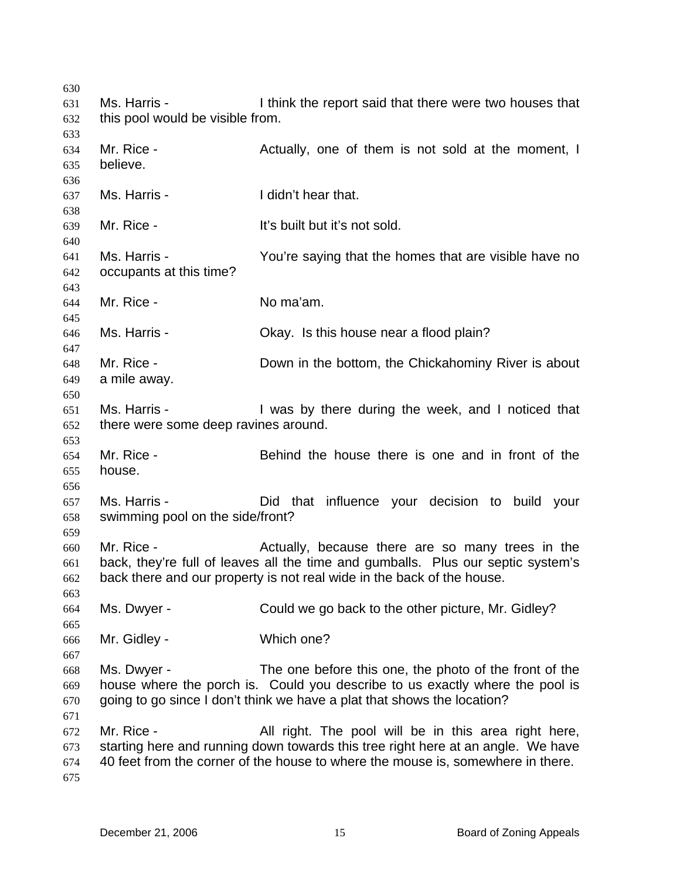Ms. Harris - I think the report said that there were two houses that this pool would be visible from.

Mr. Rice - Actually, one of them is not sold at the moment, I believe.

Ms. Harris - I didn't hear that.

Mr. Rice - It's built but it's not sold.

Ms. Harris - You're saying that the homes that are visible have no occupants at this time?

Mr. Rice - No ma'am.

Ms. Harris - Okay. Is this house near a flood plain?

Mr. Rice - Down in the bottom, the Chickahominy River is about a mile away.

Ms. Harris - I was by there during the week, and I noticed that there were some deep ravines around.

Mr. Rice - Behind the house there is one and in front of the house.

Ms. Harris - Did that influence your decision to build your swimming pool on the side/front?

Mr. Rice - Actually, because there are so many trees in the back, they're full of leaves all the time and gumballs. Plus our septic system's back there and our property is not real wide in the back of the house.

Ms. Dwyer - Could we go back to the other picture, Mr. Gidley?

Mr. Gidley - Which one?

Ms. Dwyer - The one before this one, the photo of the front of the house where the porch is. Could you describe to us exactly where the pool is going to go since I don't think we have a plat that shows the location?

Mr. Rice - All right. The pool will be in this area right here, starting here and running down towards this tree right here at an angle. We have 40 feet from the corner of the house to where the mouse is, somewhere in there.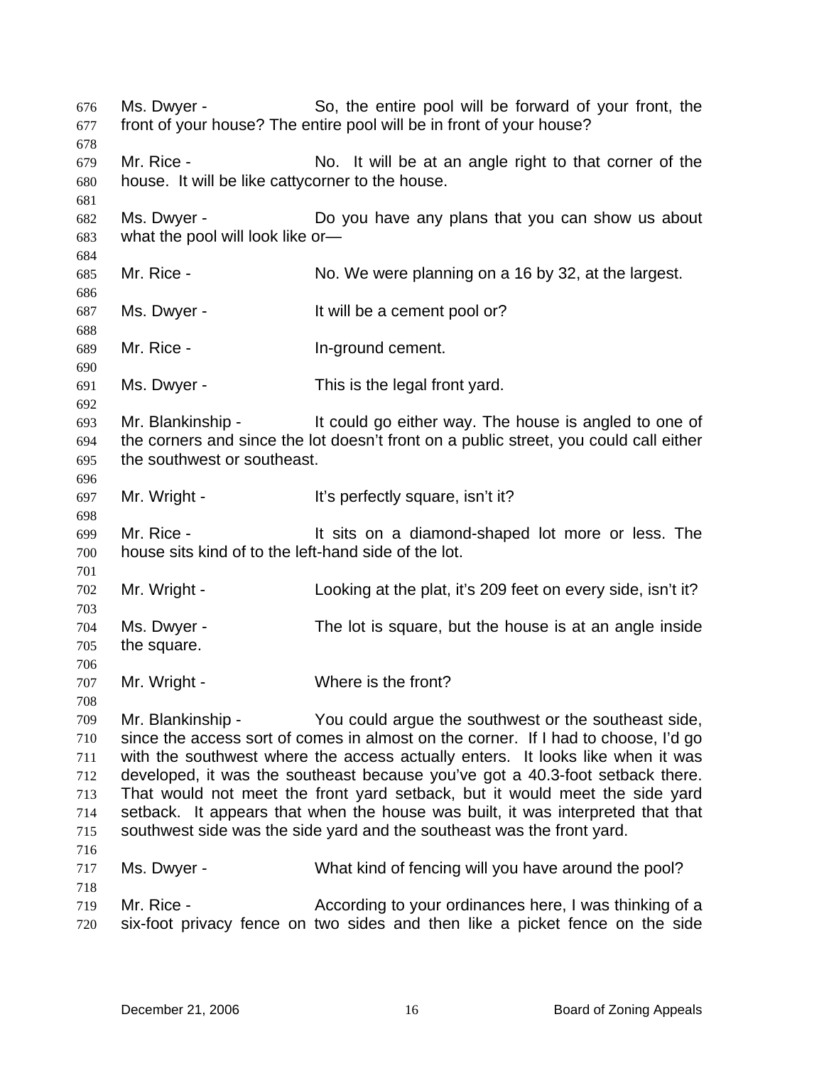676 Ms. Dwyer - So, the entire pool will be forward of your front, the
677 front of your house? The entire pool will be in front of your house?

679 Mr. Rice - No. It will be at an angle right to that corner of the
680 house. It will be like cattycorner to the house.

682 Ms. Dwyer - Do you have any plans that you can show us about
683 what the pool will look like or—

685 Mr. Rice - No. We were planning on a 16 by 32, at the largest.

687 Ms. Dwyer - It will be a cement pool or?

689 Mr. Rice - In-ground cement.

691 Ms. Dwyer - This is the legal front yard.

693 Mr. Blankinship - It could go either way. The house is angled to one of
694 the corners and since the lot doesn't front on a public street, you could call either
695 the southwest or southeast.

697 Mr. Wright - It's perfectly square, isn't it?

699 Mr. Rice - It sits on a diamond-shaped lot more or less. The
700 house sits kind of to the left-hand side of the lot.

702 Mr. Wright - Looking at the plat, it's 209 feet on every side, isn't it?

704 Ms. Dwyer - The lot is square, but the house is at an angle inside
705 the square.

707 Mr. Wright - Where is the front?

709 Mr. Blankinship - You could argue the southwest or the southeast side,
710 since the access sort of comes in almost on the corner. If I had to choose, I'd go
711 with the southwest where the access actually enters. It looks like when it was
712 developed, it was the southeast because you've got a 40.3-foot setback there.
713 That would not meet the front yard setback, but it would meet the side yard
714 setback. It appears that when the house was built, it was interpreted that that
715 southwest side was the side yard and the southeast was the front yard.

717 Ms. Dwyer - What kind of fencing will you have around the pool?

719 Mr. Rice - According to your ordinances here, I was thinking of a
720 six-foot privacy fence on two sides and then like a picket fence on the side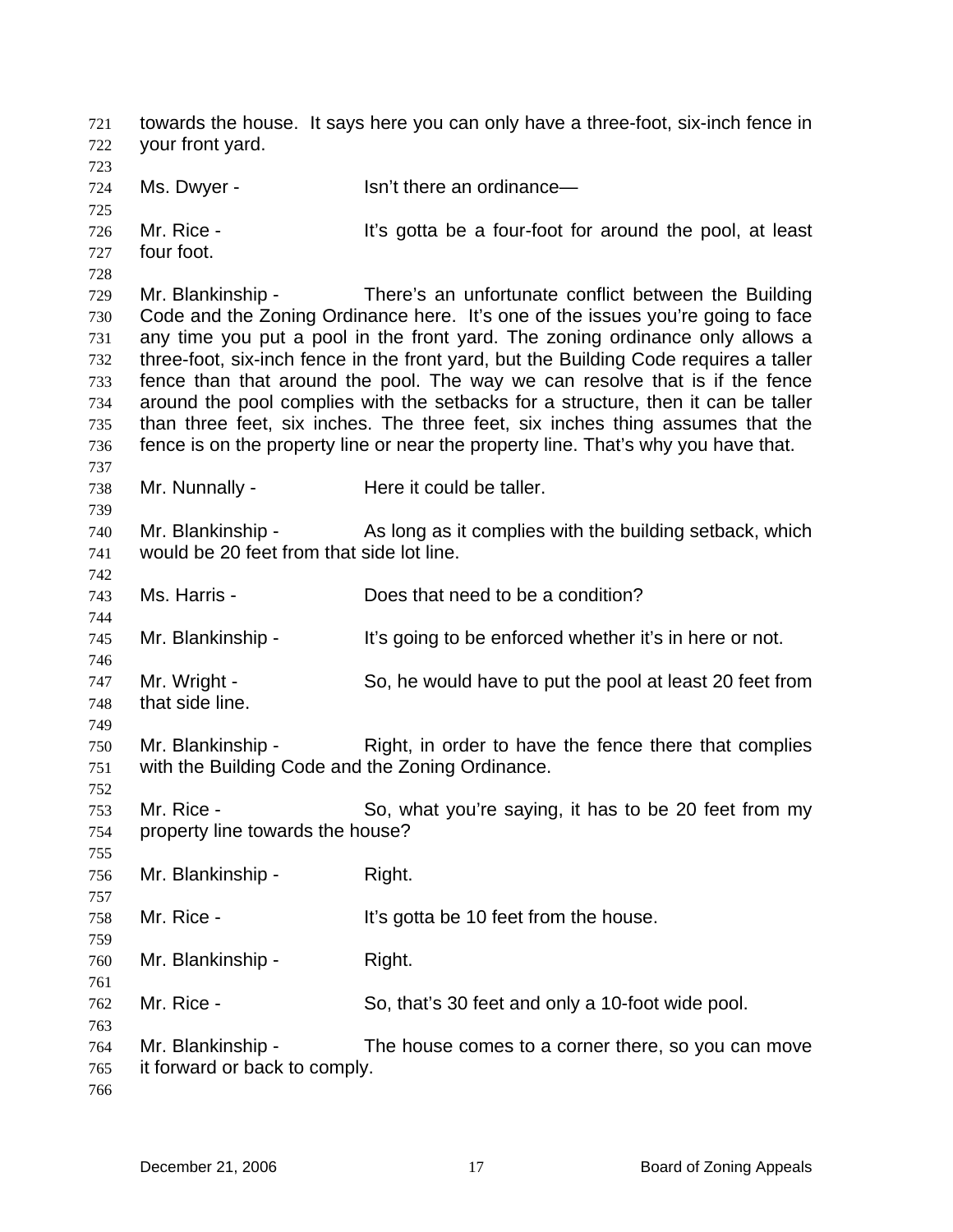towards the house. It says here you can only have a three-foot, six-inch fence in your front yard.

Ms. Dwyer - Isn't there an ordinance—

Mr. Rice - It's gotta be a four-foot for around the pool, at least four foot.

Mr. Blankinship - There's an unfortunate conflict between the Building Code and the Zoning Ordinance here. It's one of the issues you're going to face any time you put a pool in the front yard. The zoning ordinance only allows a three-foot, six-inch fence in the front yard, but the Building Code requires a taller fence than that around the pool. The way we can resolve that is if the fence around the pool complies with the setbacks for a structure, then it can be taller than three feet, six inches. The three feet, six inches thing assumes that the fence is on the property line or near the property line. That's why you have that.

Mr. Nunnally - Here it could be taller.

Mr. Blankinship - As long as it complies with the building setback, which would be 20 feet from that side lot line.

Ms. Harris - Does that need to be a condition?

Mr. Blankinship - It's going to be enforced whether it's in here or not.

Mr. Wright - So, he would have to put the pool at least 20 feet from that side line.

Mr. Blankinship - Right, in order to have the fence there that complies with the Building Code and the Zoning Ordinance.

Mr. Rice - So, what you're saying, it has to be 20 feet from my property line towards the house?

Mr. Blankinship - Right.

Mr. Rice - It's gotta be 10 feet from the house.

Mr. Blankinship - Right.

Mr. Rice - So, that's 30 feet and only a 10-foot wide pool.

Mr. Blankinship - The house comes to a corner there, so you can move it forward or back to comply.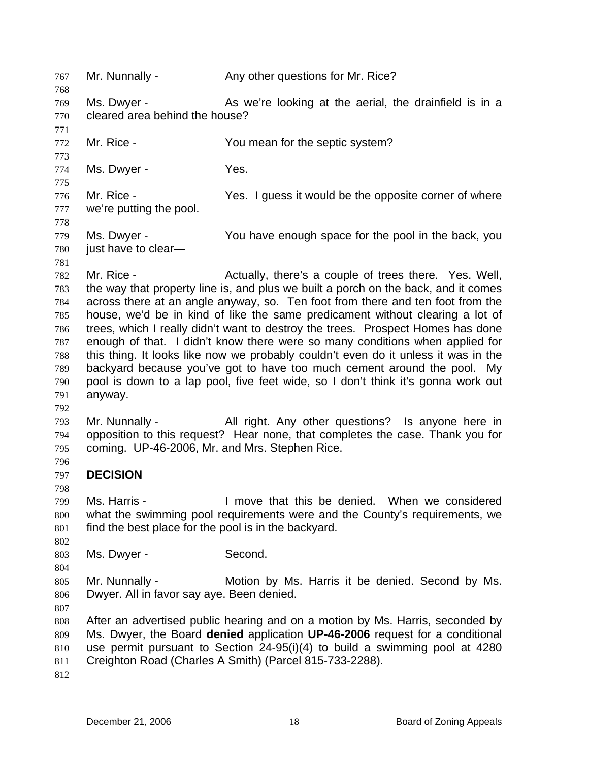Mr. Nunnally - Any other questions for Mr. Rice?

Ms. Dwyer - As we're looking at the aerial, the drainfield is in a cleared area behind the house?

Mr. Rice - You mean for the septic system?

Ms. Dwyer - Yes.

Mr. Rice - Yes. I guess it would be the opposite corner of where we're putting the pool.

Ms. Dwyer - You have enough space for the pool in the back, you just have to clear—

Mr. Rice - Actually, there's a couple of trees there. Yes. Well, the way that property line is, and plus we built a porch on the back, and it comes across there at an angle anyway, so. Ten foot from there and ten foot from the house, we'd be in kind of like the same predicament without clearing a lot of trees, which I really didn't want to destroy the trees. Prospect Homes has done enough of that. I didn't know there were so many conditions when applied for this thing. It looks like now we probably couldn't even do it unless it was in the backyard because you've got to have too much cement around the pool. My pool is down to a lap pool, five feet wide, so I don't think it's gonna work out anyway.

Mr. Nunnally - All right. Any other questions? Is anyone here in opposition to this request? Hear none, that completes the case. Thank you for coming. UP-46-2006, Mr. and Mrs. Stephen Rice.

**DECISION**

Ms. Harris - I move that this be denied. When we considered what the swimming pool requirements were and the County's requirements, we find the best place for the pool is in the backyard.

Ms. Dwyer - Second.

Mr. Nunnally - Motion by Ms. Harris it be denied. Second by Ms. Dwyer. All in favor say aye. Been denied.

After an advertised public hearing and on a motion by Ms. Harris, seconded by Ms. Dwyer, the Board **denied** application **UP-46-2006** request for a conditional use permit pursuant to Section 24-95(i)(4) to build a swimming pool at 4280 Creighton Road (Charles A Smith) (Parcel 815-733-2288).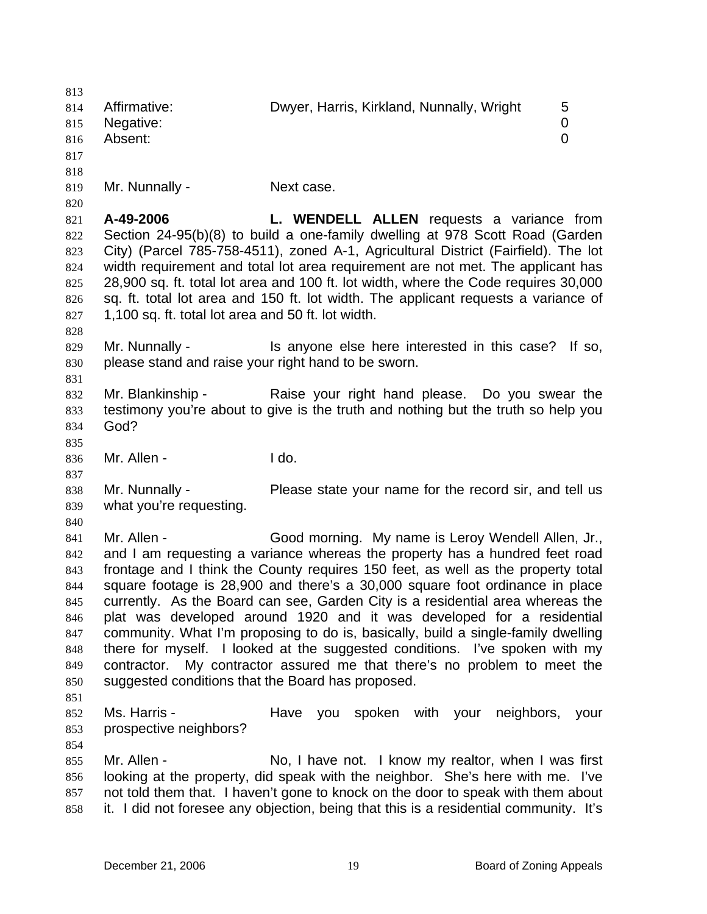| | | |
|---|---|---|
| Affirmative: | Dwyer, Harris, Kirkland, Nunnally, Wright | 5 |
| Negative: | | 0 |
| Absent: | | 0 |

Mr. Nunnally - Next case.

**A-49-2006** **L. WENDELL ALLEN** requests a variance from Section 24-95(b)(8) to build a one-family dwelling at 978 Scott Road (Garden City) (Parcel 785-758-4511), zoned A-1, Agricultural District (Fairfield). The lot width requirement and total lot area requirement are not met. The applicant has 28,900 sq. ft. total lot area and 100 ft. lot width, where the Code requires 30,000 sq. ft. total lot area and 150 ft. lot width. The applicant requests a variance of 1,100 sq. ft. total lot area and 50 ft. lot width.

Mr. Nunnally - Is anyone else here interested in this case? If so, please stand and raise your right hand to be sworn.

Mr. Blankinship - Raise your right hand please. Do you swear the testimony you're about to give is the truth and nothing but the truth so help you God?

Mr. Allen - I do.

Mr. Nunnally - Please state your name for the record sir, and tell us what you're requesting.

Mr. Allen - Good morning. My name is Leroy Wendell Allen, Jr., and I am requesting a variance whereas the property has a hundred feet road frontage and I think the County requires 150 feet, as well as the property total square footage is 28,900 and there's a 30,000 square foot ordinance in place currently. As the Board can see, Garden City is a residential area whereas the plat was developed around 1920 and it was developed for a residential community. What I'm proposing to do is, basically, build a single-family dwelling there for myself. I looked at the suggested conditions. I've spoken with my contractor. My contractor assured me that there's no problem to meet the suggested conditions that the Board has proposed.

Ms. Harris - Have you spoken with your neighbors, your prospective neighbors?

Mr. Allen - No, I have not. I know my realtor, when I was first looking at the property, did speak with the neighbor. She's here with me. I've not told them that. I haven't gone to knock on the door to speak with them about it. I did not foresee any objection, being that this is a residential community. It's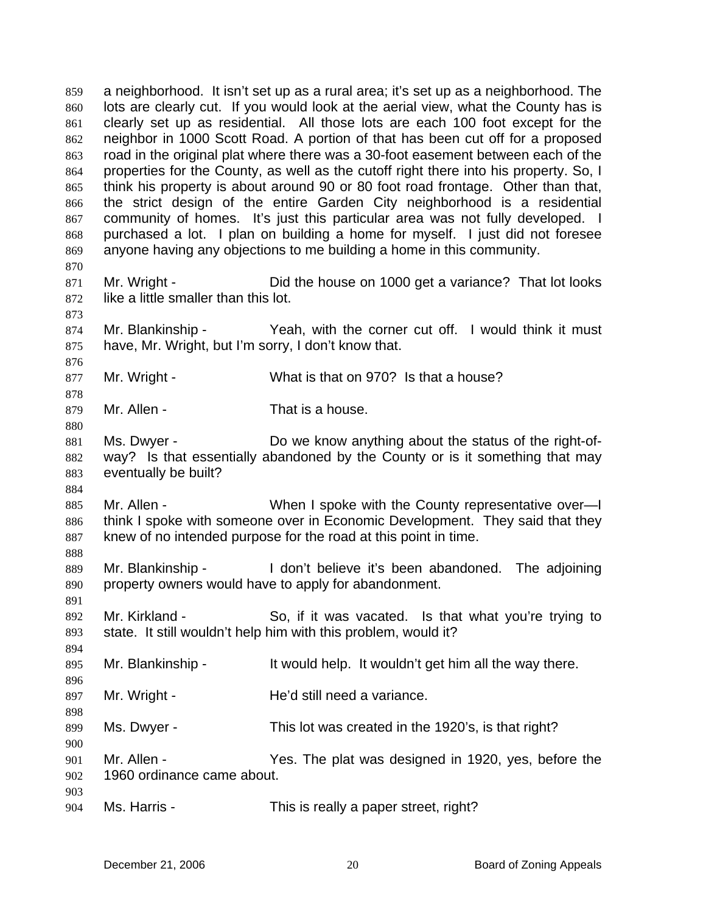a neighborhood. It isn't set up as a rural area; it's set up as a neighborhood. The lots are clearly cut. If you would look at the aerial view, what the County has is clearly set up as residential. All those lots are each 100 foot except for the neighbor in 1000 Scott Road. A portion of that has been cut off for a proposed road in the original plat where there was a 30-foot easement between each of the properties for the County, as well as the cutoff right there into his property. So, I think his property is about around 90 or 80 foot road frontage. Other than that, the strict design of the entire Garden City neighborhood is a residential community of homes. It's just this particular area was not fully developed. I purchased a lot. I plan on building a home for myself. I just did not foresee anyone having any objections to me building a home in this community.

Mr. Wright - Did the house on 1000 get a variance? That lot looks like a little smaller than this lot.

Mr. Blankinship - Yeah, with the corner cut off. I would think it must have, Mr. Wright, but I'm sorry, I don't know that.

Mr. Wright - What is that on 970? Is that a house?

Mr. Allen - That is a house.

Ms. Dwyer - Do we know anything about the status of the right-of-way? Is that essentially abandoned by the County or is it something that may eventually be built?

Mr. Allen - When I spoke with the County representative over—I think I spoke with someone over in Economic Development. They said that they knew of no intended purpose for the road at this point in time.

Mr. Blankinship - I don't believe it's been abandoned. The adjoining property owners would have to apply for abandonment.

Mr. Kirkland - So, if it was vacated. Is that what you're trying to state. It still wouldn't help him with this problem, would it?

Mr. Blankinship - It would help. It wouldn't get him all the way there.

Mr. Wright - He'd still need a variance.

Ms. Dwyer - This lot was created in the 1920's, is that right?

Mr. Allen - Yes. The plat was designed in 1920, yes, before the 1960 ordinance came about.

Ms. Harris - This is really a paper street, right?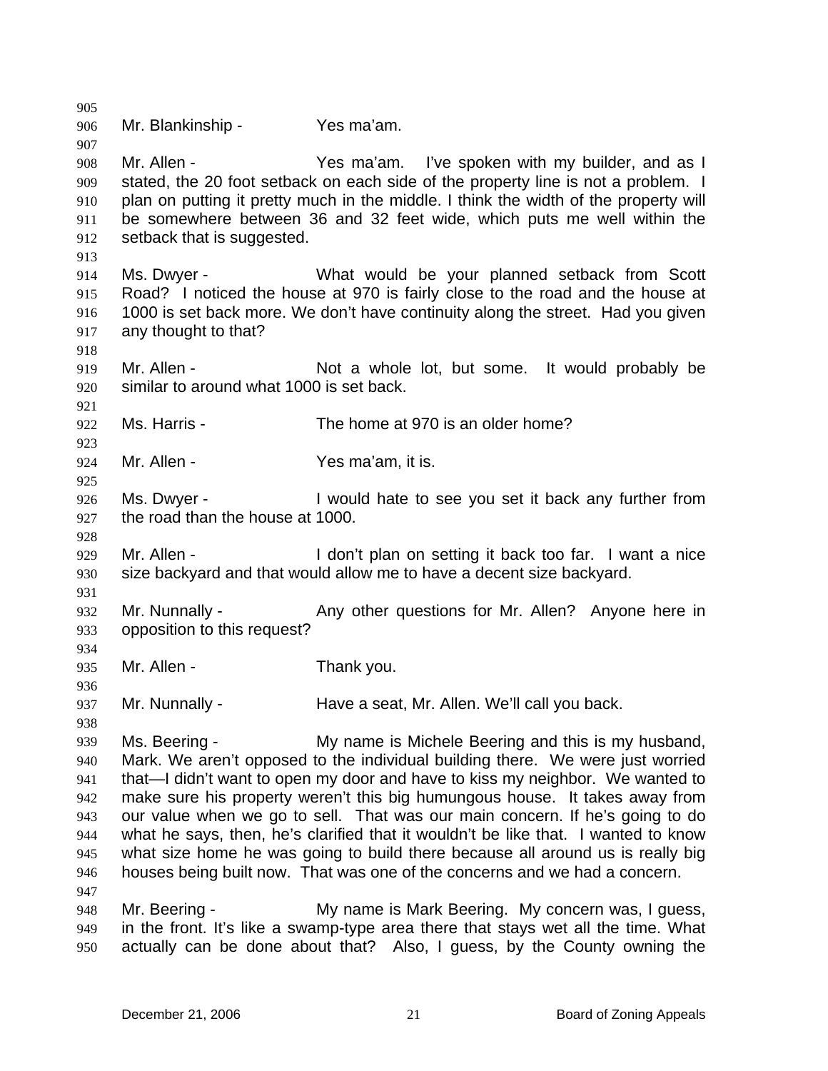Mr. Blankinship - Yes ma'am.

Mr. Allen - Yes ma'am. I've spoken with my builder, and as I stated, the 20 foot setback on each side of the property line is not a problem. I plan on putting it pretty much in the middle. I think the width of the property will be somewhere between 36 and 32 feet wide, which puts me well within the setback that is suggested.

Ms. Dwyer - What would be your planned setback from Scott Road? I noticed the house at 970 is fairly close to the road and the house at 1000 is set back more. We don't have continuity along the street. Had you given any thought to that?

Mr. Allen - Not a whole lot, but some. It would probably be similar to around what 1000 is set back.

Ms. Harris - The home at 970 is an older home?

Mr. Allen - Yes ma'am, it is.

Ms. Dwyer - I would hate to see you set it back any further from the road than the house at 1000.

Mr. Allen - I don't plan on setting it back too far. I want a nice size backyard and that would allow me to have a decent size backyard.

Mr. Nunnally - Any other questions for Mr. Allen? Anyone here in opposition to this request?

Mr. Allen - Thank you.

Mr. Nunnally - Have a seat, Mr. Allen. We'll call you back.

Ms. Beering - My name is Michele Beering and this is my husband, Mark. We aren't opposed to the individual building there. We were just worried that—I didn't want to open my door and have to kiss my neighbor. We wanted to make sure his property weren't this big humungous house. It takes away from our value when we go to sell. That was our main concern. If he's going to do what he says, then, he's clarified that it wouldn't be like that. I wanted to know what size home he was going to build there because all around us is really big houses being built now. That was one of the concerns and we had a concern.

Mr. Beering - My name is Mark Beering. My concern was, I guess, in the front. It's like a swamp-type area there that stays wet all the time. What actually can be done about that? Also, I guess, by the County owning the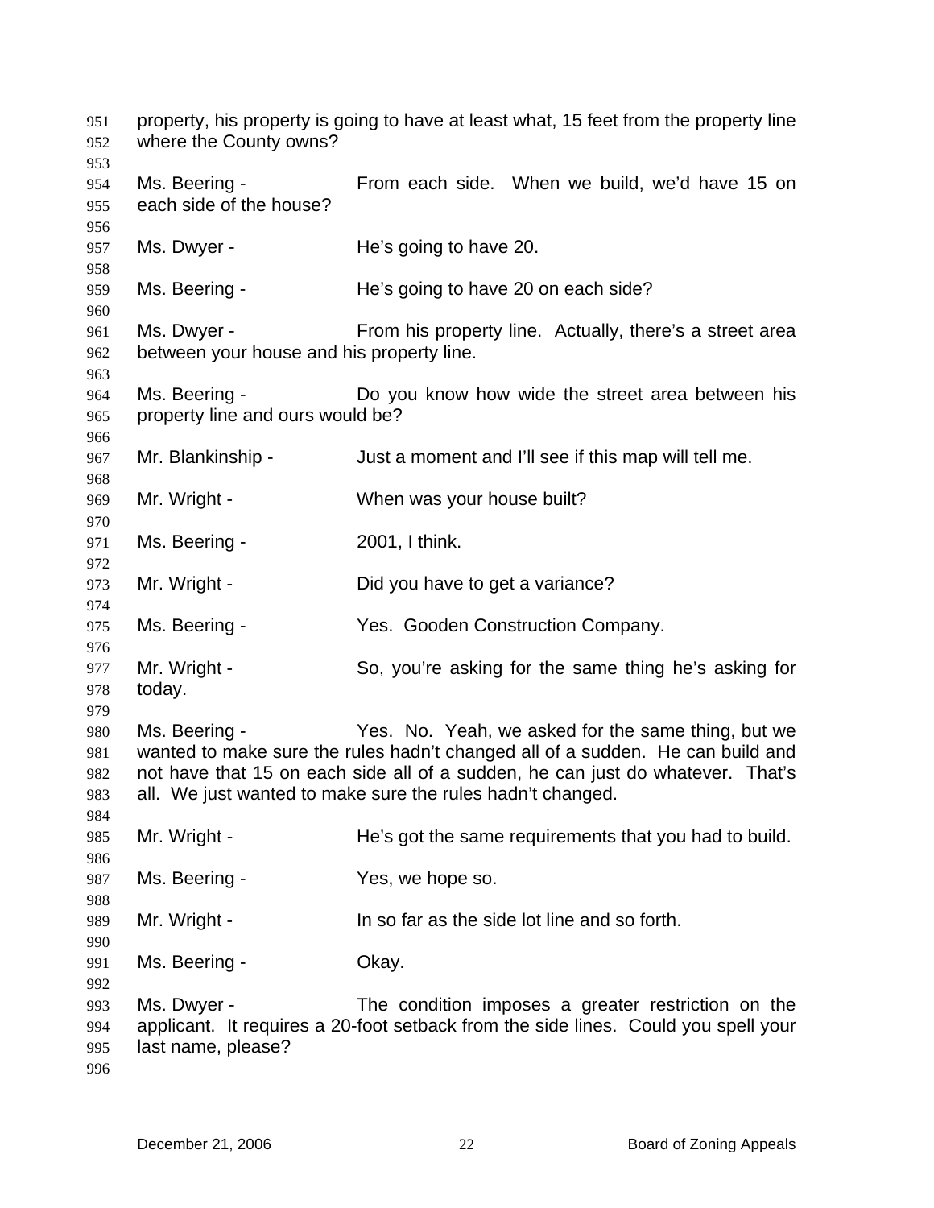property, his property is going to have at least what, 15 feet from the property line where the County owns?

Ms. Beering - From each side. When we build, we'd have 15 on each side of the house?

Ms. Dwyer - He's going to have 20.

Ms. Beering - He's going to have 20 on each side?

Ms. Dwyer - From his property line. Actually, there's a street area between your house and his property line.

Ms. Beering - Do you know how wide the street area between his property line and ours would be?

Mr. Blankinship - Just a moment and I'll see if this map will tell me.

Mr. Wright - When was your house built?

Ms. Beering - 2001, I think.

Mr. Wright - Did you have to get a variance?

Ms. Beering - Yes. Gooden Construction Company.

Mr. Wright - So, you're asking for the same thing he's asking for today.

Ms. Beering - Yes. No. Yeah, we asked for the same thing, but we wanted to make sure the rules hadn't changed all of a sudden. He can build and not have that 15 on each side all of a sudden, he can just do whatever. That's all. We just wanted to make sure the rules hadn't changed.

Mr. Wright - He's got the same requirements that you had to build.

Ms. Beering - Yes, we hope so.

Mr. Wright - In so far as the side lot line and so forth.

Ms. Beering - Okay.

Ms. Dwyer - The condition imposes a greater restriction on the applicant. It requires a 20-foot setback from the side lines. Could you spell your last name, please?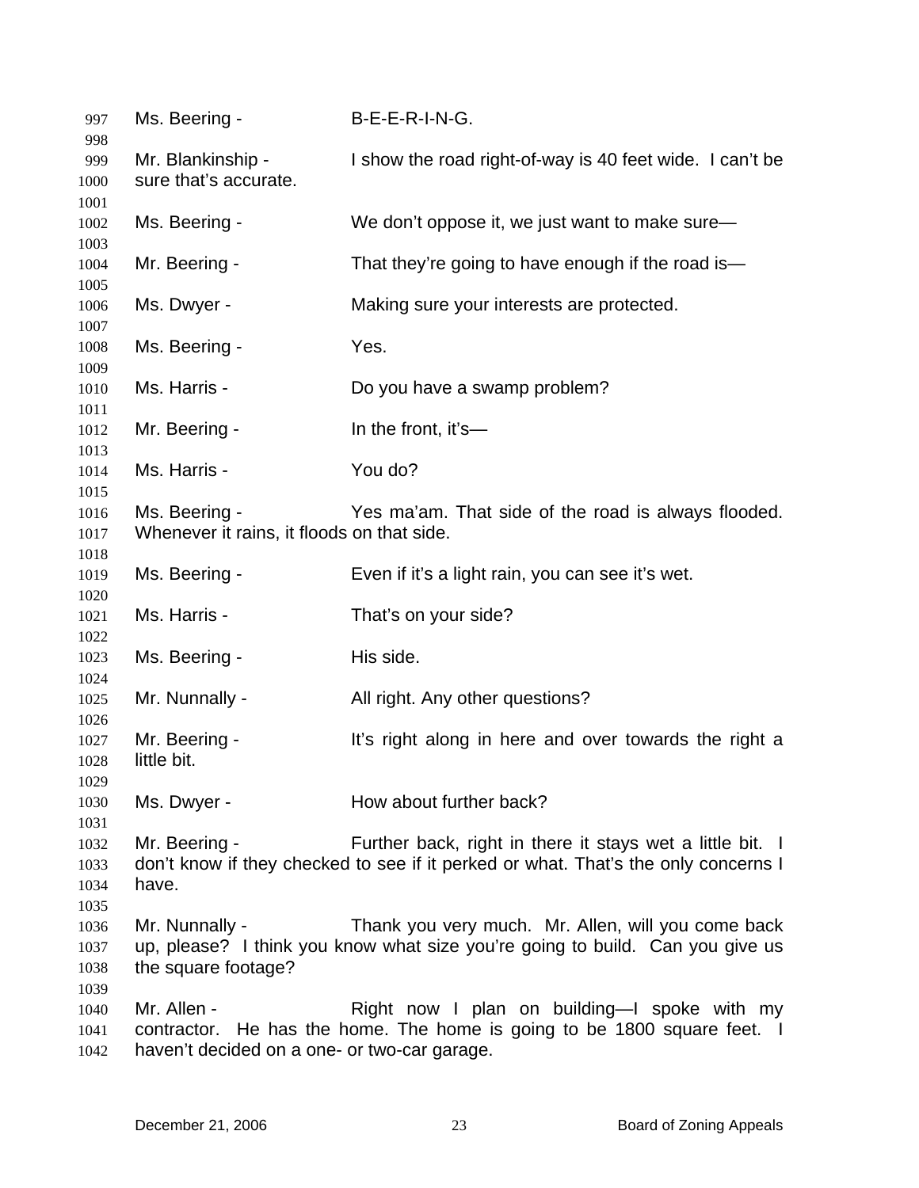Ms. Beering - B-E-E-R-I-N-G.

Mr. Blankinship - I show the road right-of-way is 40 feet wide. I can't be sure that's accurate.

Ms. Beering - We don't oppose it, we just want to make sure—

Mr. Beering - That they're going to have enough if the road is—

Ms. Dwyer - Making sure your interests are protected.

Ms. Beering - Yes.

Ms. Harris - Do you have a swamp problem?

Mr. Beering - In the front, it's—

Ms. Harris - You do?

Ms. Beering - Yes ma'am. That side of the road is always flooded. Whenever it rains, it floods on that side.

Ms. Beering - Even if it's a light rain, you can see it's wet.

Ms. Harris - That's on your side?

Ms. Beering - His side.

Mr. Nunnally - All right. Any other questions?

Mr. Beering - It's right along in here and over towards the right a little bit.

Ms. Dwyer - How about further back?

Mr. Beering - Further back, right in there it stays wet a little bit. I don't know if they checked to see if it perked or what. That's the only concerns I have.

Mr. Nunnally - Thank you very much. Mr. Allen, will you come back up, please? I think you know what size you're going to build. Can you give us the square footage?

Mr. Allen - Right now I plan on building—I spoke with my contractor. He has the home. The home is going to be 1800 square feet. I haven't decided on a one- or two-car garage.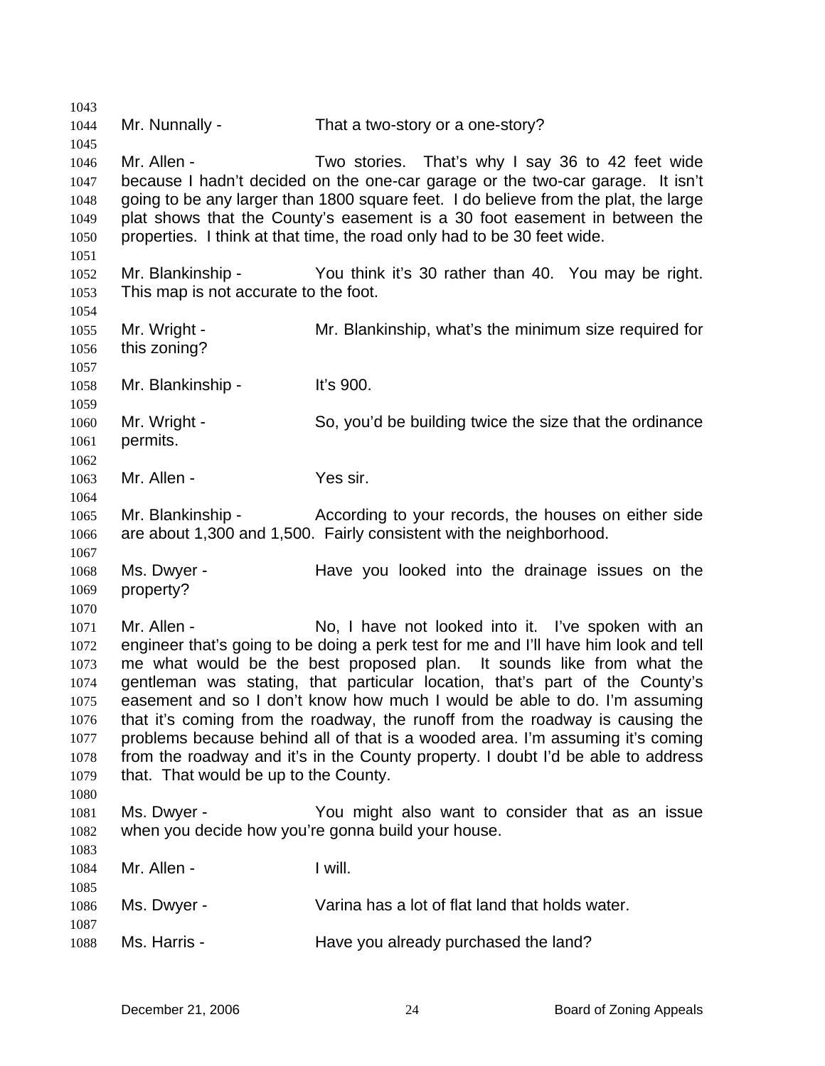1043

1044 Mr. Nunnally - That a two-story or a one-story?

1045

1046 Mr. Allen - Two stories. That's why I say 36 to 42 feet wide
1047 because I hadn't decided on the one-car garage or the two-car garage. It isn't
1048 going to be any larger than 1800 square feet. I do believe from the plat, the large
1049 plat shows that the County's easement is a 30 foot easement in between the
1050 properties. I think at that time, the road only had to be 30 feet wide.

1051

1052 Mr. Blankinship - You think it's 30 rather than 40. You may be right.
1053 This map is not accurate to the foot.

1054

1055 Mr. Wright - Mr. Blankinship, what's the minimum size required for
1056 this zoning?

1057

1058 Mr. Blankinship - It's 900.

1059

1060 Mr. Wright - So, you'd be building twice the size that the ordinance
1061 permits.

1062

1063 Mr. Allen - Yes sir.

1064

1065 Mr. Blankinship - According to your records, the houses on either side
1066 are about 1,300 and 1,500. Fairly consistent with the neighborhood.

1067

1068 Ms. Dwyer - Have you looked into the drainage issues on the
1069 property?

1070

1071 Mr. Allen - No, I have not looked into it. I've spoken with an
1072 engineer that's going to be doing a perk test for me and I'll have him look and tell
1073 me what would be the best proposed plan. It sounds like from what the
1074 gentleman was stating, that particular location, that's part of the County's
1075 easement and so I don't know how much I would be able to do. I'm assuming
1076 that it's coming from the roadway, the runoff from the roadway is causing the
1077 problems because behind all of that is a wooded area. I'm assuming it's coming
1078 from the roadway and it's in the County property. I doubt I'd be able to address
1079 that. That would be up to the County.

1080

1081 Ms. Dwyer - You might also want to consider that as an issue
1082 when you decide how you're gonna build your house.

1083

1084 Mr. Allen - I will.

1085

1086 Ms. Dwyer - Varina has a lot of flat land that holds water.

1087

1088 Ms. Harris - Have you already purchased the land?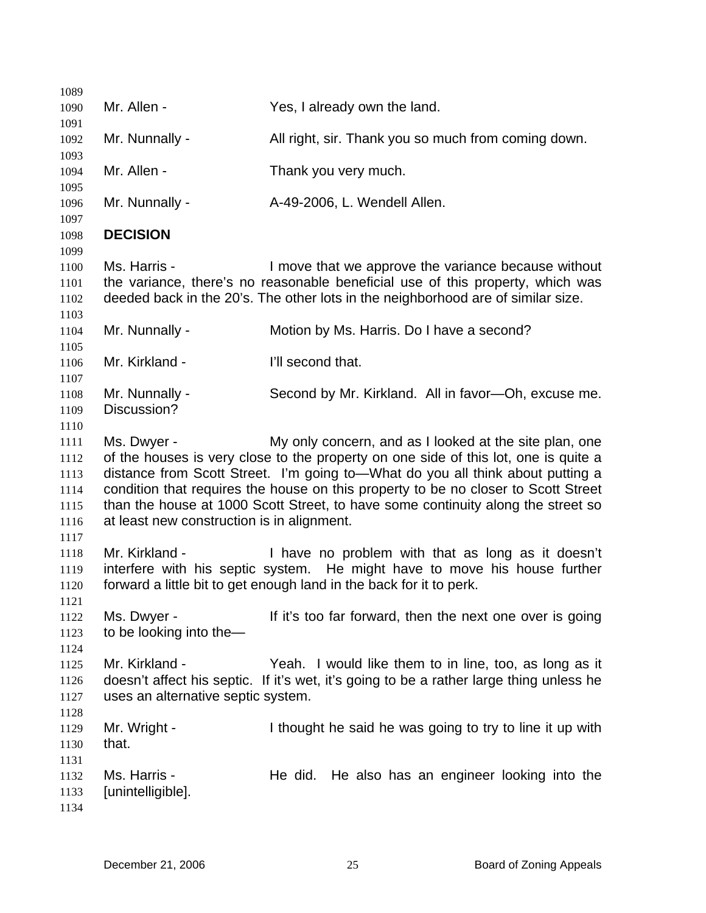Mr. Allen - Yes, I already own the land.

Mr. Nunnally - All right, sir. Thank you so much from coming down.

Mr. Allen - Thank you very much.

Mr. Nunnally - A-49-2006, L. Wendell Allen.

**DECISION**

Ms. Harris - I move that we approve the variance because without the variance, there's no reasonable beneficial use of this property, which was deeded back in the 20's. The other lots in the neighborhood are of similar size.

Mr. Nunnally - Motion by Ms. Harris. Do I have a second?

Mr. Kirkland - I'll second that.

Mr. Nunnally - Second by Mr. Kirkland. All in favor—Oh, excuse me. Discussion?

Ms. Dwyer - My only concern, and as I looked at the site plan, one of the houses is very close to the property on one side of this lot, one is quite a distance from Scott Street. I'm going to—What do you all think about putting a condition that requires the house on this property to be no closer to Scott Street than the house at 1000 Scott Street, to have some continuity along the street so at least new construction is in alignment.

Mr. Kirkland - I have no problem with that as long as it doesn't interfere with his septic system. He might have to move his house further forward a little bit to get enough land in the back for it to perk.

Ms. Dwyer - If it's too far forward, then the next one over is going to be looking into the—

Mr. Kirkland - Yeah. I would like them to in line, too, as long as it doesn't affect his septic. If it's wet, it's going to be a rather large thing unless he uses an alternative septic system.

Mr. Wright - I thought he said he was going to try to line it up with that.

Ms. Harris - He did. He also has an engineer looking into the [unintelligible].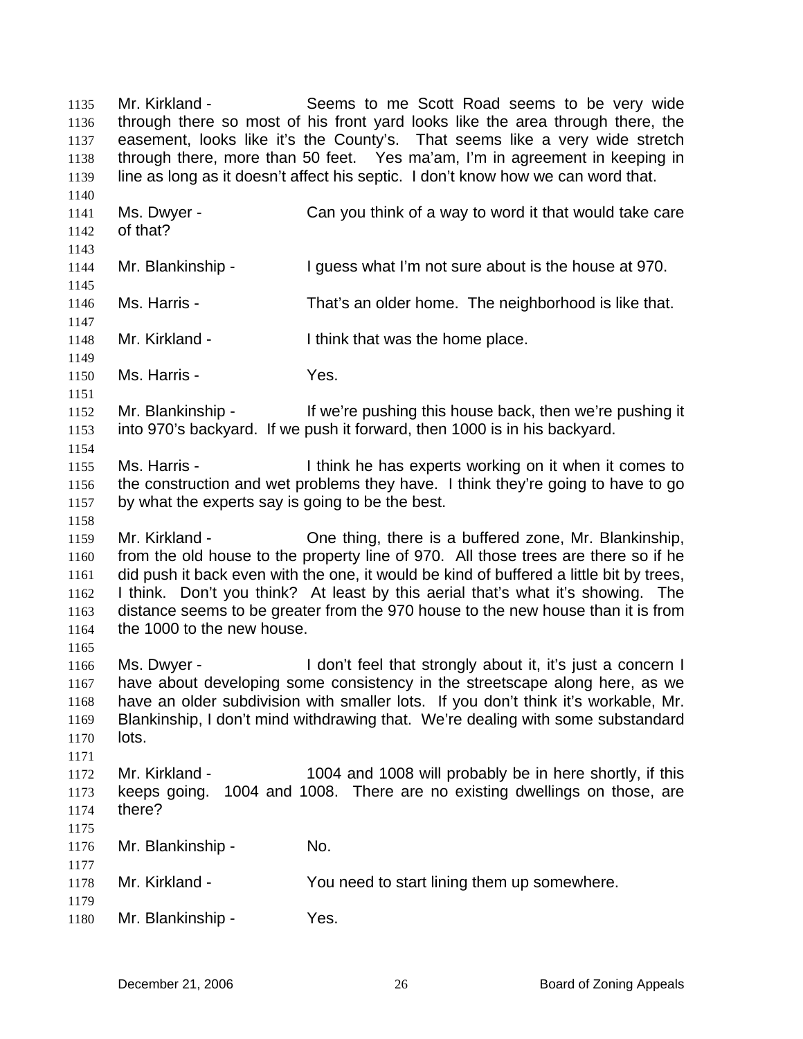Mr. Kirkland - Seems to me Scott Road seems to be very wide through there so most of his front yard looks like the area through there, the easement, looks like it's the County's. That seems like a very wide stretch through there, more than 50 feet. Yes ma'am, I'm in agreement in keeping in line as long as it doesn't affect his septic. I don't know how we can word that.

Ms. Dwyer - Can you think of a way to word it that would take care of that?

Mr. Blankinship - I guess what I'm not sure about is the house at 970.

Ms. Harris - That's an older home. The neighborhood is like that.

Mr. Kirkland - I think that was the home place.

Ms. Harris - Yes.

Mr. Blankinship - If we're pushing this house back, then we're pushing it into 970's backyard. If we push it forward, then 1000 is in his backyard.

Ms. Harris - I think he has experts working on it when it comes to the construction and wet problems they have. I think they're going to have to go by what the experts say is going to be the best.

Mr. Kirkland - One thing, there is a buffered zone, Mr. Blankinship, from the old house to the property line of 970. All those trees are there so if he did push it back even with the one, it would be kind of buffered a little bit by trees, I think. Don't you think? At least by this aerial that's what it's showing. The distance seems to be greater from the 970 house to the new house than it is from the 1000 to the new house.

Ms. Dwyer - I don't feel that strongly about it, it's just a concern I have about developing some consistency in the streetscape along here, as we have an older subdivision with smaller lots. If you don't think it's workable, Mr. Blankinship, I don't mind withdrawing that. We're dealing with some substandard lots.

Mr. Kirkland - 1004 and 1008 will probably be in here shortly, if this keeps going. 1004 and 1008. There are no existing dwellings on those, are there?

Mr. Blankinship - No.

Mr. Kirkland - You need to start lining them up somewhere.

Mr. Blankinship - Yes.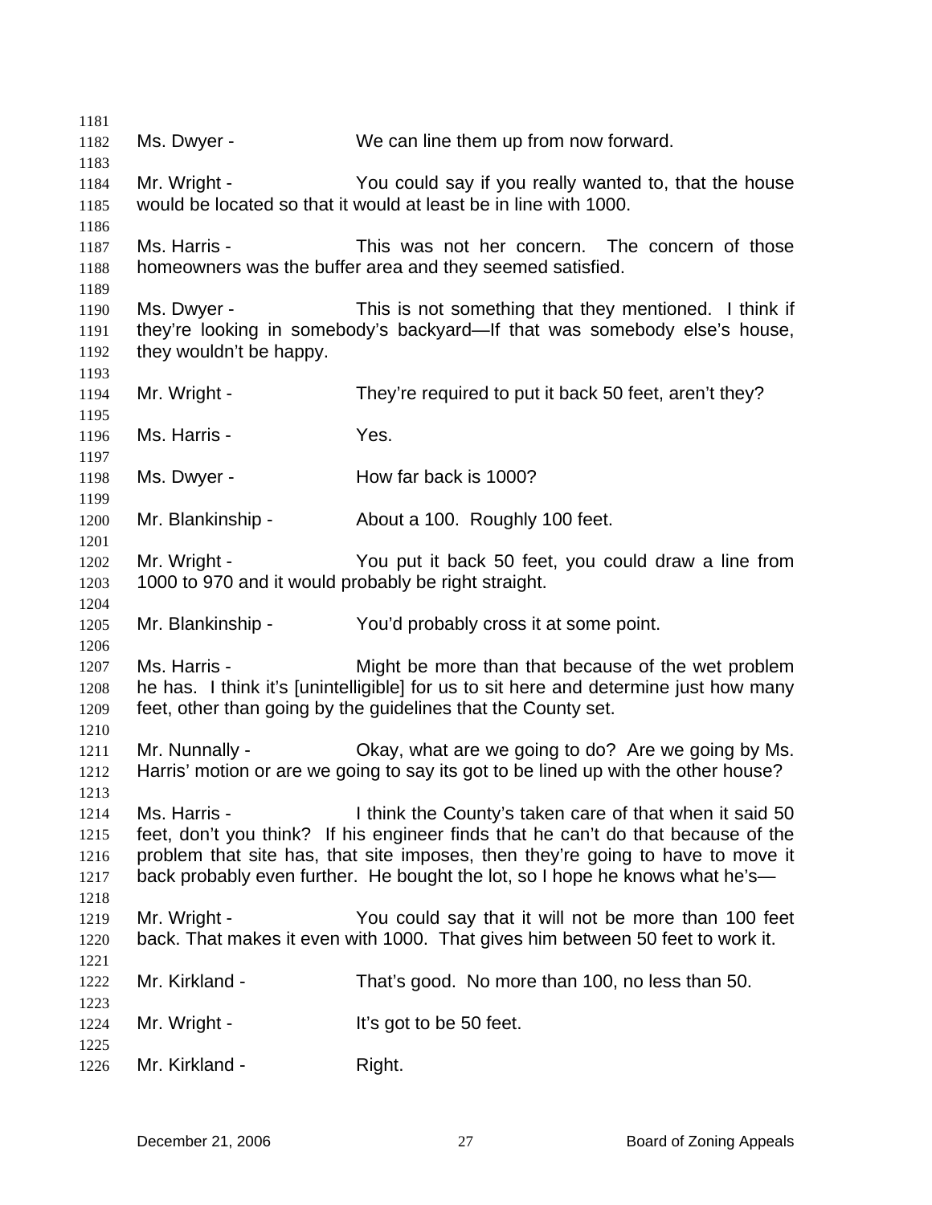Ms. Dwyer - We can line them up from now forward.

Mr. Wright - You could say if you really wanted to, that the house would be located so that it would at least be in line with 1000.

Ms. Harris - This was not her concern. The concern of those homeowners was the buffer area and they seemed satisfied.

Ms. Dwyer - This is not something that they mentioned. I think if they're looking in somebody's backyard—If that was somebody else's house, they wouldn't be happy.

Mr. Wright - They're required to put it back 50 feet, aren't they?

Ms. Harris - Yes.

Ms. Dwyer - How far back is 1000?

Mr. Blankinship - About a 100. Roughly 100 feet.

Mr. Wright - You put it back 50 feet, you could draw a line from 1000 to 970 and it would probably be right straight.

Mr. Blankinship - You'd probably cross it at some point.

Ms. Harris - Might be more than that because of the wet problem he has. I think it's [unintelligible] for us to sit here and determine just how many feet, other than going by the guidelines that the County set.

Mr. Nunnally - Okay, what are we going to do? Are we going by Ms. Harris' motion or are we going to say its got to be lined up with the other house?

Ms. Harris - I think the County's taken care of that when it said 50 feet, don't you think? If his engineer finds that he can't do that because of the problem that site has, that site imposes, then they're going to have to move it back probably even further. He bought the lot, so I hope he knows what he's—

Mr. Wright - You could say that it will not be more than 100 feet back. That makes it even with 1000. That gives him between 50 feet to work it.

Mr. Kirkland - That's good. No more than 100, no less than 50.

Mr. Wright - It's got to be 50 feet.

Mr. Kirkland - Right.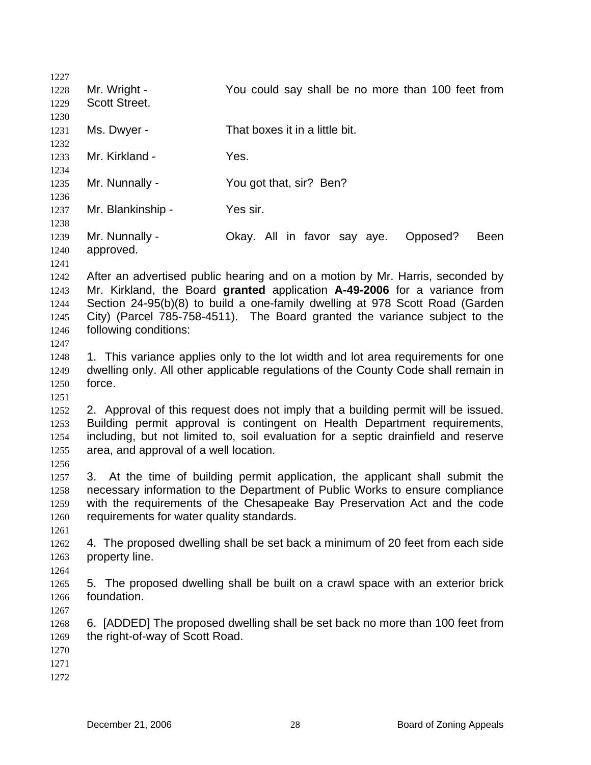Mr. Wright - You could say shall be no more than 100 feet from Scott Street.

Ms. Dwyer - That boxes it in a little bit.

Mr. Kirkland - Yes.

Mr. Nunnally - You got that, sir? Ben?

Mr. Blankinship - Yes sir.

Mr. Nunnally - Okay. All in favor say aye. Opposed? Been approved.

After an advertised public hearing and on a motion by Mr. Harris, seconded by Mr. Kirkland, the Board **granted** application **A-49-2006** for a variance from Section 24-95(b)(8) to build a one-family dwelling at 978 Scott Road (Garden City) (Parcel 785-758-4511). The Board granted the variance subject to the following conditions:

1. This variance applies only to the lot width and lot area requirements for one dwelling only. All other applicable regulations of the County Code shall remain in force.

2. Approval of this request does not imply that a building permit will be issued. Building permit approval is contingent on Health Department requirements, including, but not limited to, soil evaluation for a septic drainfield and reserve area, and approval of a well location.

3. At the time of building permit application, the applicant shall submit the necessary information to the Department of Public Works to ensure compliance with the requirements of the Chesapeake Bay Preservation Act and the code requirements for water quality standards.

4. The proposed dwelling shall be set back a minimum of 20 feet from each side property line.

5. The proposed dwelling shall be built on a crawl space with an exterior brick foundation.

6. [ADDED] The proposed dwelling shall be set back no more than 100 feet from the right-of-way of Scott Road.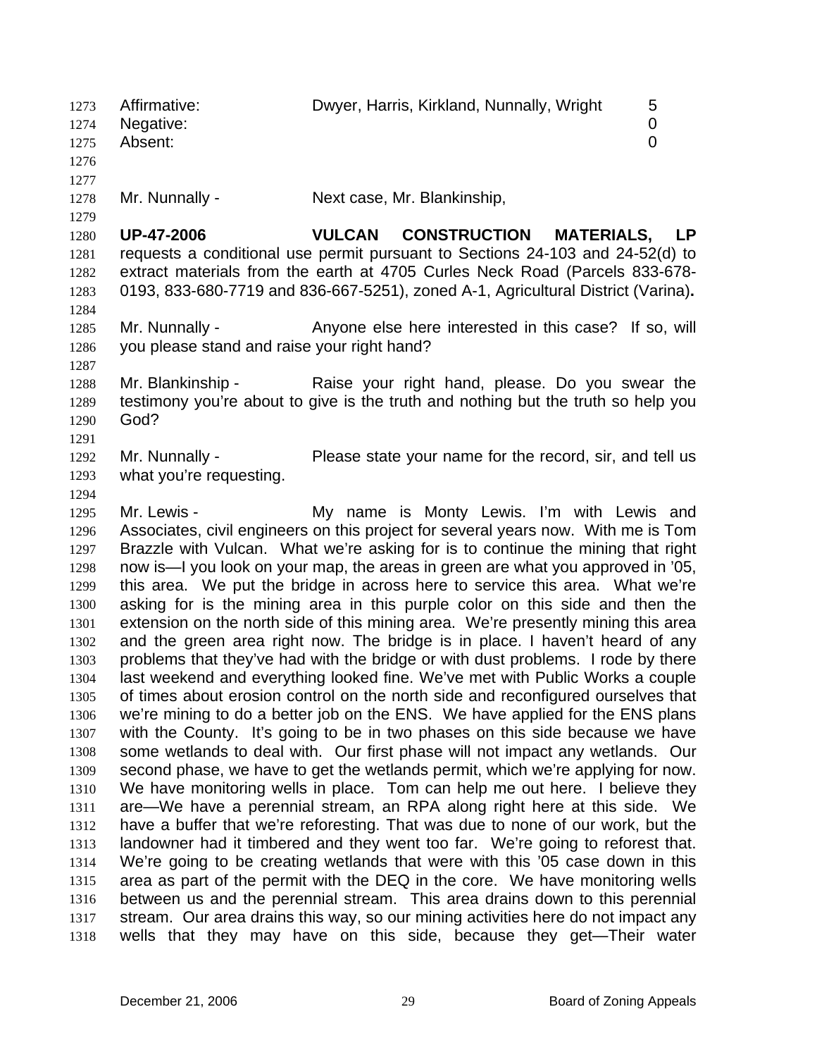| Affirmative: | Dwyer, Harris, Kirkland, Nunnally, Wright | 5 |
|---|---|---|
| Negative: | | 0 |
| Absent: | | 0 |

Mr. Nunnally - Next case, Mr. Blankinship,

**UP-47-2006 VULCAN CONSTRUCTION MATERIALS, LP** requests a conditional use permit pursuant to Sections 24-103 and 24-52(d) to extract materials from the earth at 4705 Curles Neck Road (Parcels 833-678-0193, 833-680-7719 and 836-667-5251), zoned A-1, Agricultural District (Varina)**.**

Mr. Nunnally - Anyone else here interested in this case? If so, will you please stand and raise your right hand?

Mr. Blankinship - Raise your right hand, please. Do you swear the testimony you're about to give is the truth and nothing but the truth so help you God?

Mr. Nunnally - Please state your name for the record, sir, and tell us what you're requesting.

Mr. Lewis - My name is Monty Lewis. I'm with Lewis and Associates, civil engineers on this project for several years now. With me is Tom Brazzle with Vulcan. What we're asking for is to continue the mining that right now is—I you look on your map, the areas in green are what you approved in '05, this area. We put the bridge in across here to service this area. What we're asking for is the mining area in this purple color on this side and then the extension on the north side of this mining area. We're presently mining this area and the green area right now. The bridge is in place. I haven't heard of any problems that they've had with the bridge or with dust problems. I rode by there last weekend and everything looked fine. We've met with Public Works a couple of times about erosion control on the north side and reconfigured ourselves that we're mining to do a better job on the ENS. We have applied for the ENS plans with the County. It's going to be in two phases on this side because we have some wetlands to deal with. Our first phase will not impact any wetlands. Our second phase, we have to get the wetlands permit, which we're applying for now. We have monitoring wells in place. Tom can help me out here. I believe they are—We have a perennial stream, an RPA along right here at this side. We have a buffer that we're reforesting. That was due to none of our work, but the landowner had it timbered and they went too far. We're going to reforest that. We're going to be creating wetlands that were with this '05 case down in this area as part of the permit with the DEQ in the core. We have monitoring wells between us and the perennial stream. This area drains down to this perennial stream. Our area drains this way, so our mining activities here do not impact any wells that they may have on this side, because they get—Their water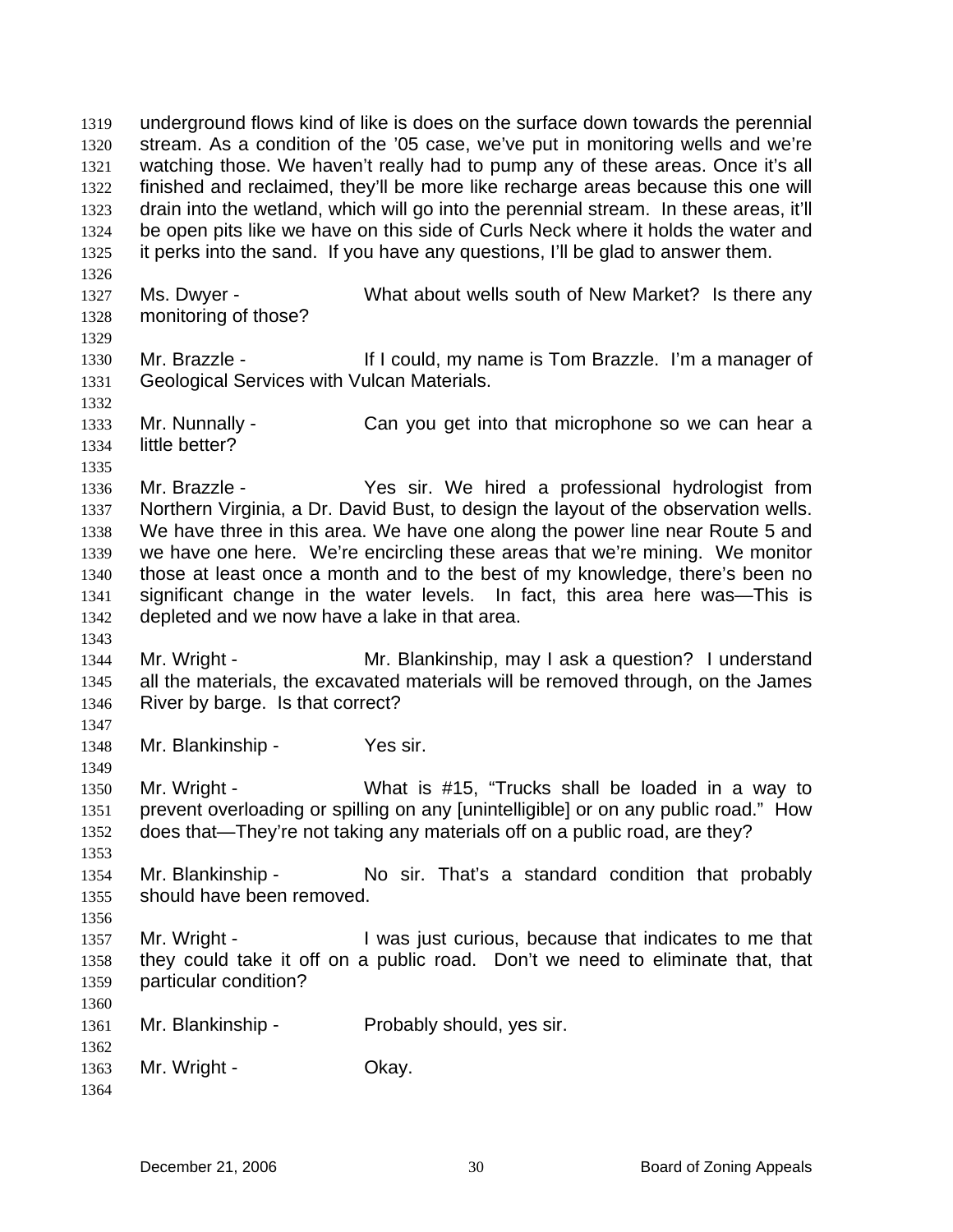underground flows kind of like is does on the surface down towards the perennial stream. As a condition of the '05 case, we've put in monitoring wells and we're watching those. We haven't really had to pump any of these areas. Once it's all finished and reclaimed, they'll be more like recharge areas because this one will drain into the wetland, which will go into the perennial stream. In these areas, it'll be open pits like we have on this side of Curls Neck where it holds the water and it perks into the sand. If you have any questions, I'll be glad to answer them.

Ms. Dwyer - What about wells south of New Market? Is there any monitoring of those?

Mr. Brazzle - If I could, my name is Tom Brazzle. I'm a manager of Geological Services with Vulcan Materials.

Mr. Nunnally - Can you get into that microphone so we can hear a little better?

Mr. Brazzle - Yes sir. We hired a professional hydrologist from Northern Virginia, a Dr. David Bust, to design the layout of the observation wells. We have three in this area. We have one along the power line near Route 5 and we have one here. We're encircling these areas that we're mining. We monitor those at least once a month and to the best of my knowledge, there's been no significant change in the water levels. In fact, this area here was—This is depleted and we now have a lake in that area.

Mr. Wright - Mr. Blankinship, may I ask a question? I understand all the materials, the excavated materials will be removed through, on the James River by barge. Is that correct?

Mr. Blankinship - Yes sir.

Mr. Wright - What is #15, "Trucks shall be loaded in a way to prevent overloading or spilling on any [unintelligible] or on any public road." How does that—They're not taking any materials off on a public road, are they?

Mr. Blankinship - No sir. That's a standard condition that probably should have been removed.

Mr. Wright - I was just curious, because that indicates to me that they could take it off on a public road. Don't we need to eliminate that, that particular condition?

Mr. Blankinship - Probably should, yes sir.

Mr. Wright - Okay.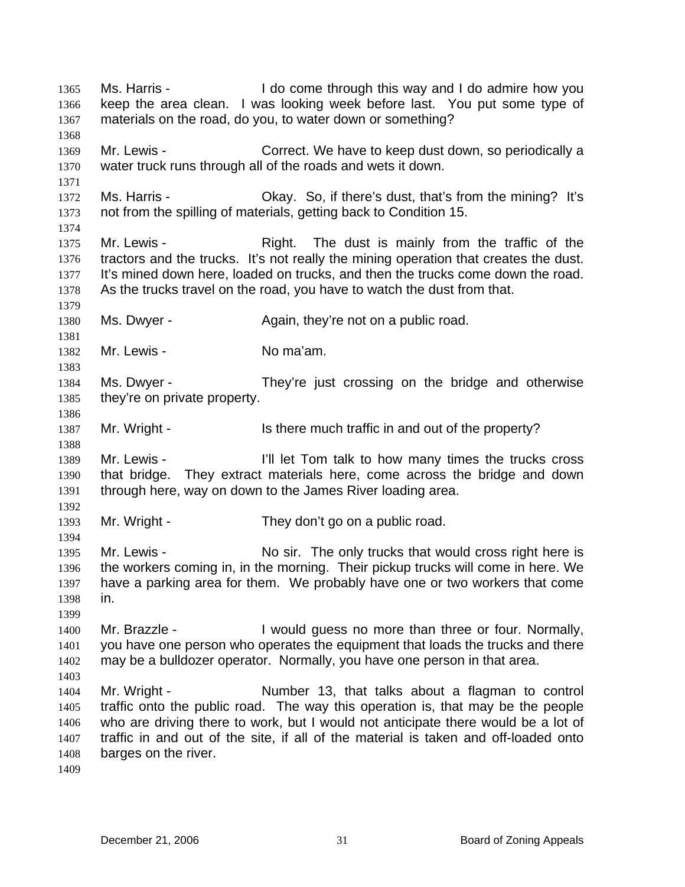Ms. Harris - I do come through this way and I do admire how you keep the area clean. I was looking week before last. You put some type of materials on the road, do you, to water down or something?

Mr. Lewis - Correct. We have to keep dust down, so periodically a water truck runs through all of the roads and wets it down.

Ms. Harris - Okay. So, if there's dust, that's from the mining? It's not from the spilling of materials, getting back to Condition 15.

Mr. Lewis - Right. The dust is mainly from the traffic of the tractors and the trucks. It's not really the mining operation that creates the dust. It's mined down here, loaded on trucks, and then the trucks come down the road. As the trucks travel on the road, you have to watch the dust from that.

Ms. Dwyer - Again, they're not on a public road.

Mr. Lewis - No ma'am.

Ms. Dwyer - They're just crossing on the bridge and otherwise they're on private property.

Mr. Wright - Is there much traffic in and out of the property?

Mr. Lewis - I'll let Tom talk to how many times the trucks cross that bridge. They extract materials here, come across the bridge and down through here, way on down to the James River loading area.

Mr. Wright - They don't go on a public road.

Mr. Lewis - No sir. The only trucks that would cross right here is the workers coming in, in the morning. Their pickup trucks will come in here. We have a parking area for them. We probably have one or two workers that come in.

Mr. Brazzle - I would guess no more than three or four. Normally, you have one person who operates the equipment that loads the trucks and there may be a bulldozer operator. Normally, you have one person in that area.

Mr. Wright - Number 13, that talks about a flagman to control traffic onto the public road. The way this operation is, that may be the people who are driving there to work, but I would not anticipate there would be a lot of traffic in and out of the site, if all of the material is taken and off-loaded onto barges on the river.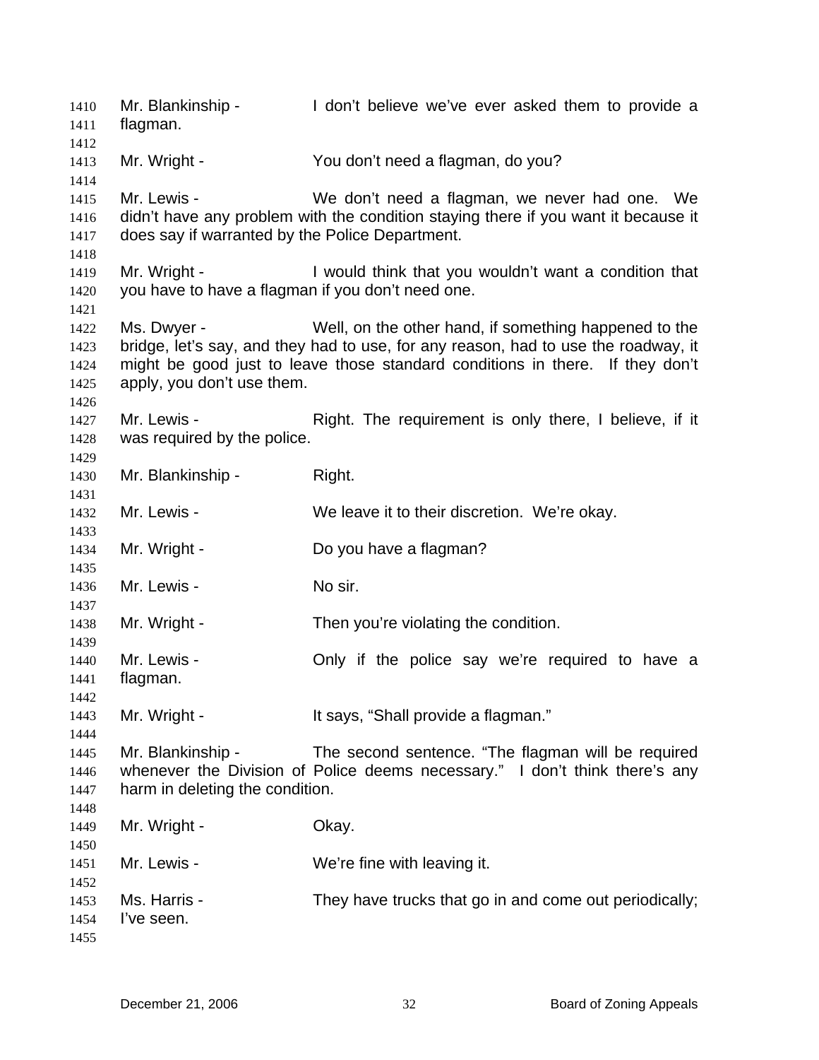Mr. Blankinship - I don't believe we've ever asked them to provide a flagman.

Mr. Wright - You don't need a flagman, do you?

Mr. Lewis - We don't need a flagman, we never had one. We didn't have any problem with the condition staying there if you want it because it does say if warranted by the Police Department.

Mr. Wright - I would think that you wouldn't want a condition that you have to have a flagman if you don't need one.

Ms. Dwyer - Well, on the other hand, if something happened to the bridge, let's say, and they had to use, for any reason, had to use the roadway, it might be good just to leave those standard conditions in there. If they don't apply, you don't use them.

Mr. Lewis - Right. The requirement is only there, I believe, if it was required by the police.

Mr. Blankinship - Right.

Mr. Lewis - We leave it to their discretion. We're okay.

Mr. Wright - Do you have a flagman?

Mr. Lewis - No sir.

Mr. Wright - Then you're violating the condition.

Mr. Lewis - Only if the police say we're required to have a flagman.

Mr. Wright - It says, "Shall provide a flagman."

Mr. Blankinship - The second sentence. "The flagman will be required whenever the Division of Police deems necessary." I don't think there's any harm in deleting the condition.

Mr. Wright - Okay.

Mr. Lewis - We're fine with leaving it.

Ms. Harris - They have trucks that go in and come out periodically; I've seen.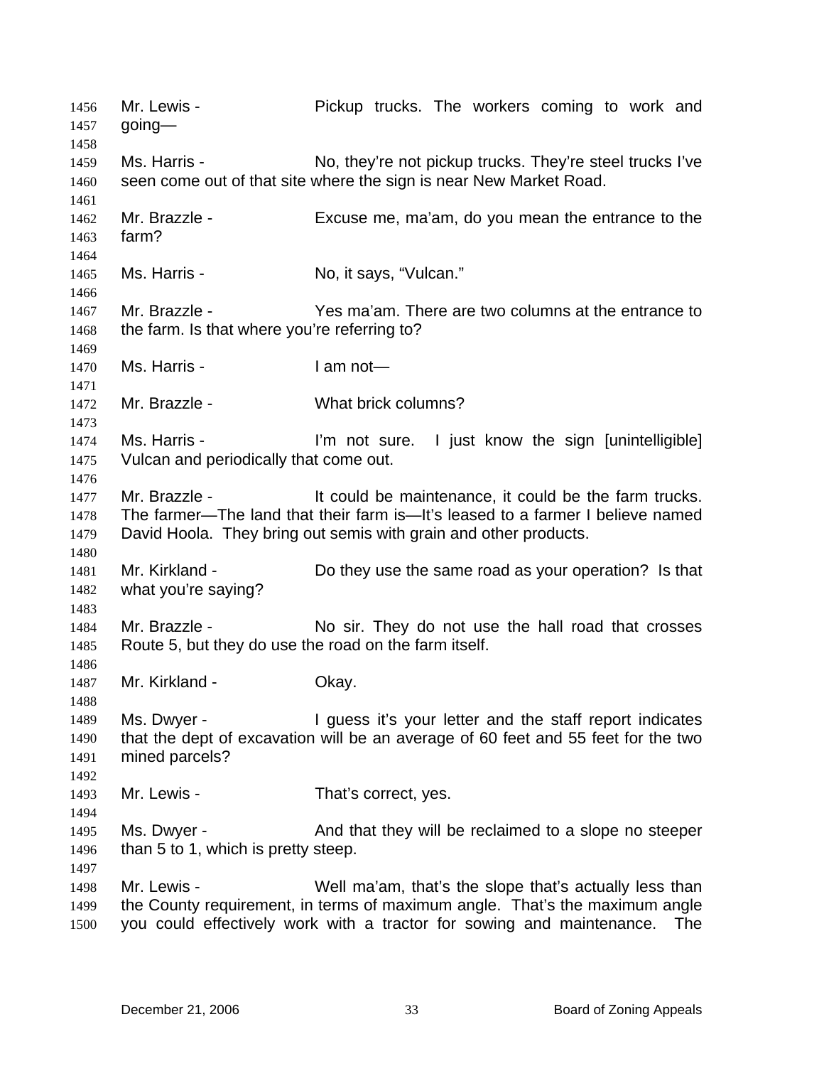Mr. Lewis - Pickup trucks. The workers coming to work and going—

Ms. Harris - No, they're not pickup trucks. They're steel trucks I've seen come out of that site where the sign is near New Market Road.

Mr. Brazzle - Excuse me, ma'am, do you mean the entrance to the farm?

Ms. Harris - No, it says, "Vulcan."

Mr. Brazzle - Yes ma'am. There are two columns at the entrance to the farm. Is that where you're referring to?

Ms. Harris - I am not—

Mr. Brazzle - What brick columns?

Ms. Harris - I'm not sure. I just know the sign [unintelligible] Vulcan and periodically that come out.

Mr. Brazzle - It could be maintenance, it could be the farm trucks. The farmer—The land that their farm is—It's leased to a farmer I believe named David Hoola. They bring out semis with grain and other products.

Mr. Kirkland - Do they use the same road as your operation? Is that what you're saying?

Mr. Brazzle - No sir. They do not use the hall road that crosses Route 5, but they do use the road on the farm itself.

Mr. Kirkland - Okay.

Ms. Dwyer - I guess it's your letter and the staff report indicates that the dept of excavation will be an average of 60 feet and 55 feet for the two mined parcels?

Mr. Lewis - That's correct, yes.

Ms. Dwyer - And that they will be reclaimed to a slope no steeper than 5 to 1, which is pretty steep.

Mr. Lewis - Well ma'am, that's the slope that's actually less than the County requirement, in terms of maximum angle. That's the maximum angle you could effectively work with a tractor for sowing and maintenance. The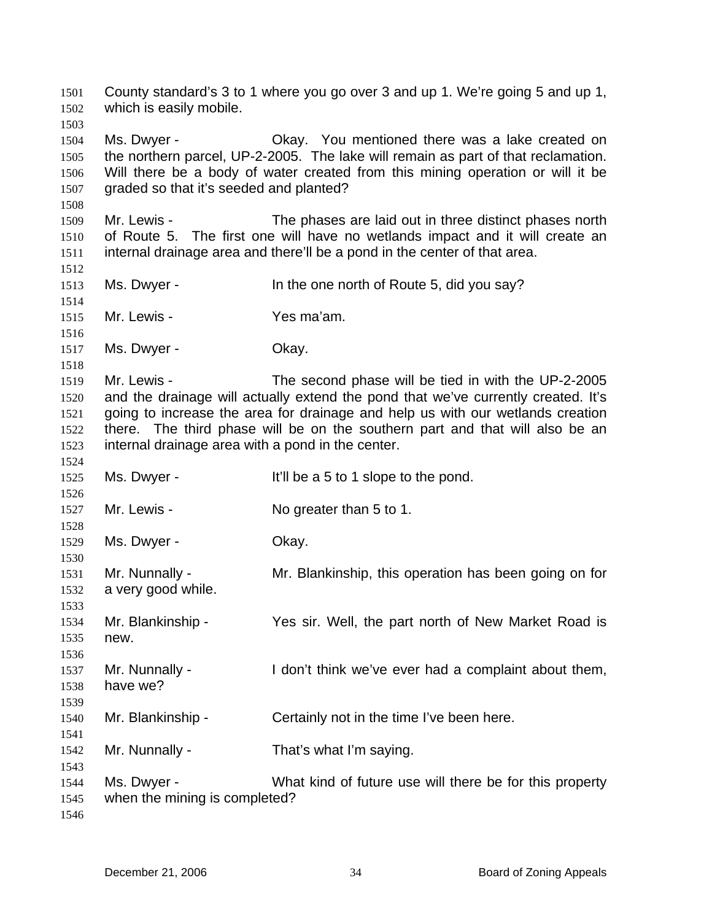County standard's 3 to 1 where you go over 3 and up 1. We're going 5 and up 1, which is easily mobile.

Ms. Dwyer - Okay. You mentioned there was a lake created on the northern parcel, UP-2-2005. The lake will remain as part of that reclamation. Will there be a body of water created from this mining operation or will it be graded so that it's seeded and planted?

Mr. Lewis - The phases are laid out in three distinct phases north of Route 5. The first one will have no wetlands impact and it will create an internal drainage area and there'll be a pond in the center of that area.

Ms. Dwyer - In the one north of Route 5, did you say?

Mr. Lewis - Yes ma'am.

Ms. Dwyer - Okay.

Mr. Lewis - The second phase will be tied in with the UP-2-2005 and the drainage will actually extend the pond that we've currently created. It's going to increase the area for drainage and help us with our wetlands creation there. The third phase will be on the southern part and that will also be an internal drainage area with a pond in the center.

Ms. Dwyer - It'll be a 5 to 1 slope to the pond.

Mr. Lewis - No greater than 5 to 1.

Ms. Dwyer - Okay.

Mr. Nunnally - Mr. Blankinship, this operation has been going on for a very good while.

Mr. Blankinship - Yes sir. Well, the part north of New Market Road is new.

Mr. Nunnally - I don't think we've ever had a complaint about them, have we?

Mr. Blankinship - Certainly not in the time I've been here.

Mr. Nunnally - That's what I'm saying.

Ms. Dwyer - What kind of future use will there be for this property when the mining is completed?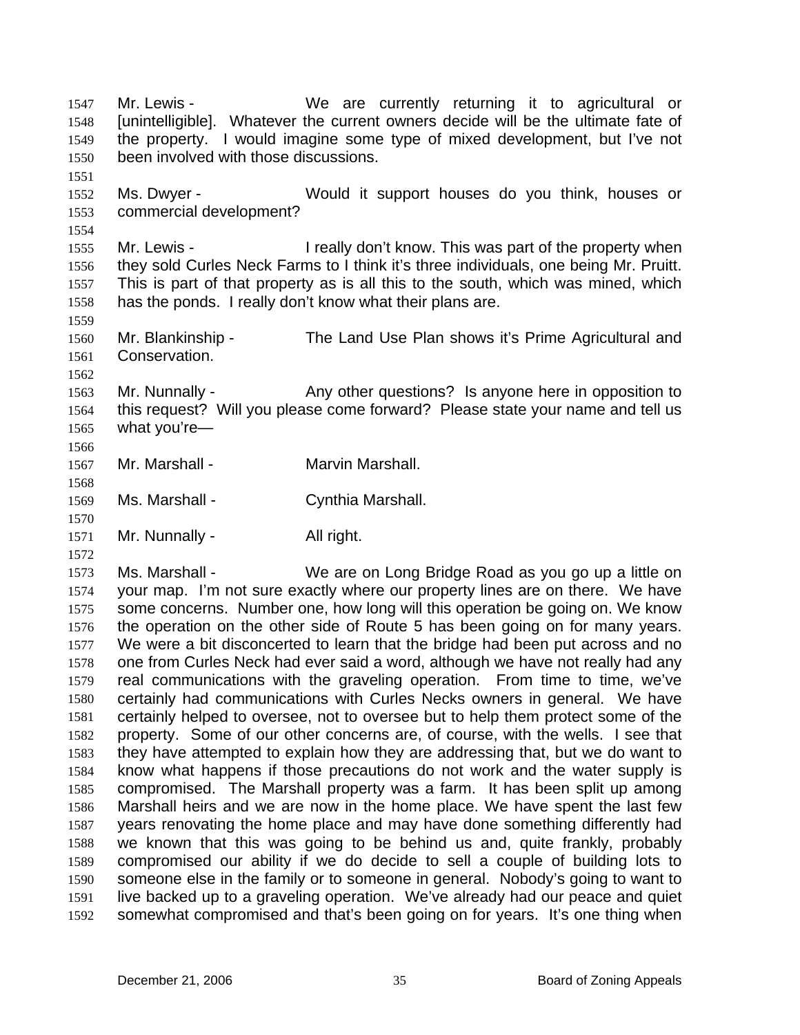Mr. Lewis - We are currently returning it to agricultural or [unintelligible]. Whatever the current owners decide will be the ultimate fate of the property. I would imagine some type of mixed development, but I've not been involved with those discussions.

Ms. Dwyer - Would it support houses do you think, houses or commercial development?

Mr. Lewis - I really don't know. This was part of the property when they sold Curles Neck Farms to I think it's three individuals, one being Mr. Pruitt. This is part of that property as is all this to the south, which was mined, which has the ponds. I really don't know what their plans are.

Mr. Blankinship - The Land Use Plan shows it's Prime Agricultural and Conservation.

Mr. Nunnally - Any other questions? Is anyone here in opposition to this request? Will you please come forward? Please state your name and tell us what you're—

Mr. Marshall - Marvin Marshall.

Ms. Marshall - Cynthia Marshall.

Mr. Nunnally - All right.

Ms. Marshall - We are on Long Bridge Road as you go up a little on your map. I'm not sure exactly where our property lines are on there. We have some concerns. Number one, how long will this operation be going on. We know the operation on the other side of Route 5 has been going on for many years. We were a bit disconcerted to learn that the bridge had been put across and no one from Curles Neck had ever said a word, although we have not really had any real communications with the graveling operation. From time to time, we've certainly had communications with Curles Necks owners in general. We have certainly helped to oversee, not to oversee but to help them protect some of the property. Some of our other concerns are, of course, with the wells. I see that they have attempted to explain how they are addressing that, but we do want to know what happens if those precautions do not work and the water supply is compromised. The Marshall property was a farm. It has been split up among Marshall heirs and we are now in the home place. We have spent the last few years renovating the home place and may have done something differently had we known that this was going to be behind us and, quite frankly, probably compromised our ability if we do decide to sell a couple of building lots to someone else in the family or to someone in general. Nobody's going to want to live backed up to a graveling operation. We've already had our peace and quiet somewhat compromised and that's been going on for years. It's one thing when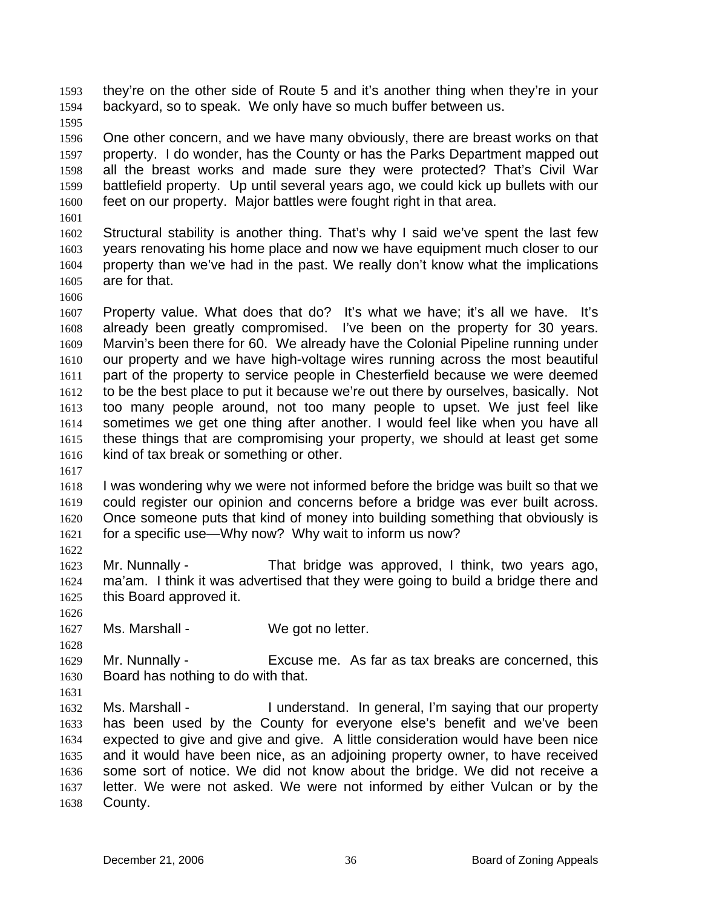they're on the other side of Route 5 and it's another thing when they're in your backyard, so to speak. We only have so much buffer between us.

One other concern, and we have many obviously, there are breast works on that property. I do wonder, has the County or has the Parks Department mapped out all the breast works and made sure they were protected? That's Civil War battlefield property. Up until several years ago, we could kick up bullets with our feet on our property. Major battles were fought right in that area.

Structural stability is another thing. That's why I said we've spent the last few years renovating his home place and now we have equipment much closer to our property than we've had in the past. We really don't know what the implications are for that.

Property value. What does that do? It's what we have; it's all we have. It's already been greatly compromised. I've been on the property for 30 years. Marvin's been there for 60. We already have the Colonial Pipeline running under our property and we have high-voltage wires running across the most beautiful part of the property to service people in Chesterfield because we were deemed to be the best place to put it because we're out there by ourselves, basically. Not too many people around, not too many people to upset. We just feel like sometimes we get one thing after another. I would feel like when you have all these things that are compromising your property, we should at least get some kind of tax break or something or other.

I was wondering why we were not informed before the bridge was built so that we could register our opinion and concerns before a bridge was ever built across. Once someone puts that kind of money into building something that obviously is for a specific use—Why now? Why wait to inform us now?

Mr. Nunnally - That bridge was approved, I think, two years ago, ma'am. I think it was advertised that they were going to build a bridge there and this Board approved it.

Ms. Marshall - We got no letter.

Mr. Nunnally - Excuse me. As far as tax breaks are concerned, this Board has nothing to do with that.

Ms. Marshall - I understand. In general, I'm saying that our property has been used by the County for everyone else's benefit and we've been expected to give and give and give. A little consideration would have been nice and it would have been nice, as an adjoining property owner, to have received some sort of notice. We did not know about the bridge. We did not receive a letter. We were not asked. We were not informed by either Vulcan or by the County.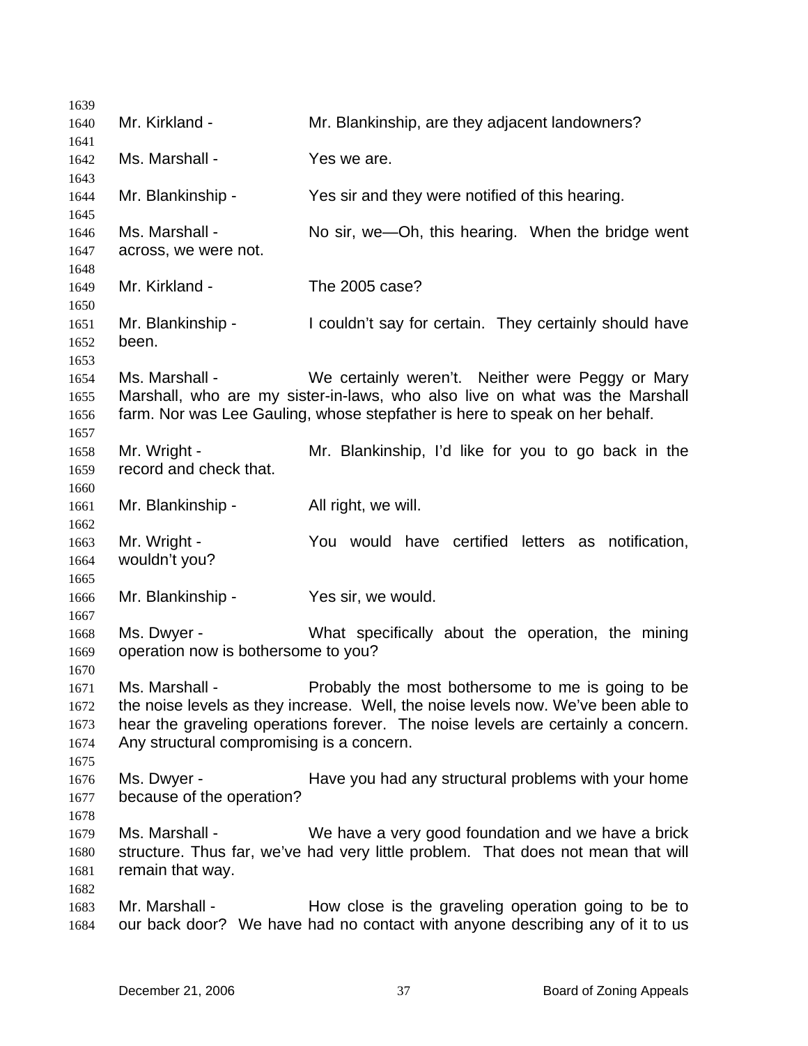Mr. Kirkland - Mr. Blankinship, are they adjacent landowners?

Ms. Marshall - Yes we are.

Mr. Blankinship - Yes sir and they were notified of this hearing.

Ms. Marshall - No sir, we—Oh, this hearing. When the bridge went across, we were not.

Mr. Kirkland - The 2005 case?

Mr. Blankinship - I couldn't say for certain. They certainly should have been.

Ms. Marshall - We certainly weren't. Neither were Peggy or Mary Marshall, who are my sister-in-laws, who also live on what was the Marshall farm. Nor was Lee Gauling, whose stepfather is here to speak on her behalf.

Mr. Wright - Mr. Blankinship, I'd like for you to go back in the record and check that.

Mr. Blankinship - All right, we will.

Mr. Wright - You would have certified letters as notification, wouldn't you?

Mr. Blankinship - Yes sir, we would.

Ms. Dwyer - What specifically about the operation, the mining operation now is bothersome to you?

Ms. Marshall - Probably the most bothersome to me is going to be the noise levels as they increase. Well, the noise levels now. We've been able to hear the graveling operations forever. The noise levels are certainly a concern. Any structural compromising is a concern.

Ms. Dwyer - Have you had any structural problems with your home because of the operation?

Ms. Marshall - We have a very good foundation and we have a brick structure. Thus far, we've had very little problem. That does not mean that will remain that way.

Mr. Marshall - How close is the graveling operation going to be to our back door? We have had no contact with anyone describing any of it to us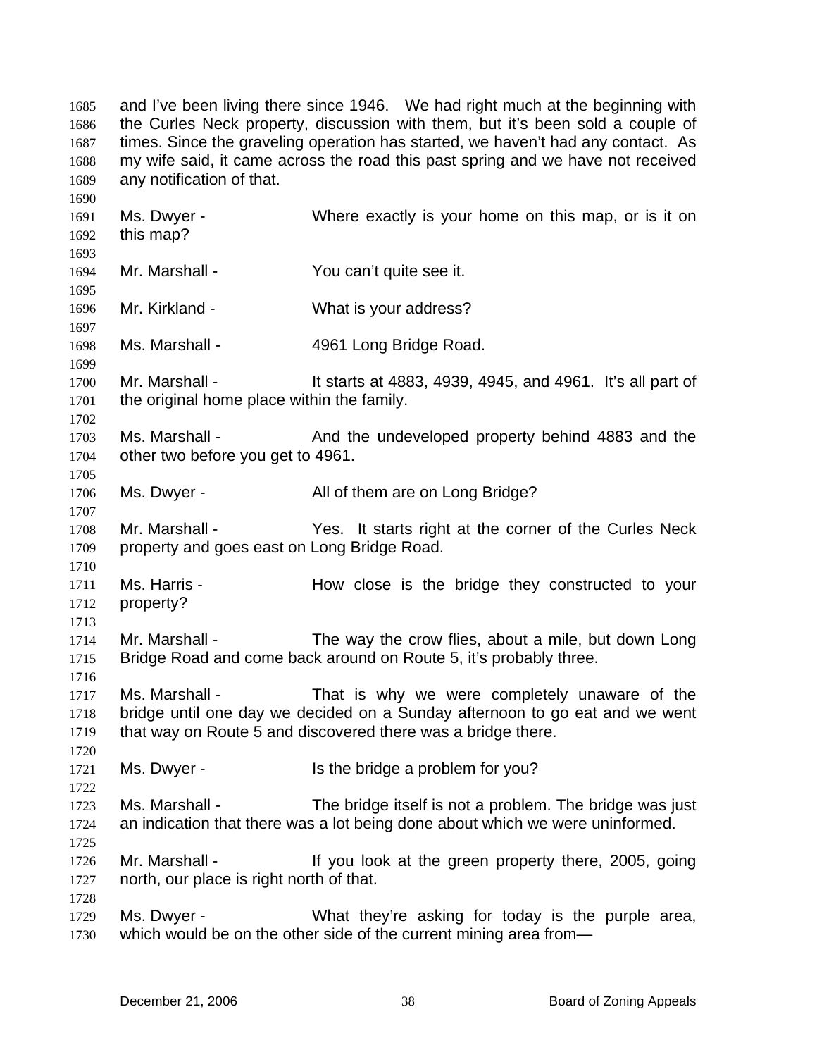and I've been living there since 1946. We had right much at the beginning with the Curles Neck property, discussion with them, but it's been sold a couple of times. Since the graveling operation has started, we haven't had any contact. As my wife said, it came across the road this past spring and we have not received any notification of that.

Ms. Dwyer - Where exactly is your home on this map, or is it on this map?

Mr. Marshall - You can't quite see it.

Mr. Kirkland - What is your address?

Ms. Marshall - 4961 Long Bridge Road.

Mr. Marshall - It starts at 4883, 4939, 4945, and 4961. It's all part of the original home place within the family.

Ms. Marshall - And the undeveloped property behind 4883 and the other two before you get to 4961.

Ms. Dwyer - All of them are on Long Bridge?

Mr. Marshall - Yes. It starts right at the corner of the Curles Neck property and goes east on Long Bridge Road.

Ms. Harris - How close is the bridge they constructed to your property?

Mr. Marshall - The way the crow flies, about a mile, but down Long Bridge Road and come back around on Route 5, it's probably three.

Ms. Marshall - That is why we were completely unaware of the bridge until one day we decided on a Sunday afternoon to go eat and we went that way on Route 5 and discovered there was a bridge there.

Ms. Dwyer - Is the bridge a problem for you?

Ms. Marshall - The bridge itself is not a problem. The bridge was just an indication that there was a lot being done about which we were uninformed.

Mr. Marshall - If you look at the green property there, 2005, going north, our place is right north of that.

Ms. Dwyer - What they're asking for today is the purple area, which would be on the other side of the current mining area from—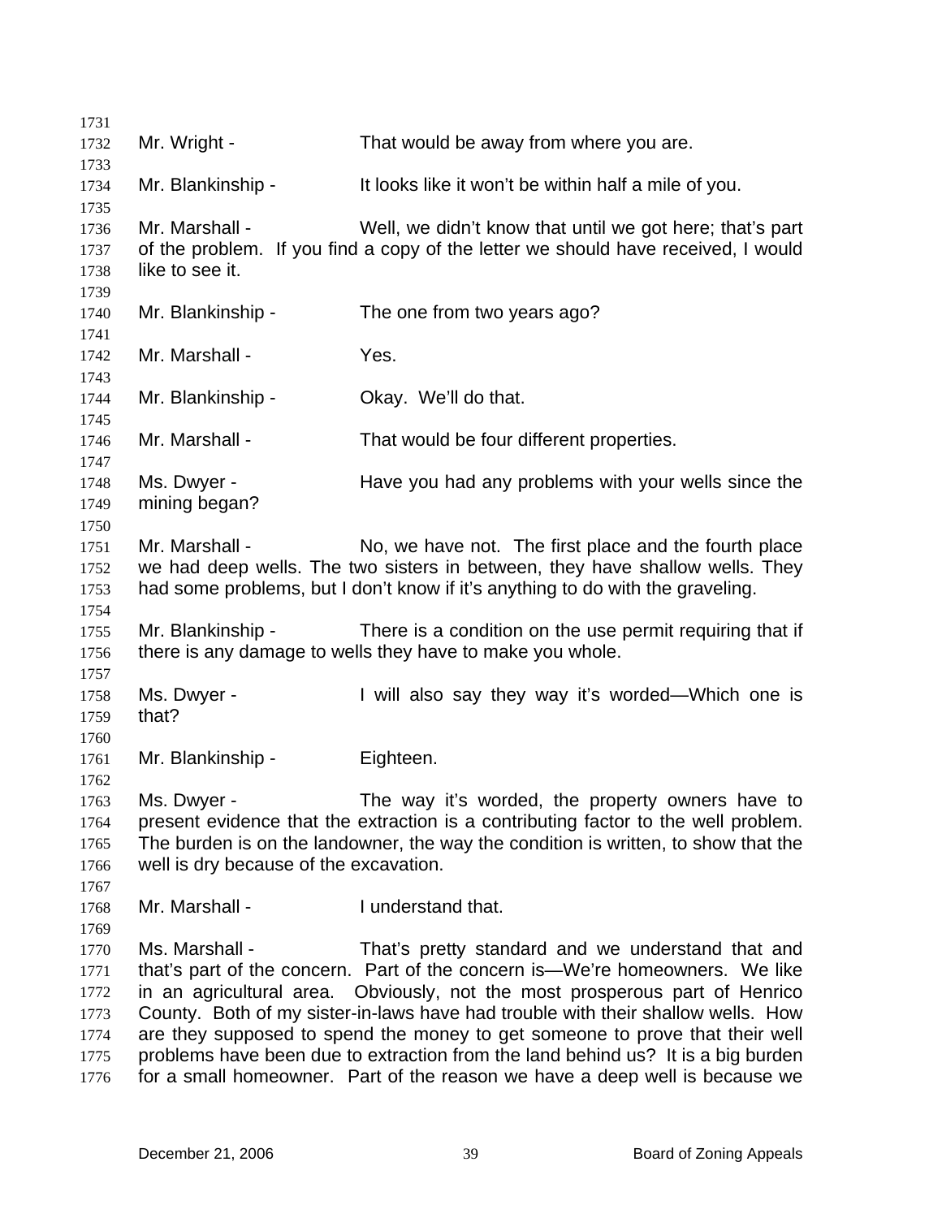Mr. Wright - That would be away from where you are.

Mr. Blankinship - It looks like it won't be within half a mile of you.

Mr. Marshall - Well, we didn't know that until we got here; that's part of the problem. If you find a copy of the letter we should have received, I would like to see it.

Mr. Blankinship - The one from two years ago?

Mr. Marshall - Yes.

Mr. Blankinship - Okay. We'll do that.

Mr. Marshall - That would be four different properties.

Ms. Dwyer - Have you had any problems with your wells since the mining began?

Mr. Marshall - No, we have not. The first place and the fourth place we had deep wells. The two sisters in between, they have shallow wells. They had some problems, but I don't know if it's anything to do with the graveling.

Mr. Blankinship - There is a condition on the use permit requiring that if there is any damage to wells they have to make you whole.

Ms. Dwyer - I will also say they way it's worded—Which one is that?

Mr. Blankinship - Eighteen.

Ms. Dwyer - The way it's worded, the property owners have to present evidence that the extraction is a contributing factor to the well problem. The burden is on the landowner, the way the condition is written, to show that the well is dry because of the excavation.

Mr. Marshall - I understand that.

Ms. Marshall - That's pretty standard and we understand that and that's part of the concern. Part of the concern is—We're homeowners. We like in an agricultural area. Obviously, not the most prosperous part of Henrico County. Both of my sister-in-laws have had trouble with their shallow wells. How are they supposed to spend the money to get someone to prove that their well problems have been due to extraction from the land behind us? It is a big burden for a small homeowner. Part of the reason we have a deep well is because we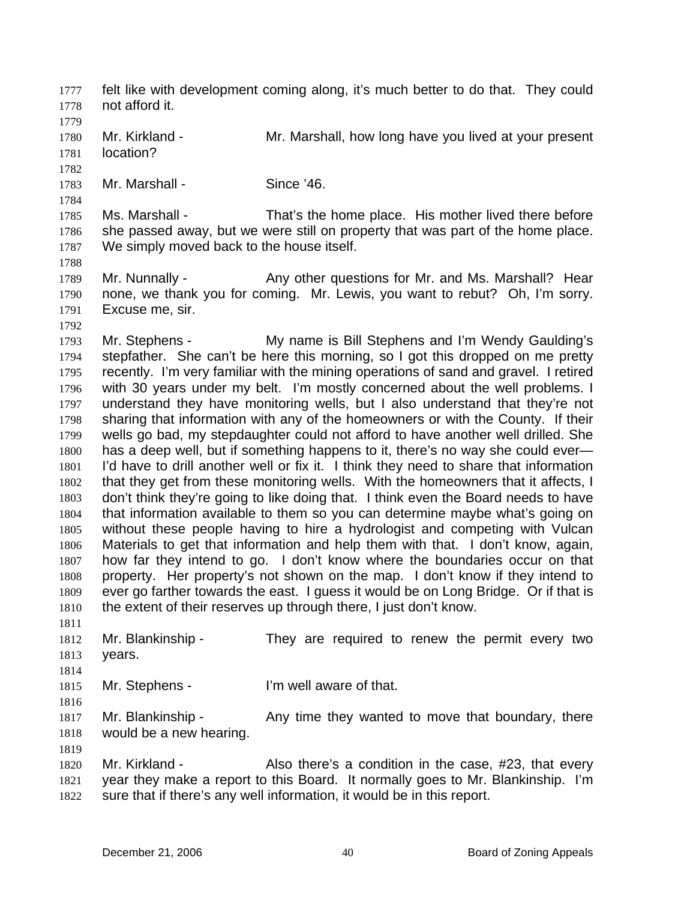felt like with development coming along, it's much better to do that. They could not afford it.

Mr. Kirkland - Mr. Marshall, how long have you lived at your present location?

Mr. Marshall - Since '46.

Ms. Marshall - That's the home place. His mother lived there before she passed away, but we were still on property that was part of the home place. We simply moved back to the house itself.

Mr. Nunnally - Any other questions for Mr. and Ms. Marshall? Hear none, we thank you for coming. Mr. Lewis, you want to rebut? Oh, I'm sorry. Excuse me, sir.

Mr. Stephens - My name is Bill Stephens and I'm Wendy Gaulding's stepfather. She can't be here this morning, so I got this dropped on me pretty recently. I'm very familiar with the mining operations of sand and gravel. I retired with 30 years under my belt. I'm mostly concerned about the well problems. I understand they have monitoring wells, but I also understand that they're not sharing that information with any of the homeowners or with the County. If their wells go bad, my stepdaughter could not afford to have another well drilled. She has a deep well, but if something happens to it, there's no way she could ever— I'd have to drill another well or fix it. I think they need to share that information that they get from these monitoring wells. With the homeowners that it affects, I don't think they're going to like doing that. I think even the Board needs to have that information available to them so you can determine maybe what's going on without these people having to hire a hydrologist and competing with Vulcan Materials to get that information and help them with that. I don't know, again, how far they intend to go. I don't know where the boundaries occur on that property. Her property's not shown on the map. I don't know if they intend to ever go farther towards the east. I guess it would be on Long Bridge. Or if that is the extent of their reserves up through there, I just don't know.

Mr. Blankinship - They are required to renew the permit every two years.

Mr. Stephens - I'm well aware of that.

Mr. Blankinship - Any time they wanted to move that boundary, there would be a new hearing.

Mr. Kirkland - Also there's a condition in the case, #23, that every year they make a report to this Board. It normally goes to Mr. Blankinship. I'm sure that if there's any well information, it would be in this report.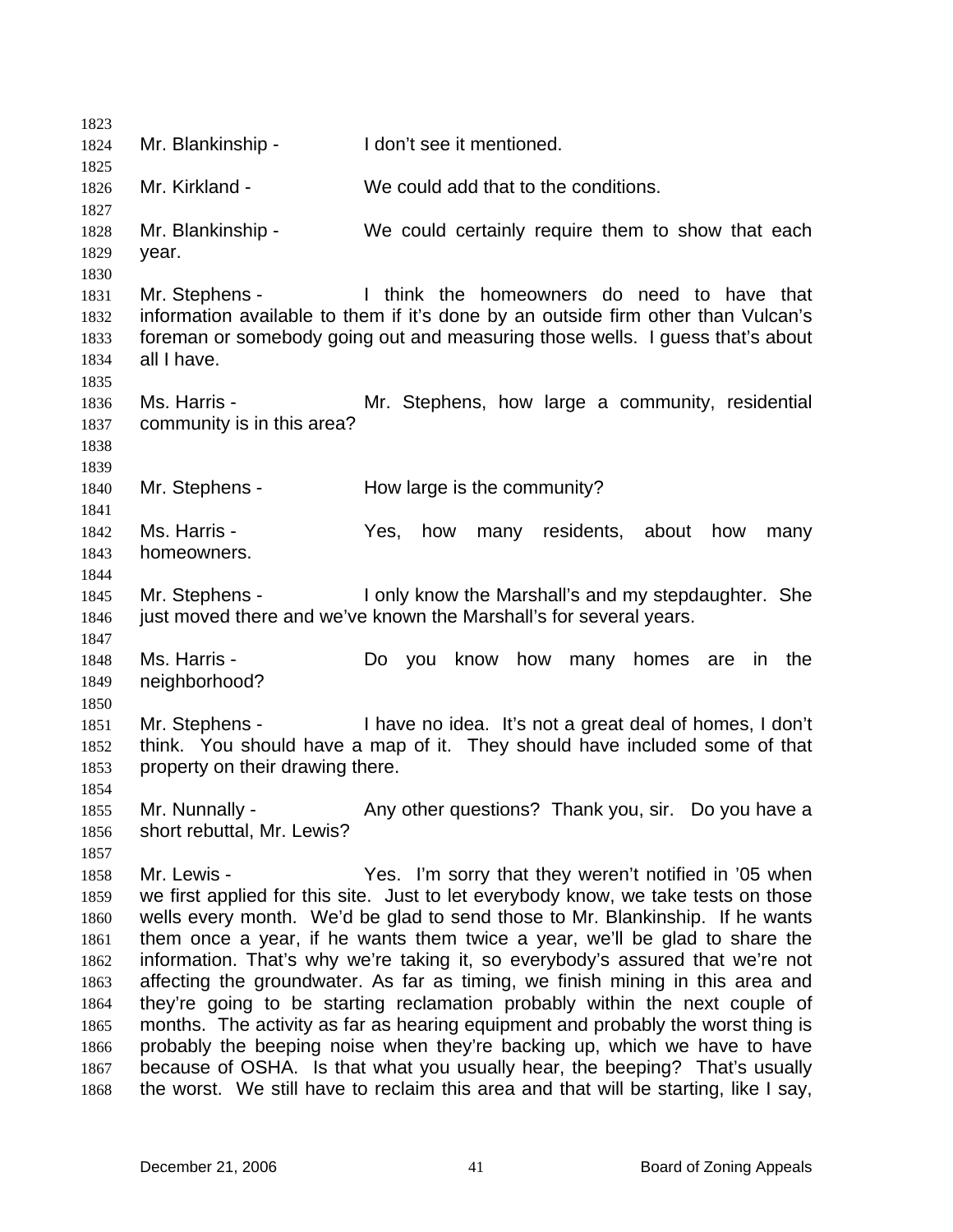Mr. Blankinship - I don't see it mentioned.

Mr. Kirkland - We could add that to the conditions.

Mr. Blankinship - We could certainly require them to show that each year.

Mr. Stephens - I think the homeowners do need to have that information available to them if it's done by an outside firm other than Vulcan's foreman or somebody going out and measuring those wells. I guess that's about all I have.

Ms. Harris - Mr. Stephens, how large a community, residential community is in this area?

Mr. Stephens - How large is the community?

Ms. Harris - Yes, how many residents, about how many homeowners.

Mr. Stephens - I only know the Marshall's and my stepdaughter. She just moved there and we've known the Marshall's for several years.

Ms. Harris - Do you know how many homes are in the neighborhood?

Mr. Stephens - I have no idea. It's not a great deal of homes, I don't think. You should have a map of it. They should have included some of that property on their drawing there.

Mr. Nunnally - Any other questions? Thank you, sir. Do you have a short rebuttal, Mr. Lewis?

Mr. Lewis - Yes. I'm sorry that they weren't notified in '05 when we first applied for this site. Just to let everybody know, we take tests on those wells every month. We'd be glad to send those to Mr. Blankinship. If he wants them once a year, if he wants them twice a year, we'll be glad to share the information. That's why we're taking it, so everybody's assured that we're not affecting the groundwater. As far as timing, we finish mining in this area and they're going to be starting reclamation probably within the next couple of months. The activity as far as hearing equipment and probably the worst thing is probably the beeping noise when they're backing up, which we have to have because of OSHA. Is that what you usually hear, the beeping? That's usually the worst. We still have to reclaim this area and that will be starting, like I say,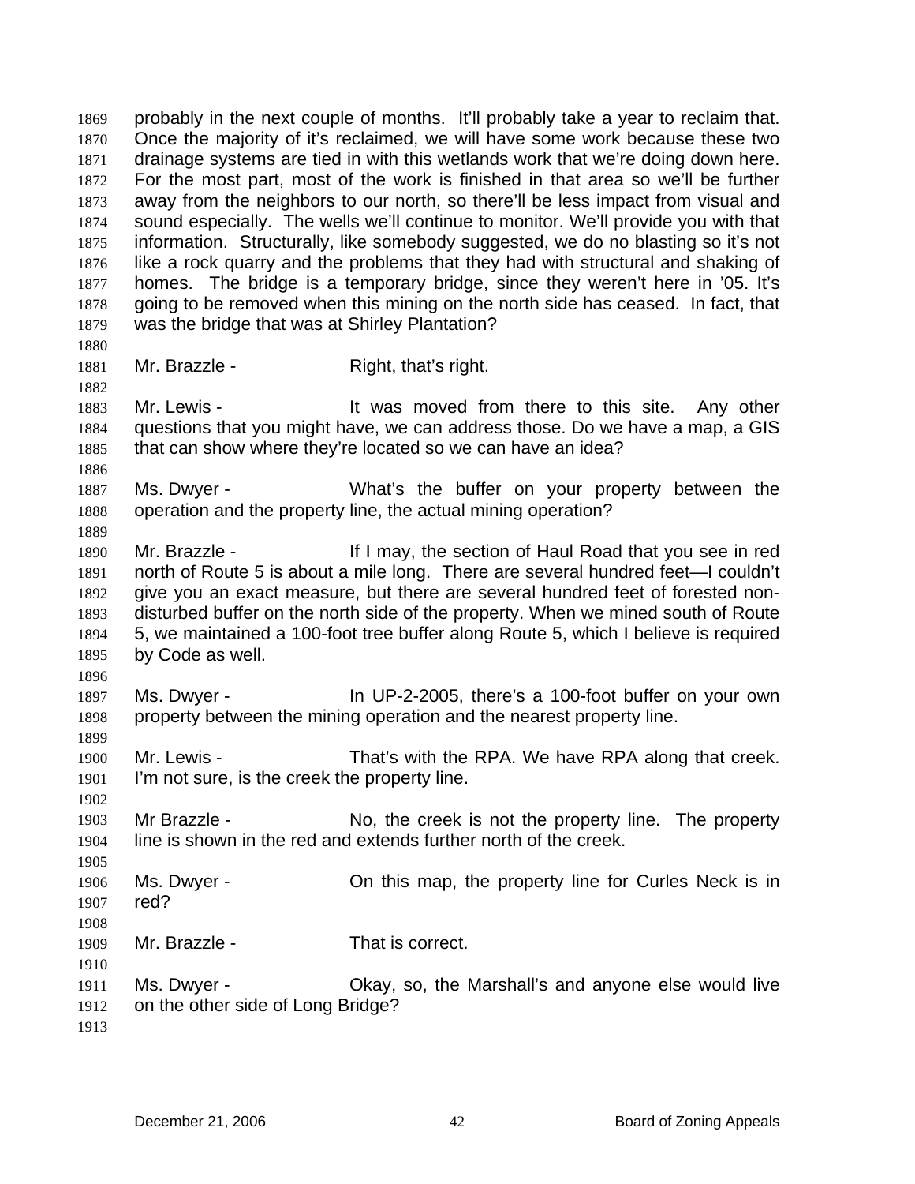probably in the next couple of months. It'll probably take a year to reclaim that. Once the majority of it's reclaimed, we will have some work because these two drainage systems are tied in with this wetlands work that we're doing down here. For the most part, most of the work is finished in that area so we'll be further away from the neighbors to our north, so there'll be less impact from visual and sound especially. The wells we'll continue to monitor. We'll provide you with that information. Structurally, like somebody suggested, we do no blasting so it's not like a rock quarry and the problems that they had with structural and shaking of homes. The bridge is a temporary bridge, since they weren't here in '05. It's going to be removed when this mining on the north side has ceased. In fact, that was the bridge that was at Shirley Plantation?

Mr. Brazzle - Right, that's right.

Mr. Lewis - It was moved from there to this site. Any other questions that you might have, we can address those. Do we have a map, a GIS that can show where they're located so we can have an idea?

Ms. Dwyer - What's the buffer on your property between the operation and the property line, the actual mining operation?

Mr. Brazzle - If I may, the section of Haul Road that you see in red north of Route 5 is about a mile long. There are several hundred feet—I couldn't give you an exact measure, but there are several hundred feet of forested non-disturbed buffer on the north side of the property. When we mined south of Route 5, we maintained a 100-foot tree buffer along Route 5, which I believe is required by Code as well.

Ms. Dwyer - In UP-2-2005, there's a 100-foot buffer on your own property between the mining operation and the nearest property line.

Mr. Lewis - That's with the RPA. We have RPA along that creek. I'm not sure, is the creek the property line.

Mr Brazzle - No, the creek is not the property line. The property line is shown in the red and extends further north of the creek.

Ms. Dwyer - On this map, the property line for Curles Neck is in red?

Mr. Brazzle - That is correct.

Ms. Dwyer - Okay, so, the Marshall's and anyone else would live on the other side of Long Bridge?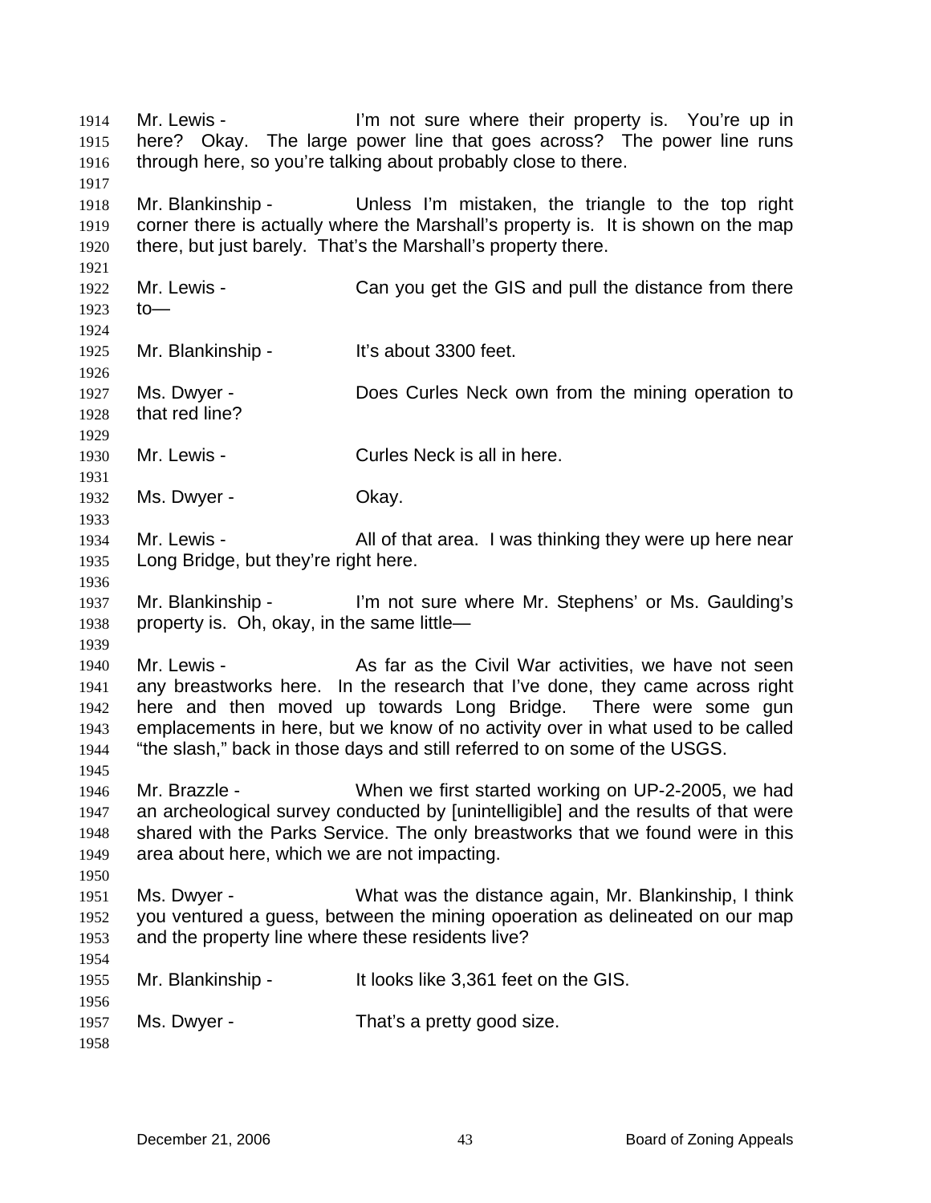1914 Mr. Lewis - I'm not sure where their property is. You're up in
1915 here? Okay. The large power line that goes across? The power line runs
1916 through here, so you're talking about probably close to there.
1917
1918 Mr. Blankinship - Unless I'm mistaken, the triangle to the top right
1919 corner there is actually where the Marshall's property is. It is shown on the map
1920 there, but just barely. That's the Marshall's property there.
1921
1922 Mr. Lewis - Can you get the GIS and pull the distance from there
1923 to—
1924
1925 Mr. Blankinship - It's about 3300 feet.
1926
1927 Ms. Dwyer - Does Curles Neck own from the mining operation to
1928 that red line?
1929
1930 Mr. Lewis - Curles Neck is all in here.
1931
1932 Ms. Dwyer - Okay.
1933
1934 Mr. Lewis - All of that area. I was thinking they were up here near
1935 Long Bridge, but they're right here.
1936
1937 Mr. Blankinship - I'm not sure where Mr. Stephens' or Ms. Gaulding's
1938 property is. Oh, okay, in the same little—
1939
1940 Mr. Lewis - As far as the Civil War activities, we have not seen
1941 any breastworks here. In the research that I've done, they came across right
1942 here and then moved up towards Long Bridge. There were some gun
1943 emplacements in here, but we know of no activity over in what used to be called
1944 "the slash," back in those days and still referred to on some of the USGS.
1945
1946 Mr. Brazzle - When we first started working on UP-2-2005, we had
1947 an archeological survey conducted by [unintelligible] and the results of that were
1948 shared with the Parks Service. The only breastworks that we found were in this
1949 area about here, which we are not impacting.
1950
1951 Ms. Dwyer - What was the distance again, Mr. Blankinship, I think
1952 you ventured a guess, between the mining opoeration as delineated on our map
1953 and the property line where these residents live?
1954
1955 Mr. Blankinship - It looks like 3,361 feet on the GIS.
1956
1957 Ms. Dwyer - That's a pretty good size.
1958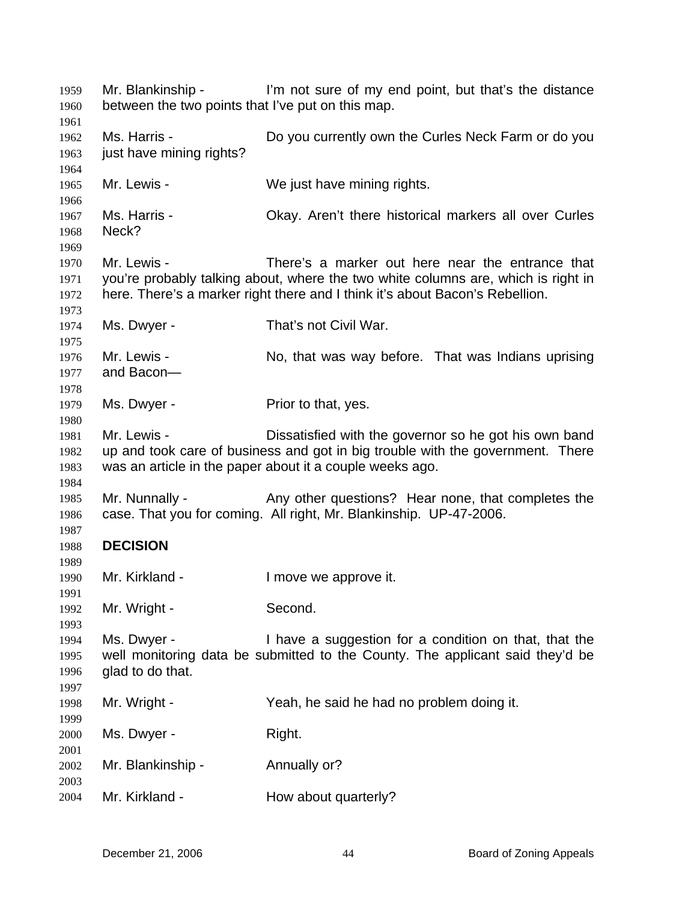Mr. Blankinship - I'm not sure of my end point, but that's the distance between the two points that I've put on this map.

Ms. Harris - Do you currently own the Curles Neck Farm or do you just have mining rights?

Mr. Lewis - We just have mining rights.

Ms. Harris - Okay. Aren't there historical markers all over Curles Neck?

Mr. Lewis - There's a marker out here near the entrance that you're probably talking about, where the two white columns are, which is right in here. There's a marker right there and I think it's about Bacon's Rebellion.

Ms. Dwyer - That's not Civil War.

Mr. Lewis - No, that was way before. That was Indians uprising and Bacon—

Ms. Dwyer - Prior to that, yes.

Mr. Lewis - Dissatisfied with the governor so he got his own band up and took care of business and got in big trouble with the government. There was an article in the paper about it a couple weeks ago.

Mr. Nunnally - Any other questions? Hear none, that completes the case. That you for coming. All right, Mr. Blankinship. UP-47-2006.

**DECISION**

Mr. Kirkland - I move we approve it.

Mr. Wright - Second.

Ms. Dwyer - I have a suggestion for a condition on that, that the well monitoring data be submitted to the County. The applicant said they'd be glad to do that.

Mr. Wright - Yeah, he said he had no problem doing it.

Ms. Dwyer - Right.

Mr. Blankinship - Annually or?

Mr. Kirkland - How about quarterly?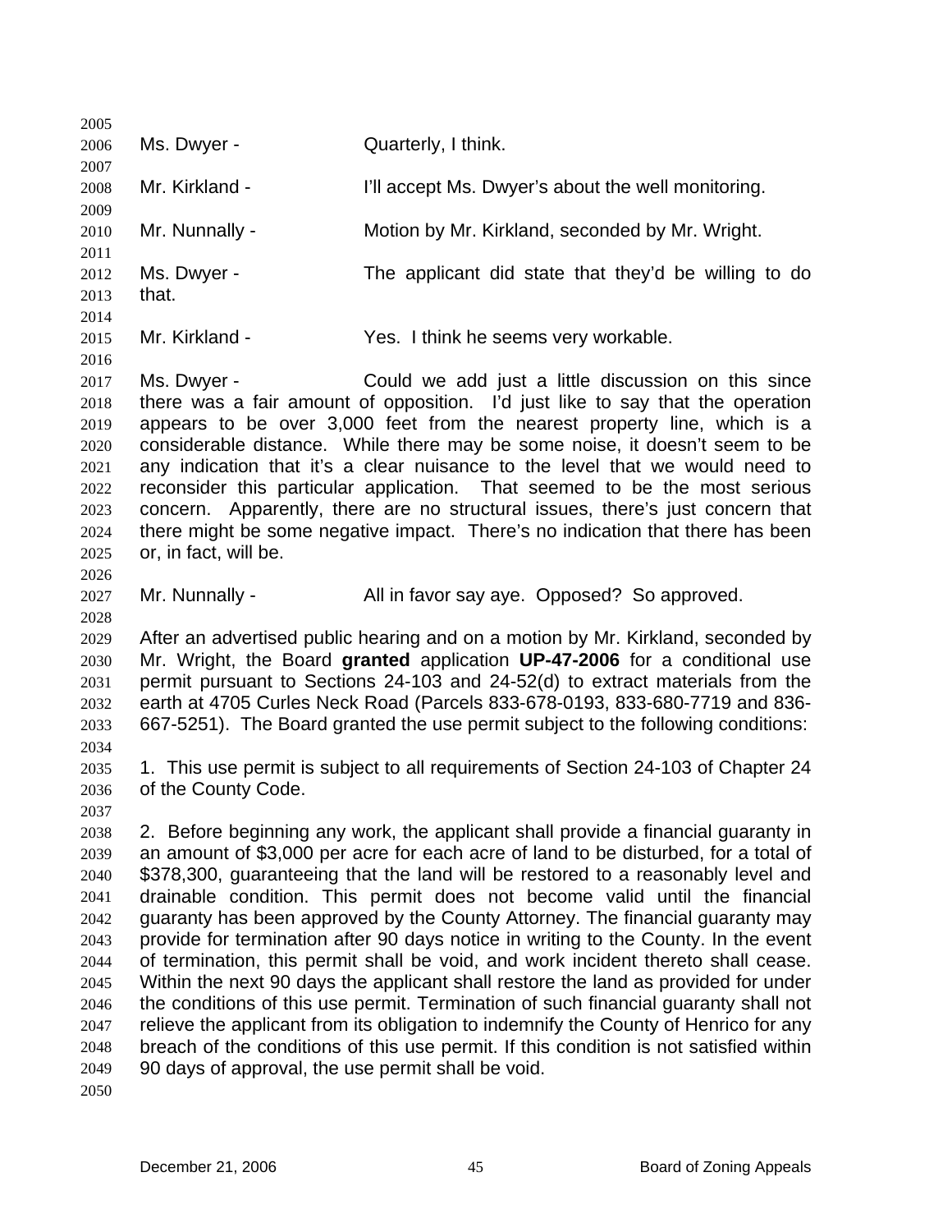Ms. Dwyer - Quarterly, I think.

Mr. Kirkland - I'll accept Ms. Dwyer's about the well monitoring.

Mr. Nunnally - Motion by Mr. Kirkland, seconded by Mr. Wright.

Ms. Dwyer - The applicant did state that they'd be willing to do that.

Mr. Kirkland - Yes. I think he seems very workable.

Ms. Dwyer - Could we add just a little discussion on this since there was a fair amount of opposition. I'd just like to say that the operation appears to be over 3,000 feet from the nearest property line, which is a considerable distance. While there may be some noise, it doesn't seem to be any indication that it's a clear nuisance to the level that we would need to reconsider this particular application. That seemed to be the most serious concern. Apparently, there are no structural issues, there's just concern that there might be some negative impact. There's no indication that there has been or, in fact, will be.

Mr. Nunnally - All in favor say aye. Opposed? So approved.

After an advertised public hearing and on a motion by Mr. Kirkland, seconded by Mr. Wright, the Board **granted** application **UP-47-2006** for a conditional use permit pursuant to Sections 24-103 and 24-52(d) to extract materials from the earth at 4705 Curles Neck Road (Parcels 833-678-0193, 833-680-7719 and 836-667-5251). The Board granted the use permit subject to the following conditions:

1. This use permit is subject to all requirements of Section 24-103 of Chapter 24 of the County Code.

2. Before beginning any work, the applicant shall provide a financial guaranty in an amount of $3,000 per acre for each acre of land to be disturbed, for a total of $378,300, guaranteeing that the land will be restored to a reasonably level and drainable condition. This permit does not become valid until the financial guaranty has been approved by the County Attorney. The financial guaranty may provide for termination after 90 days notice in writing to the County. In the event of termination, this permit shall be void, and work incident thereto shall cease. Within the next 90 days the applicant shall restore the land as provided for under the conditions of this use permit. Termination of such financial guaranty shall not relieve the applicant from its obligation to indemnify the County of Henrico for any breach of the conditions of this use permit. If this condition is not satisfied within 90 days of approval, the use permit shall be void.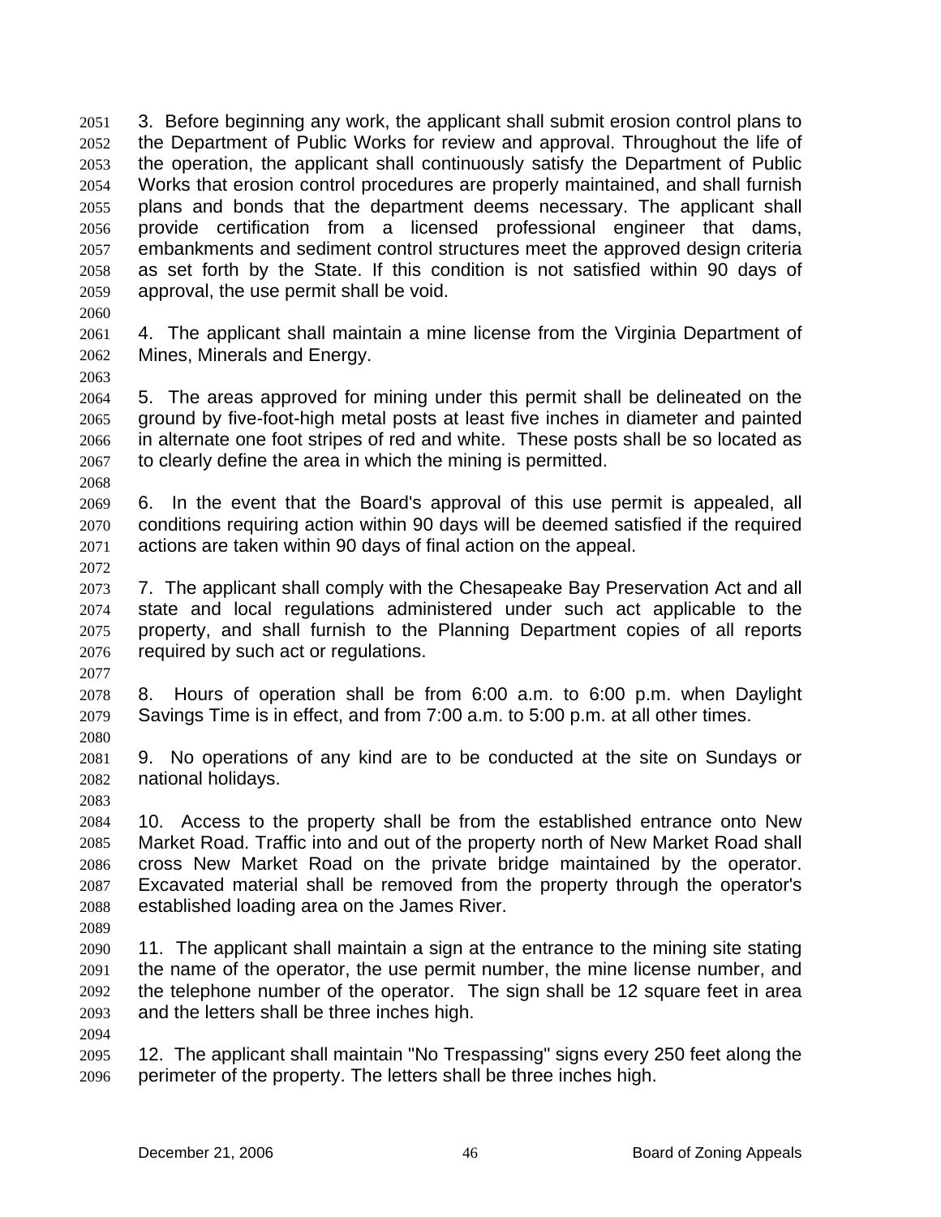3. Before beginning any work, the applicant shall submit erosion control plans to the Department of Public Works for review and approval. Throughout the life of the operation, the applicant shall continuously satisfy the Department of Public Works that erosion control procedures are properly maintained, and shall furnish plans and bonds that the department deems necessary. The applicant shall provide certification from a licensed professional engineer that dams, embankments and sediment control structures meet the approved design criteria as set forth by the State. If this condition is not satisfied within 90 days of approval, the use permit shall be void.

4. The applicant shall maintain a mine license from the Virginia Department of Mines, Minerals and Energy.

5. The areas approved for mining under this permit shall be delineated on the ground by five-foot-high metal posts at least five inches in diameter and painted in alternate one foot stripes of red and white. These posts shall be so located as to clearly define the area in which the mining is permitted.

6. In the event that the Board's approval of this use permit is appealed, all conditions requiring action within 90 days will be deemed satisfied if the required actions are taken within 90 days of final action on the appeal.

7. The applicant shall comply with the Chesapeake Bay Preservation Act and all state and local regulations administered under such act applicable to the property, and shall furnish to the Planning Department copies of all reports required by such act or regulations.

8. Hours of operation shall be from 6:00 a.m. to 6:00 p.m. when Daylight Savings Time is in effect, and from 7:00 a.m. to 5:00 p.m. at all other times.

9. No operations of any kind are to be conducted at the site on Sundays or national holidays.

10. Access to the property shall be from the established entrance onto New Market Road. Traffic into and out of the property north of New Market Road shall cross New Market Road on the private bridge maintained by the operator. Excavated material shall be removed from the property through the operator's established loading area on the James River.

11. The applicant shall maintain a sign at the entrance to the mining site stating the name of the operator, the use permit number, the mine license number, and the telephone number of the operator. The sign shall be 12 square feet in area and the letters shall be three inches high.

12. The applicant shall maintain "No Trespassing" signs every 250 feet along the perimeter of the property. The letters shall be three inches high.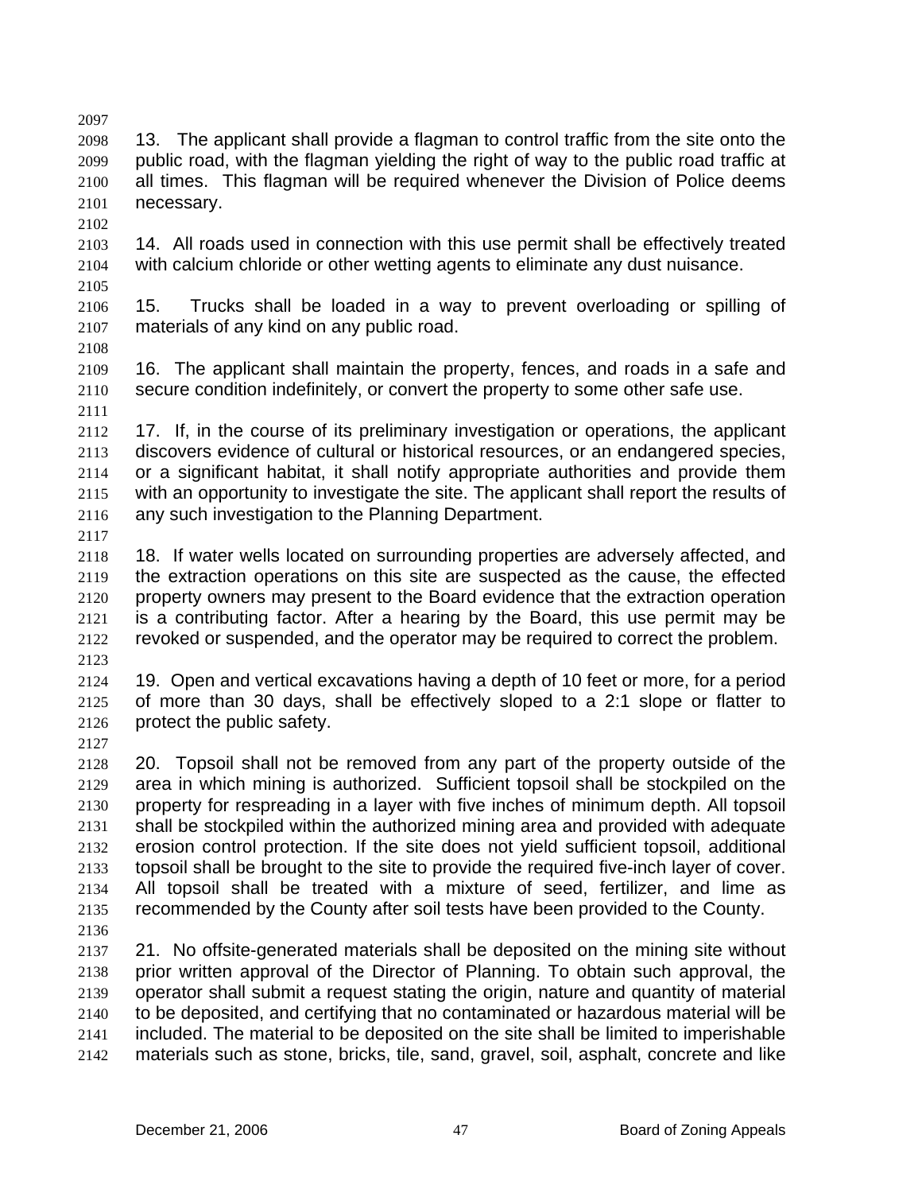13. The applicant shall provide a flagman to control traffic from the site onto the public road, with the flagman yielding the right of way to the public road traffic at all times. This flagman will be required whenever the Division of Police deems necessary.

14. All roads used in connection with this use permit shall be effectively treated with calcium chloride or other wetting agents to eliminate any dust nuisance.

15. Trucks shall be loaded in a way to prevent overloading or spilling of materials of any kind on any public road.

16. The applicant shall maintain the property, fences, and roads in a safe and secure condition indefinitely, or convert the property to some other safe use.

17. If, in the course of its preliminary investigation or operations, the applicant discovers evidence of cultural or historical resources, or an endangered species, or a significant habitat, it shall notify appropriate authorities and provide them with an opportunity to investigate the site. The applicant shall report the results of any such investigation to the Planning Department.

18. If water wells located on surrounding properties are adversely affected, and the extraction operations on this site are suspected as the cause, the effected property owners may present to the Board evidence that the extraction operation is a contributing factor. After a hearing by the Board, this use permit may be revoked or suspended, and the operator may be required to correct the problem.

19. Open and vertical excavations having a depth of 10 feet or more, for a period of more than 30 days, shall be effectively sloped to a 2:1 slope or flatter to protect the public safety.

20. Topsoil shall not be removed from any part of the property outside of the area in which mining is authorized. Sufficient topsoil shall be stockpiled on the property for respreading in a layer with five inches of minimum depth. All topsoil shall be stockpiled within the authorized mining area and provided with adequate erosion control protection. If the site does not yield sufficient topsoil, additional topsoil shall be brought to the site to provide the required five-inch layer of cover. All topsoil shall be treated with a mixture of seed, fertilizer, and lime as recommended by the County after soil tests have been provided to the County.

21. No offsite-generated materials shall be deposited on the mining site without prior written approval of the Director of Planning. To obtain such approval, the operator shall submit a request stating the origin, nature and quantity of material to be deposited, and certifying that no contaminated or hazardous material will be included. The material to be deposited on the site shall be limited to imperishable materials such as stone, bricks, tile, sand, gravel, soil, asphalt, concrete and like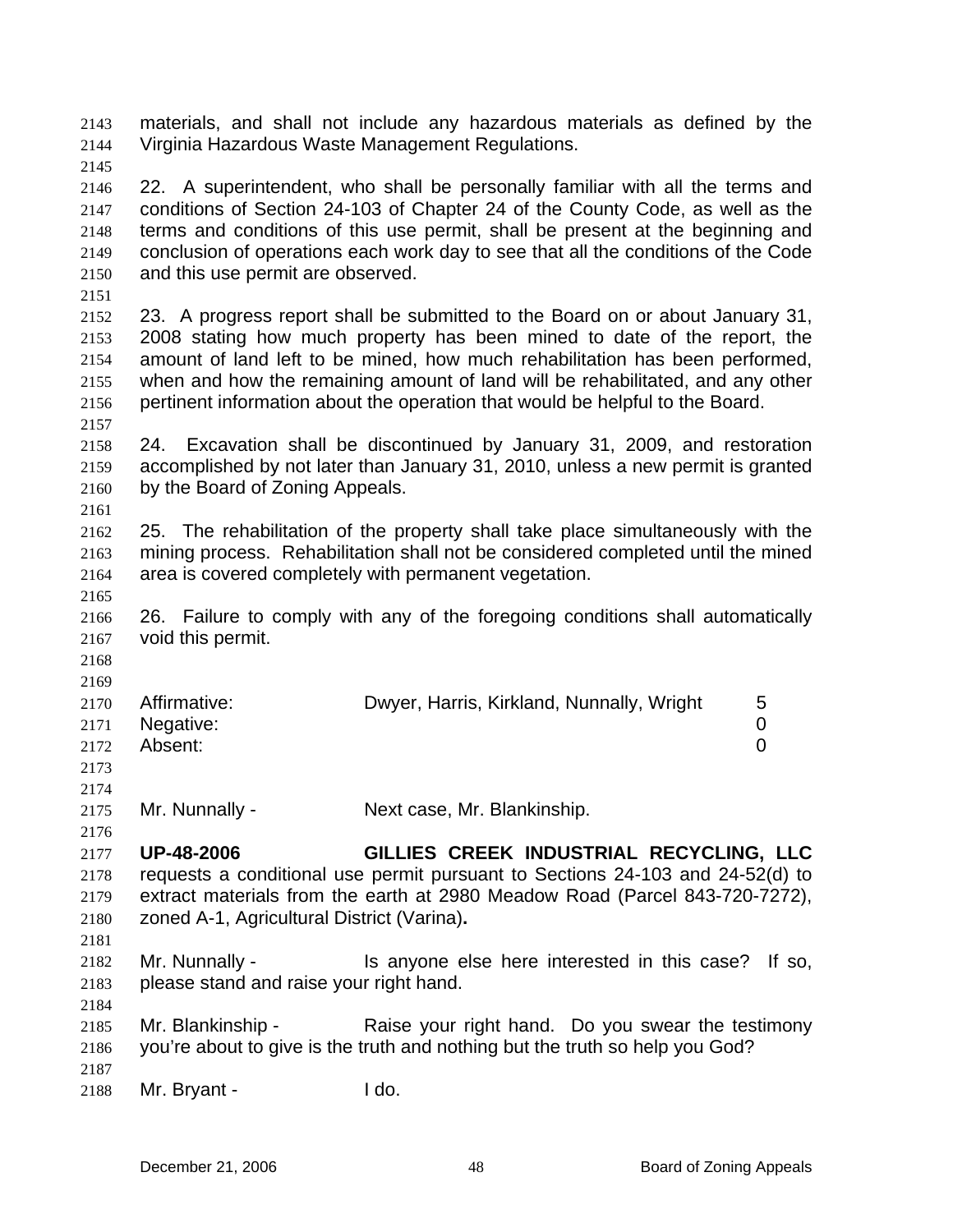materials, and shall not include any hazardous materials as defined by the Virginia Hazardous Waste Management Regulations.

22. A superintendent, who shall be personally familiar with all the terms and conditions of Section 24-103 of Chapter 24 of the County Code, as well as the terms and conditions of this use permit, shall be present at the beginning and conclusion of operations each work day to see that all the conditions of the Code and this use permit are observed.

23. A progress report shall be submitted to the Board on or about January 31, 2008 stating how much property has been mined to date of the report, the amount of land left to be mined, how much rehabilitation has been performed, when and how the remaining amount of land will be rehabilitated, and any other pertinent information about the operation that would be helpful to the Board.

24. Excavation shall be discontinued by January 31, 2009, and restoration accomplished by not later than January 31, 2010, unless a new permit is granted by the Board of Zoning Appeals.

25. The rehabilitation of the property shall take place simultaneously with the mining process. Rehabilitation shall not be considered completed until the mined area is covered completely with permanent vegetation.

26. Failure to comply with any of the foregoing conditions shall automatically void this permit.

| | | |
|---|---|---|
| Affirmative: | Dwyer, Harris, Kirkland, Nunnally, Wright | 5 |
| Negative: | | 0 |
| Absent: | | 0 |

Mr. Nunnally - Next case, Mr. Blankinship.

**UP-48-2006 GILLIES CREEK INDUSTRIAL RECYCLING, LLC** requests a conditional use permit pursuant to Sections 24-103 and 24-52(d) to extract materials from the earth at 2980 Meadow Road (Parcel 843-720-7272), zoned A-1, Agricultural District (Varina)**.**

Mr. Nunnally - Is anyone else here interested in this case? If so, please stand and raise your right hand.

Mr. Blankinship - Raise your right hand. Do you swear the testimony you're about to give is the truth and nothing but the truth so help you God?

Mr. Bryant - I do.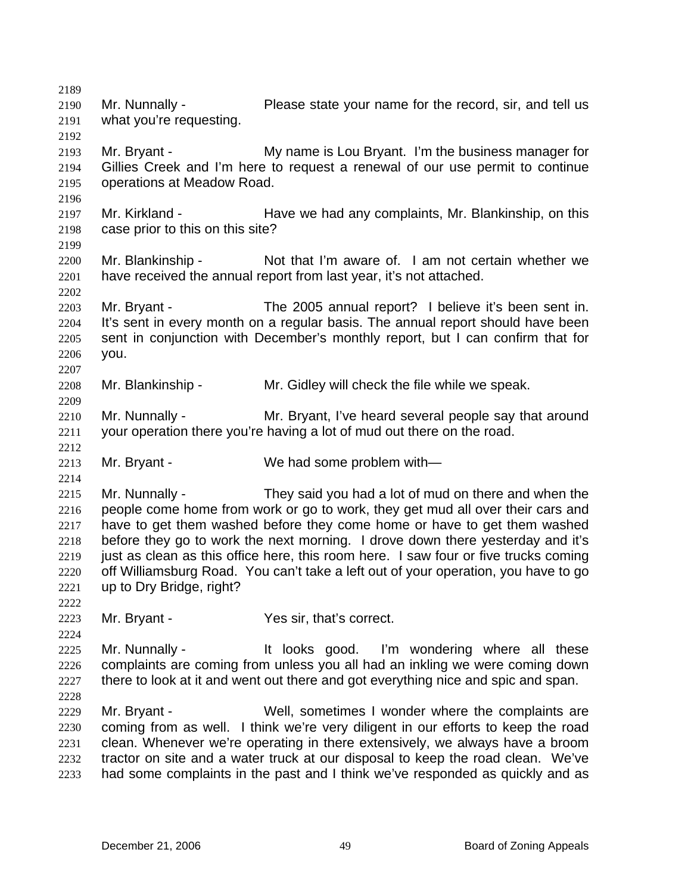Mr. Nunnally - Please state your name for the record, sir, and tell us what you're requesting.

Mr. Bryant - My name is Lou Bryant. I'm the business manager for Gillies Creek and I'm here to request a renewal of our use permit to continue operations at Meadow Road.

Mr. Kirkland - Have we had any complaints, Mr. Blankinship, on this case prior to this on this site?

Mr. Blankinship - Not that I'm aware of. I am not certain whether we have received the annual report from last year, it's not attached.

Mr. Bryant - The 2005 annual report? I believe it's been sent in. It's sent in every month on a regular basis. The annual report should have been sent in conjunction with December's monthly report, but I can confirm that for you.

Mr. Blankinship - Mr. Gidley will check the file while we speak.

Mr. Nunnally - Mr. Bryant, I've heard several people say that around your operation there you're having a lot of mud out there on the road.

Mr. Bryant - We had some problem with—

Mr. Nunnally - They said you had a lot of mud on there and when the people come home from work or go to work, they get mud all over their cars and have to get them washed before they come home or have to get them washed before they go to work the next morning. I drove down there yesterday and it's just as clean as this office here, this room here. I saw four or five trucks coming off Williamsburg Road. You can't take a left out of your operation, you have to go up to Dry Bridge, right?

Mr. Bryant - Yes sir, that's correct.

Mr. Nunnally - It looks good. I'm wondering where all these complaints are coming from unless you all had an inkling we were coming down there to look at it and went out there and got everything nice and spic and span.

Mr. Bryant - Well, sometimes I wonder where the complaints are coming from as well. I think we're very diligent in our efforts to keep the road clean. Whenever we're operating in there extensively, we always have a broom tractor on site and a water truck at our disposal to keep the road clean. We've had some complaints in the past and I think we've responded as quickly and as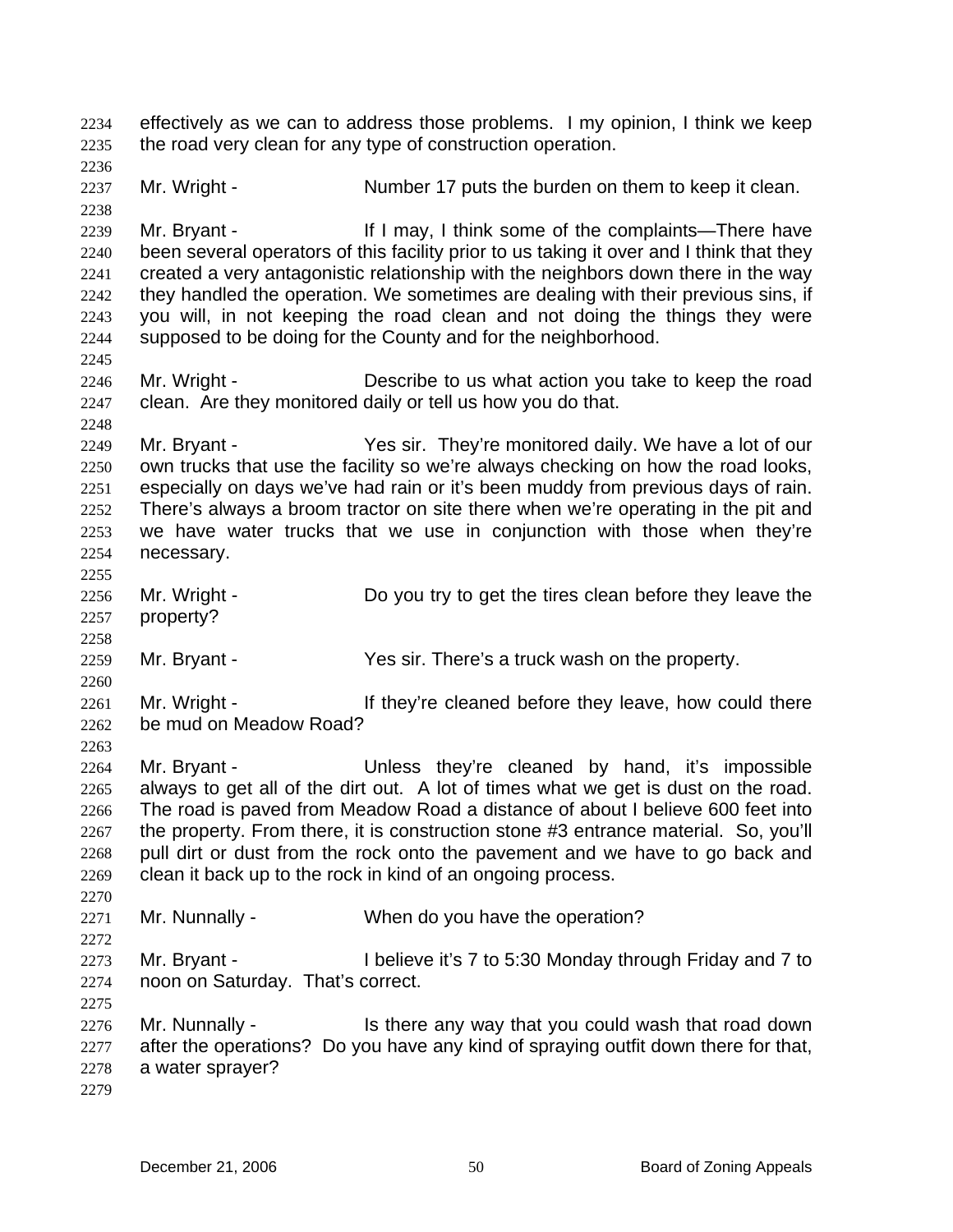effectively as we can to address those problems. I my opinion, I think we keep the road very clean for any type of construction operation.

Mr. Wright - Number 17 puts the burden on them to keep it clean.

Mr. Bryant - If I may, I think some of the complaints—There have been several operators of this facility prior to us taking it over and I think that they created a very antagonistic relationship with the neighbors down there in the way they handled the operation. We sometimes are dealing with their previous sins, if you will, in not keeping the road clean and not doing the things they were supposed to be doing for the County and for the neighborhood.

Mr. Wright - Describe to us what action you take to keep the road clean. Are they monitored daily or tell us how you do that.

Mr. Bryant - Yes sir. They're monitored daily. We have a lot of our own trucks that use the facility so we're always checking on how the road looks, especially on days we've had rain or it's been muddy from previous days of rain. There's always a broom tractor on site there when we're operating in the pit and we have water trucks that we use in conjunction with those when they're necessary.

Mr. Wright - Do you try to get the tires clean before they leave the property?

Mr. Bryant - Yes sir. There's a truck wash on the property.

Mr. Wright - If they're cleaned before they leave, how could there be mud on Meadow Road?

Mr. Bryant - Unless they're cleaned by hand, it's impossible always to get all of the dirt out. A lot of times what we get is dust on the road. The road is paved from Meadow Road a distance of about I believe 600 feet into the property. From there, it is construction stone #3 entrance material. So, you'll pull dirt or dust from the rock onto the pavement and we have to go back and clean it back up to the rock in kind of an ongoing process.

Mr. Nunnally - When do you have the operation?

Mr. Bryant - I believe it's 7 to 5:30 Monday through Friday and 7 to noon on Saturday. That's correct.

Mr. Nunnally - Is there any way that you could wash that road down after the operations? Do you have any kind of spraying outfit down there for that, a water sprayer?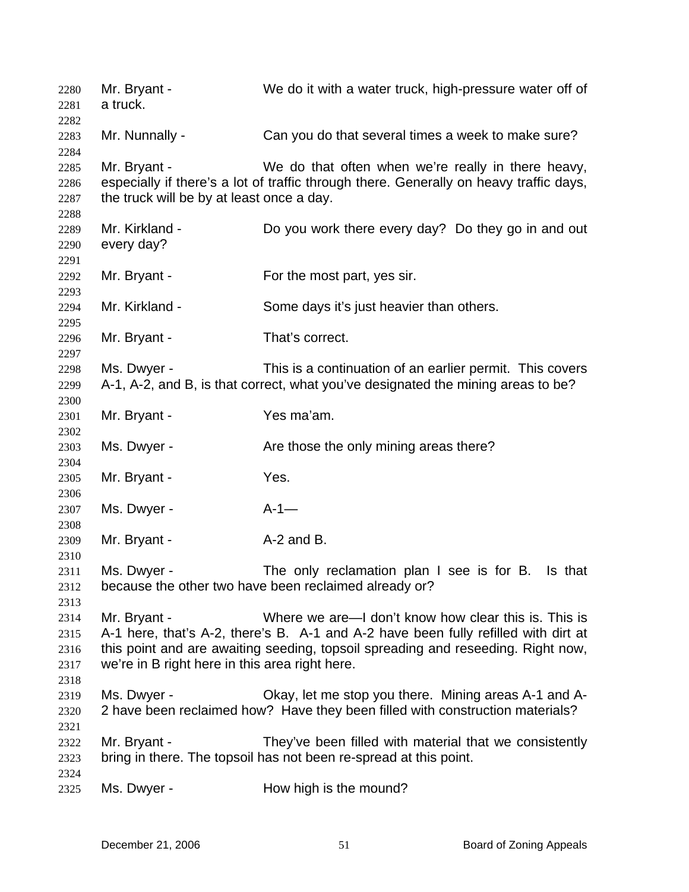2280 Mr. Bryant - We do it with a water truck, high-pressure water off of
2281 a truck.
2282
2283 Mr. Nunnally - Can you do that several times a week to make sure?
2284
2285 Mr. Bryant - We do that often when we're really in there heavy,
2286 especially if there's a lot of traffic through there. Generally on heavy traffic days,
2287 the truck will be by at least once a day.
2288
2289 Mr. Kirkland - Do you work there every day? Do they go in and out
2290 every day?
2291
2292 Mr. Bryant - For the most part, yes sir.
2293
2294 Mr. Kirkland - Some days it's just heavier than others.
2295
2296 Mr. Bryant - That's correct.
2297
2298 Ms. Dwyer - This is a continuation of an earlier permit. This covers
2299 A-1, A-2, and B, is that correct, what you've designated the mining areas to be?
2300
2301 Mr. Bryant - Yes ma'am.
2302
2303 Ms. Dwyer - Are those the only mining areas there?
2304
2305 Mr. Bryant - Yes.
2306
2307 Ms. Dwyer - A-1—
2308
2309 Mr. Bryant - A-2 and B.
2310
2311 Ms. Dwyer - The only reclamation plan I see is for B. Is that
2312 because the other two have been reclaimed already or?
2313
2314 Mr. Bryant - Where we are—I don't know how clear this is. This is
2315 A-1 here, that's A-2, there's B. A-1 and A-2 have been fully refilled with dirt at
2316 this point and are awaiting seeding, topsoil spreading and reseeding. Right now,
2317 we're in B right here in this area right here.
2318
2319 Ms. Dwyer - Okay, let me stop you there. Mining areas A-1 and A-
2320 2 have been reclaimed how? Have they been filled with construction materials?
2321
2322 Mr. Bryant - They've been filled with material that we consistently
2323 bring in there. The topsoil has not been re-spread at this point.
2324
2325 Ms. Dwyer - How high is the mound?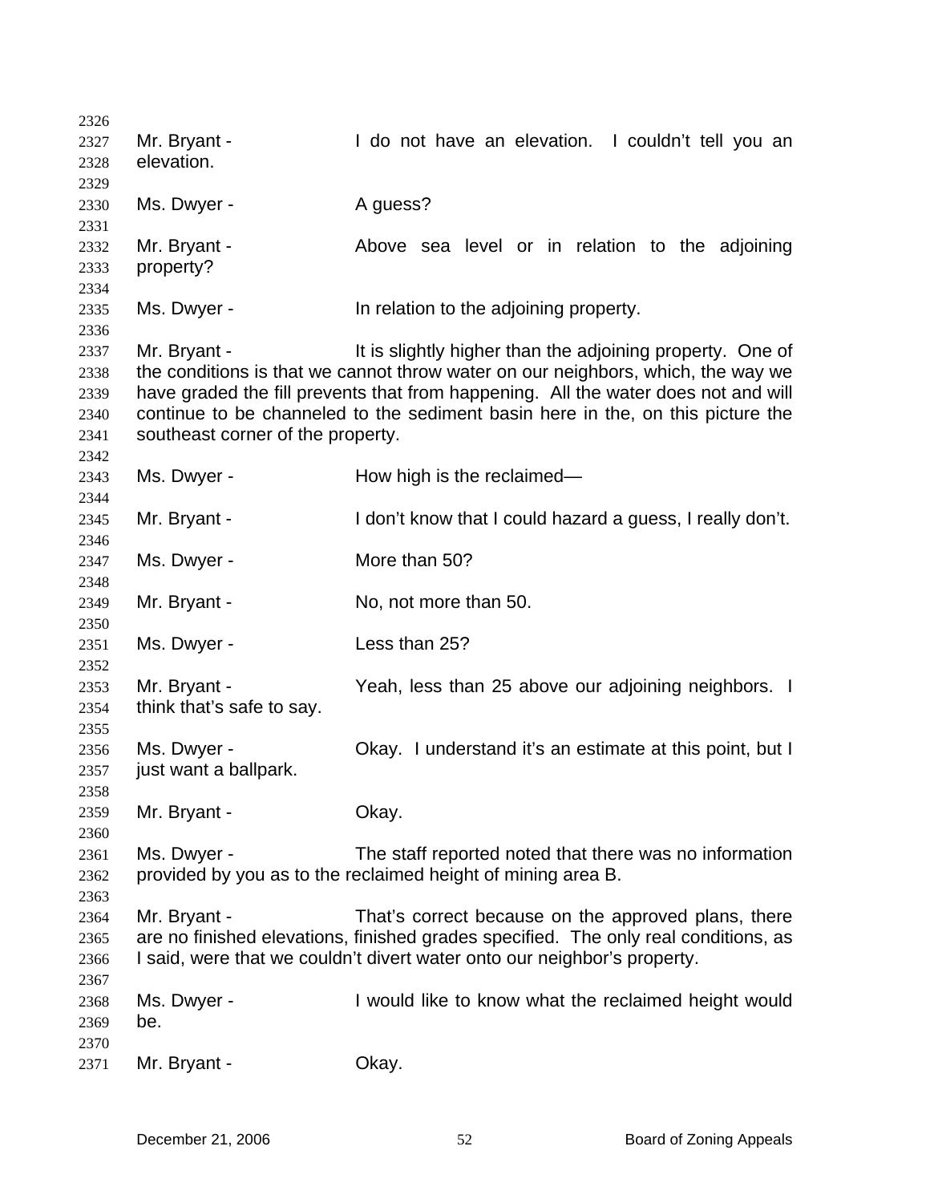Mr. Bryant - I do not have an elevation. I couldn't tell you an elevation.

Ms. Dwyer - A guess?

Mr. Bryant - Above sea level or in relation to the adjoining property?

Ms. Dwyer - In relation to the adjoining property.

Mr. Bryant - It is slightly higher than the adjoining property. One of the conditions is that we cannot throw water on our neighbors, which, the way we have graded the fill prevents that from happening. All the water does not and will continue to be channeled to the sediment basin here in the, on this picture the southeast corner of the property.

Ms. Dwyer - How high is the reclaimed—

Mr. Bryant - I don't know that I could hazard a guess, I really don't.

Ms. Dwyer - More than 50?

Mr. Bryant - No, not more than 50.

Ms. Dwyer - Less than 25?

Mr. Bryant - Yeah, less than 25 above our adjoining neighbors. I think that's safe to say.

Ms. Dwyer - Okay. I understand it's an estimate at this point, but I just want a ballpark.

Mr. Bryant - Okay.

Ms. Dwyer - The staff reported noted that there was no information provided by you as to the reclaimed height of mining area B.

Mr. Bryant - That's correct because on the approved plans, there are no finished elevations, finished grades specified. The only real conditions, as I said, were that we couldn't divert water onto our neighbor's property.

Ms. Dwyer - I would like to know what the reclaimed height would be.

Mr. Bryant - Okay.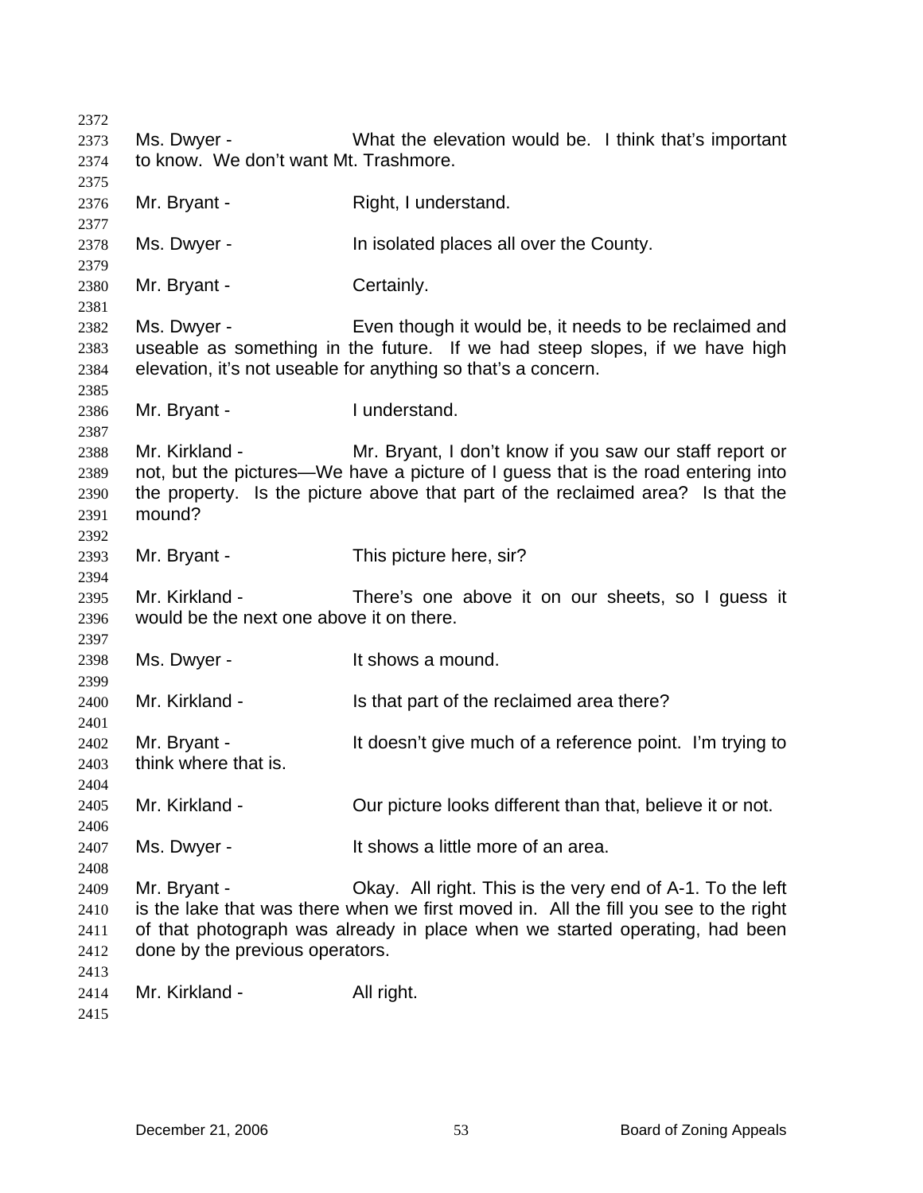Ms. Dwyer - What the elevation would be. I think that's important to know. We don't want Mt. Trashmore.

Mr. Bryant - Right, I understand.

Ms. Dwyer - In isolated places all over the County.

Mr. Bryant - Certainly.

Ms. Dwyer - Even though it would be, it needs to be reclaimed and useable as something in the future. If we had steep slopes, if we have high elevation, it's not useable for anything so that's a concern.

Mr. Bryant - I understand.

Mr. Kirkland - Mr. Bryant, I don't know if you saw our staff report or not, but the pictures—We have a picture of I guess that is the road entering into the property. Is the picture above that part of the reclaimed area? Is that the mound?

Mr. Bryant - This picture here, sir?

Mr. Kirkland - There's one above it on our sheets, so I guess it would be the next one above it on there.

Ms. Dwyer - It shows a mound.

Mr. Kirkland - Is that part of the reclaimed area there?

Mr. Bryant - It doesn't give much of a reference point. I'm trying to think where that is.

Mr. Kirkland - Our picture looks different than that, believe it or not.

Ms. Dwyer - It shows a little more of an area.

Mr. Bryant - Okay. All right. This is the very end of A-1. To the left is the lake that was there when we first moved in. All the fill you see to the right of that photograph was already in place when we started operating, had been done by the previous operators.

Mr. Kirkland - All right.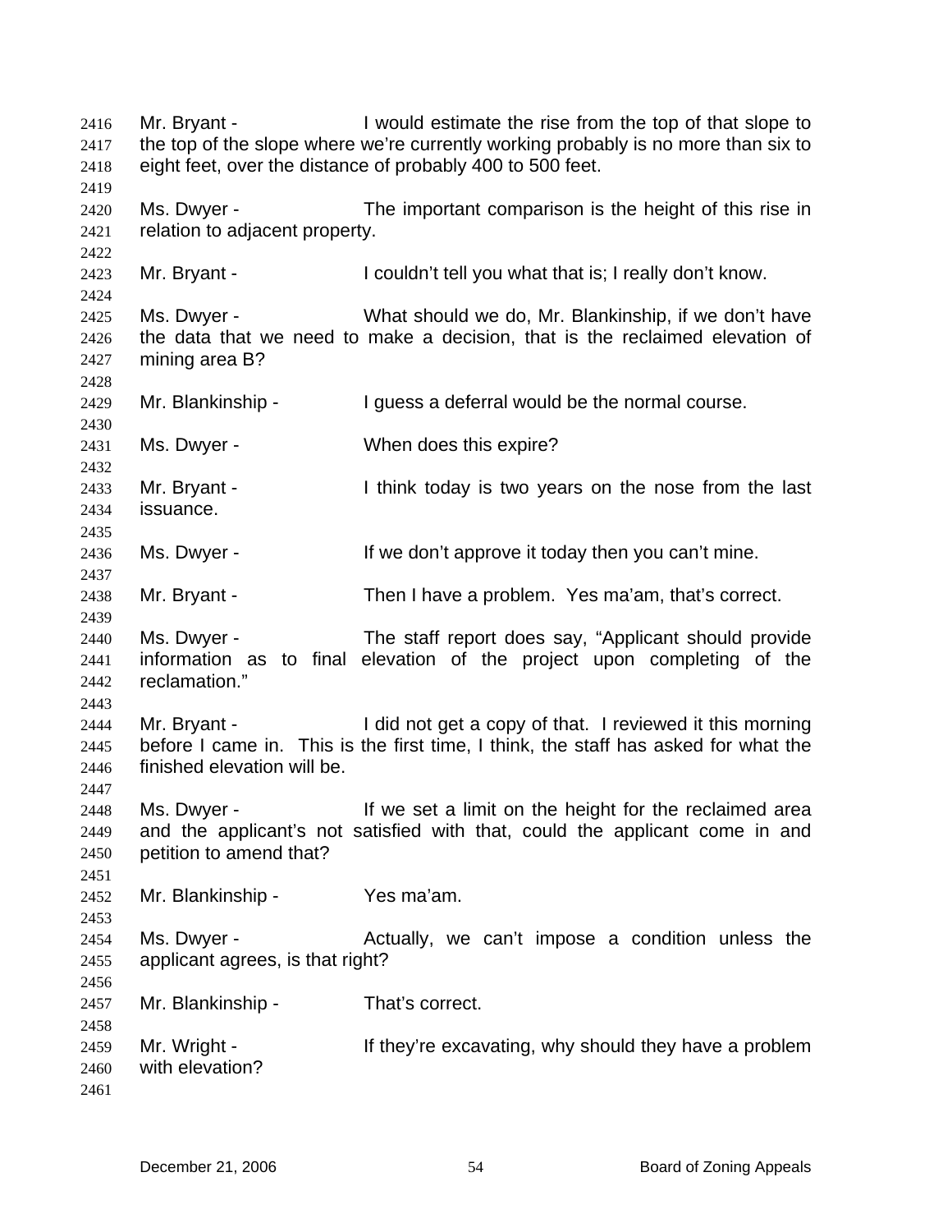Mr. Bryant - I would estimate the rise from the top of that slope to the top of the slope where we're currently working probably is no more than six to eight feet, over the distance of probably 400 to 500 feet.

Ms. Dwyer - The important comparison is the height of this rise in relation to adjacent property.

Mr. Bryant - I couldn't tell you what that is; I really don't know.

Ms. Dwyer - What should we do, Mr. Blankinship, if we don't have the data that we need to make a decision, that is the reclaimed elevation of mining area B?

Mr. Blankinship - I guess a deferral would be the normal course.

Ms. Dwyer - When does this expire?

Mr. Bryant - I think today is two years on the nose from the last issuance.

Ms. Dwyer - If we don't approve it today then you can't mine.

Mr. Bryant - Then I have a problem. Yes ma'am, that's correct.

Ms. Dwyer - The staff report does say, "Applicant should provide information as to final elevation of the project upon completing of the reclamation."

Mr. Bryant - I did not get a copy of that. I reviewed it this morning before I came in. This is the first time, I think, the staff has asked for what the finished elevation will be.

Ms. Dwyer - If we set a limit on the height for the reclaimed area and the applicant's not satisfied with that, could the applicant come in and petition to amend that?

Mr. Blankinship - Yes ma'am.

Ms. Dwyer - Actually, we can't impose a condition unless the applicant agrees, is that right?

Mr. Blankinship - That's correct.

Mr. Wright - If they're excavating, why should they have a problem with elevation?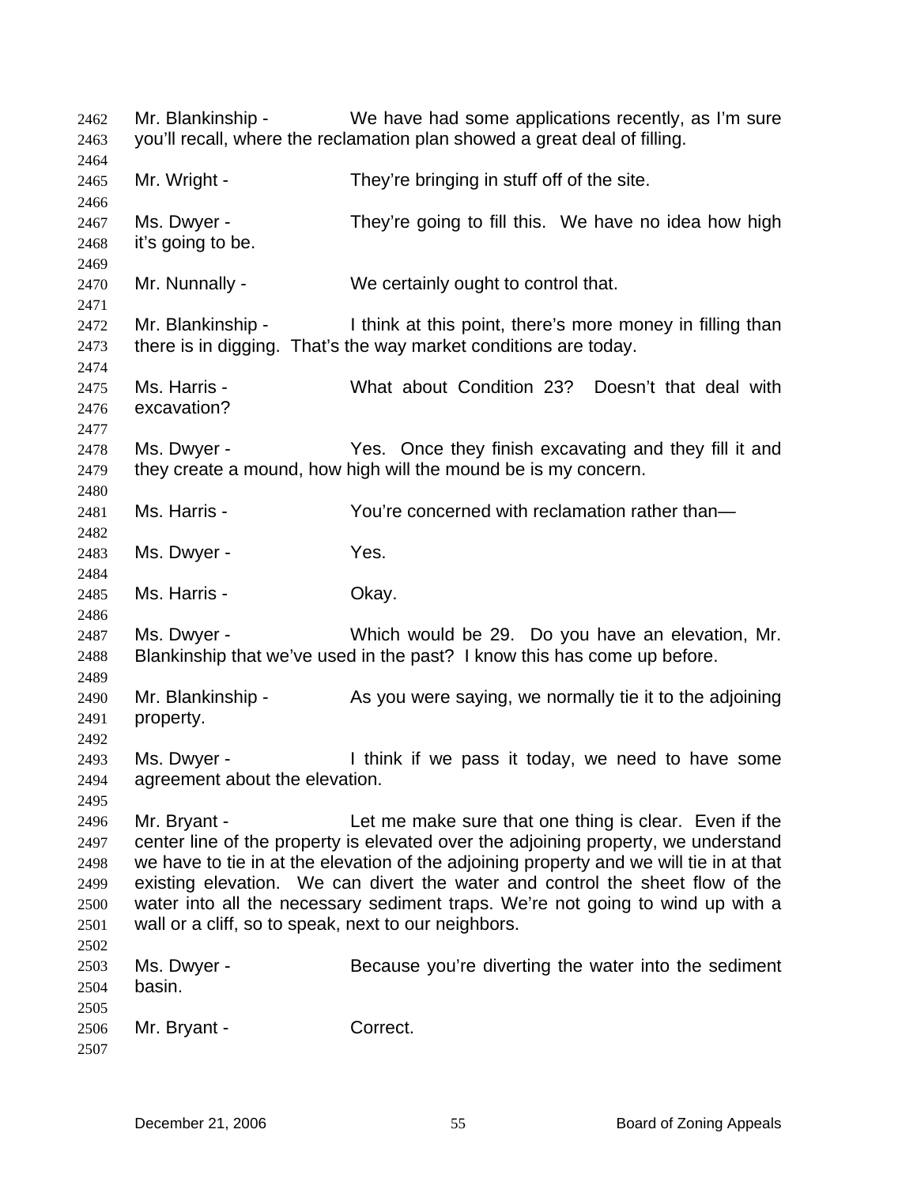Mr. Blankinship - We have had some applications recently, as I'm sure you'll recall, where the reclamation plan showed a great deal of filling.

Mr. Wright - They're bringing in stuff off of the site.

Ms. Dwyer - They're going to fill this. We have no idea how high it's going to be.

Mr. Nunnally - We certainly ought to control that.

Mr. Blankinship - I think at this point, there's more money in filling than there is in digging. That's the way market conditions are today.

Ms. Harris - What about Condition 23? Doesn't that deal with excavation?

Ms. Dwyer - Yes. Once they finish excavating and they fill it and they create a mound, how high will the mound be is my concern.

Ms. Harris - You're concerned with reclamation rather than—

Ms. Dwyer - Yes.

Ms. Harris - Okay.

Ms. Dwyer - Which would be 29. Do you have an elevation, Mr. Blankinship that we've used in the past? I know this has come up before.

Mr. Blankinship - As you were saying, we normally tie it to the adjoining property.

Ms. Dwyer - I think if we pass it today, we need to have some agreement about the elevation.

Mr. Bryant - Let me make sure that one thing is clear. Even if the center line of the property is elevated over the adjoining property, we understand we have to tie in at the elevation of the adjoining property and we will tie in at that existing elevation. We can divert the water and control the sheet flow of the water into all the necessary sediment traps. We're not going to wind up with a wall or a cliff, so to speak, next to our neighbors.

Ms. Dwyer - Because you're diverting the water into the sediment basin.

Mr. Bryant - Correct.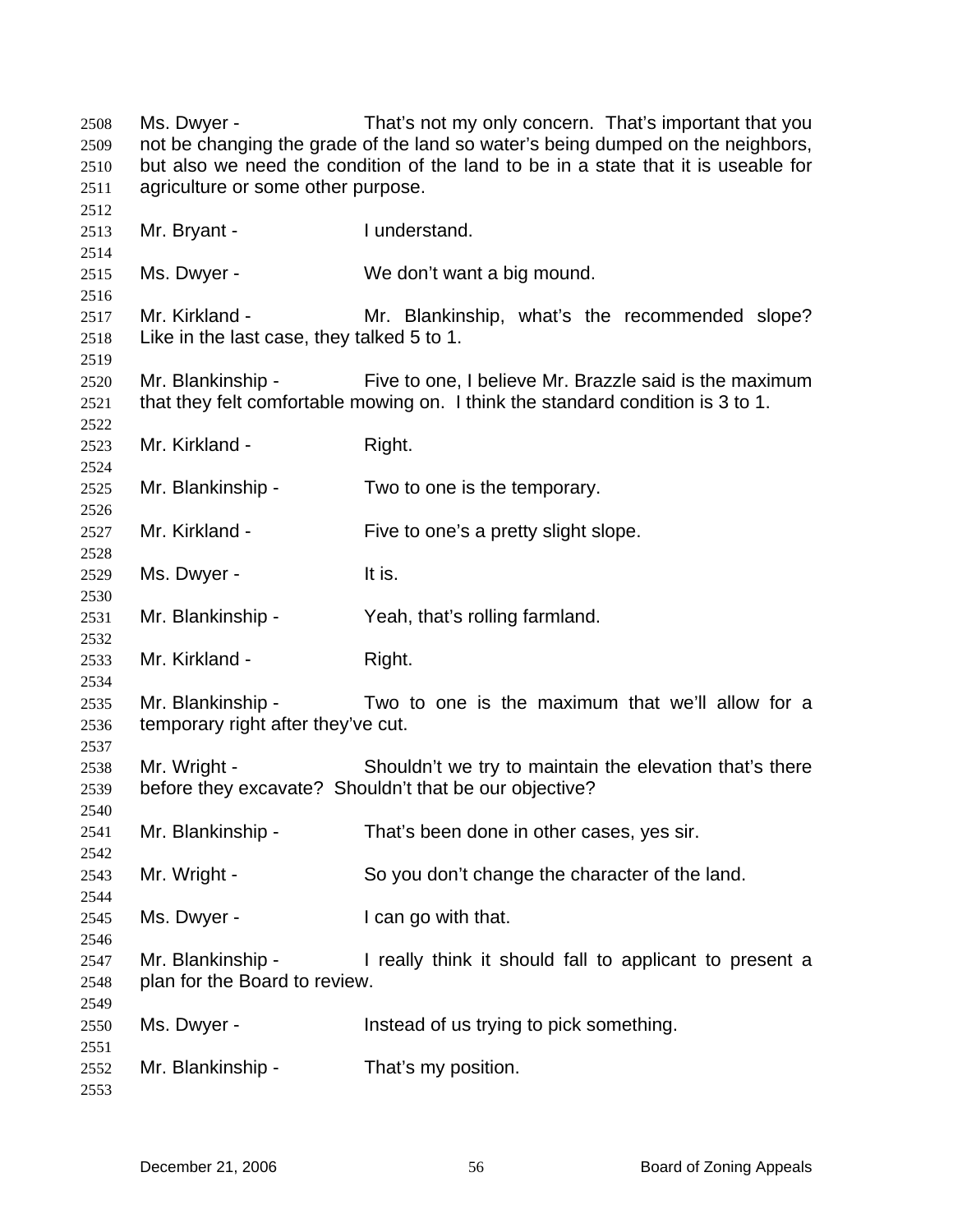2508 Ms. Dwyer - That's not my only concern. That's important that you
2509 not be changing the grade of the land so water's being dumped on the neighbors,
2510 but also we need the condition of the land to be in a state that it is useable for
2511 agriculture or some other purpose.
2512
2513 Mr. Bryant - I understand.
2514
2515 Ms. Dwyer - We don't want a big mound.
2516
2517 Mr. Kirkland - Mr. Blankinship, what's the recommended slope?
2518 Like in the last case, they talked 5 to 1.
2519
2520 Mr. Blankinship - Five to one, I believe Mr. Brazzle said is the maximum
2521 that they felt comfortable mowing on. I think the standard condition is 3 to 1.
2522
2523 Mr. Kirkland - Right.
2524
2525 Mr. Blankinship - Two to one is the temporary.
2526
2527 Mr. Kirkland - Five to one's a pretty slight slope.
2528
2529 Ms. Dwyer - It is.
2530
2531 Mr. Blankinship - Yeah, that's rolling farmland.
2532
2533 Mr. Kirkland - Right.
2534
2535 Mr. Blankinship - Two to one is the maximum that we'll allow for a
2536 temporary right after they've cut.
2537
2538 Mr. Wright - Shouldn't we try to maintain the elevation that's there
2539 before they excavate? Shouldn't that be our objective?
2540
2541 Mr. Blankinship - That's been done in other cases, yes sir.
2542
2543 Mr. Wright - So you don't change the character of the land.
2544
2545 Ms. Dwyer - I can go with that.
2546
2547 Mr. Blankinship - I really think it should fall to applicant to present a
2548 plan for the Board to review.
2549
2550 Ms. Dwyer - Instead of us trying to pick something.
2551
2552 Mr. Blankinship - That's my position.
2553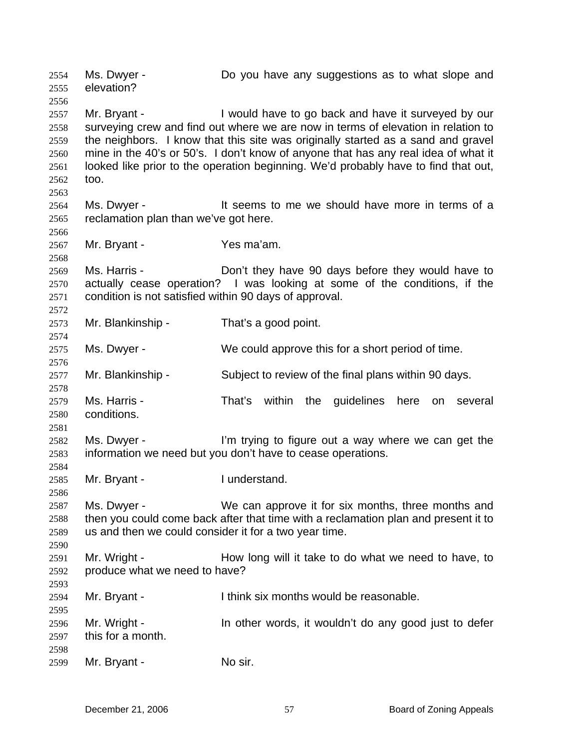Ms. Dwyer - Do you have any suggestions as to what slope and elevation?

Mr. Bryant - I would have to go back and have it surveyed by our surveying crew and find out where we are now in terms of elevation in relation to the neighbors. I know that this site was originally started as a sand and gravel mine in the 40's or 50's. I don't know of anyone that has any real idea of what it looked like prior to the operation beginning. We'd probably have to find that out, too.

Ms. Dwyer - It seems to me we should have more in terms of a reclamation plan than we've got here.

Mr. Bryant - Yes ma'am.

Ms. Harris - Don't they have 90 days before they would have to actually cease operation? I was looking at some of the conditions, if the condition is not satisfied within 90 days of approval.

Mr. Blankinship - That's a good point.

Ms. Dwyer - We could approve this for a short period of time.

Mr. Blankinship - Subject to review of the final plans within 90 days.

Ms. Harris - That's within the guidelines here on several conditions.

Ms. Dwyer - I'm trying to figure out a way where we can get the information we need but you don't have to cease operations.

Mr. Bryant - I understand.

Ms. Dwyer - We can approve it for six months, three months and then you could come back after that time with a reclamation plan and present it to us and then we could consider it for a two year time.

Mr. Wright - How long will it take to do what we need to have, to produce what we need to have?

Mr. Bryant - I think six months would be reasonable.

Mr. Wright - In other words, it wouldn't do any good just to defer this for a month.

Mr. Bryant - No sir.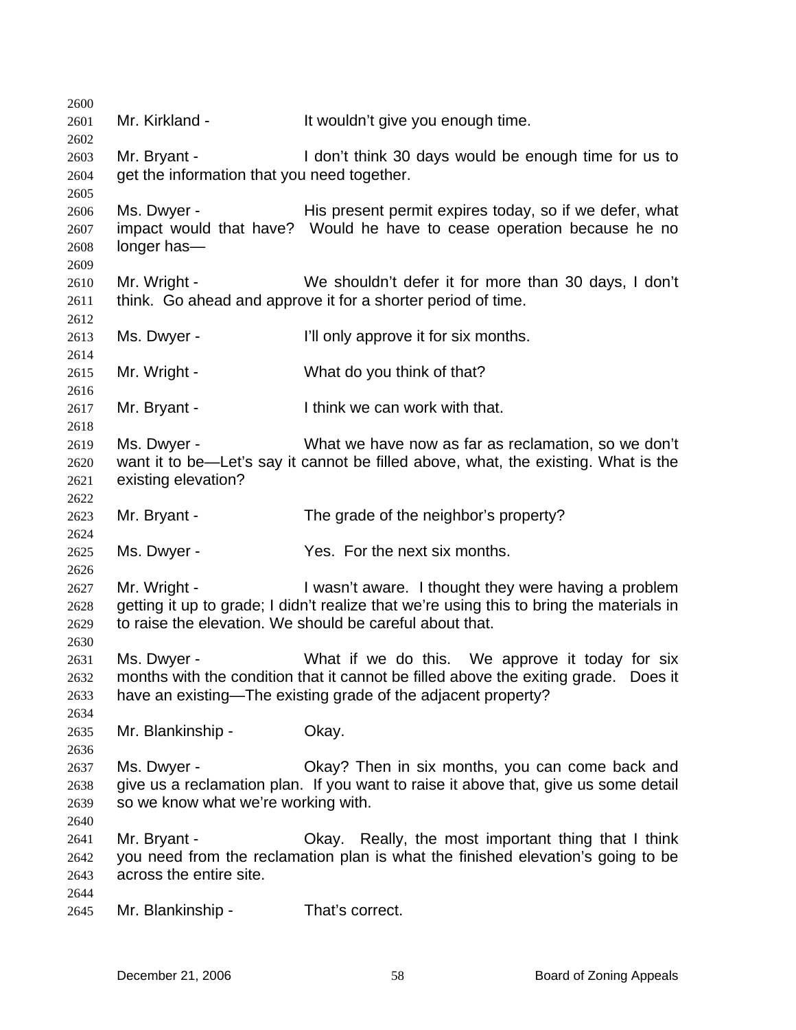Mr. Kirkland - It wouldn't give you enough time.

Mr. Bryant - I don't think 30 days would be enough time for us to get the information that you need together.

Ms. Dwyer - His present permit expires today, so if we defer, what impact would that have? Would he have to cease operation because he no longer has—

Mr. Wright - We shouldn't defer it for more than 30 days, I don't think. Go ahead and approve it for a shorter period of time.

Ms. Dwyer - I'll only approve it for six months.

Mr. Wright - What do you think of that?

Mr. Bryant - I think we can work with that.

Ms. Dwyer - What we have now as far as reclamation, so we don't want it to be—Let's say it cannot be filled above, what, the existing. What is the existing elevation?

Mr. Bryant - The grade of the neighbor's property?

Ms. Dwyer - Yes. For the next six months.

Mr. Wright - I wasn't aware. I thought they were having a problem getting it up to grade; I didn't realize that we're using this to bring the materials in to raise the elevation. We should be careful about that.

Ms. Dwyer - What if we do this. We approve it today for six months with the condition that it cannot be filled above the exiting grade. Does it have an existing—The existing grade of the adjacent property?

Mr. Blankinship - Okay.

Ms. Dwyer - Okay? Then in six months, you can come back and give us a reclamation plan. If you want to raise it above that, give us some detail so we know what we're working with.

Mr. Bryant - Okay. Really, the most important thing that I think you need from the reclamation plan is what the finished elevation's going to be across the entire site.

Mr. Blankinship - That's correct.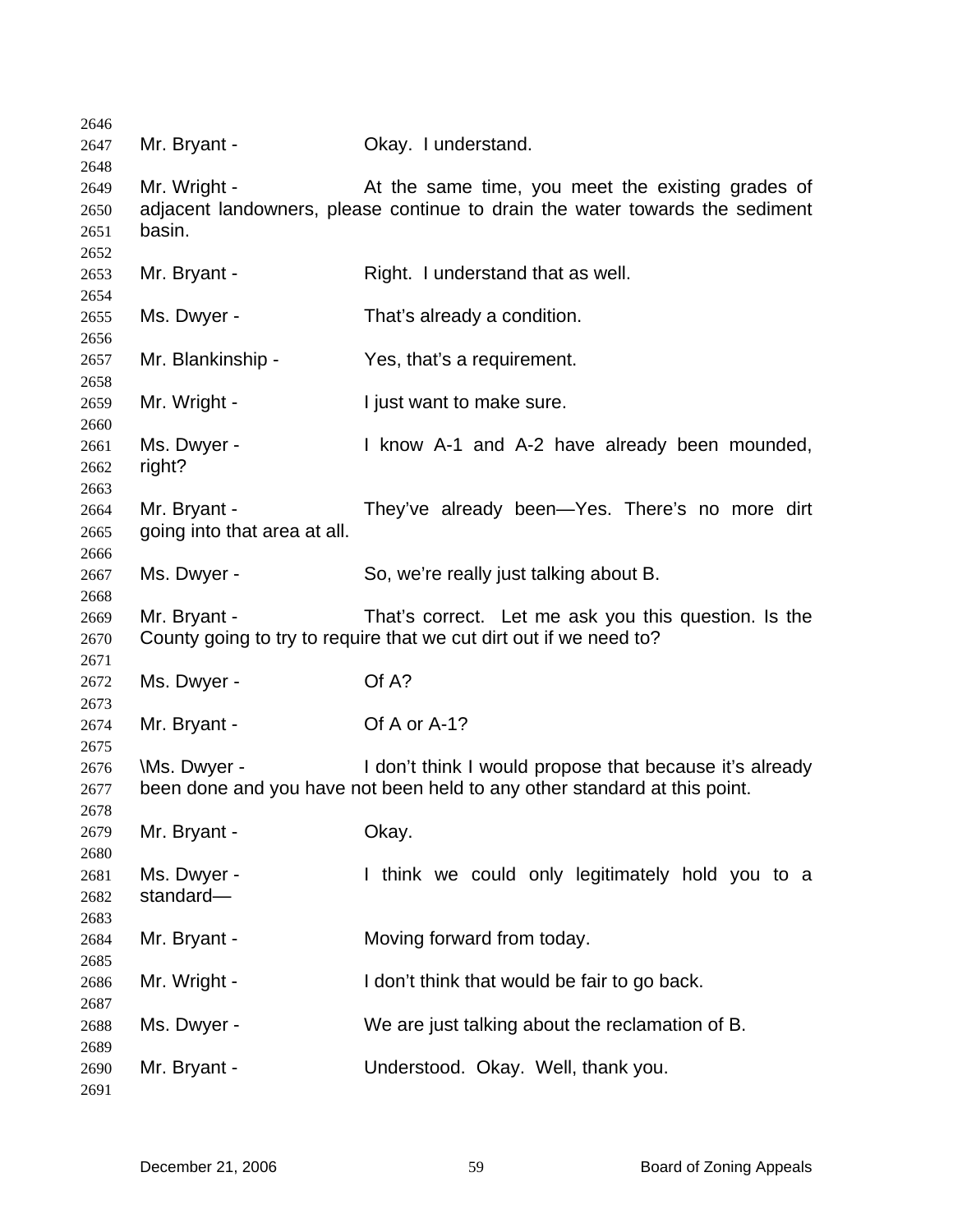Mr. Bryant - Okay. I understand.

Mr. Wright - At the same time, you meet the existing grades of adjacent landowners, please continue to drain the water towards the sediment basin.

Mr. Bryant - Right. I understand that as well.

Ms. Dwyer - That's already a condition.

Mr. Blankinship - Yes, that's a requirement.

Mr. Wright - I just want to make sure.

Ms. Dwyer - I know A-1 and A-2 have already been mounded, right?

Mr. Bryant - They've already been—Yes. There's no more dirt going into that area at all.

Ms. Dwyer - So, we're really just talking about B.

Mr. Bryant - That's correct. Let me ask you this question. Is the County going to try to require that we cut dirt out if we need to?

Ms. Dwyer - Of A?

Mr. Bryant - Of A or A-1?

\Ms. Dwyer - I don't think I would propose that because it's already been done and you have not been held to any other standard at this point.

Mr. Bryant - Okay.

Ms. Dwyer - I think we could only legitimately hold you to a standard—

Mr. Bryant - Moving forward from today.

Mr. Wright - I don't think that would be fair to go back.

Ms. Dwyer - We are just talking about the reclamation of B.

Mr. Bryant - Understood. Okay. Well, thank you.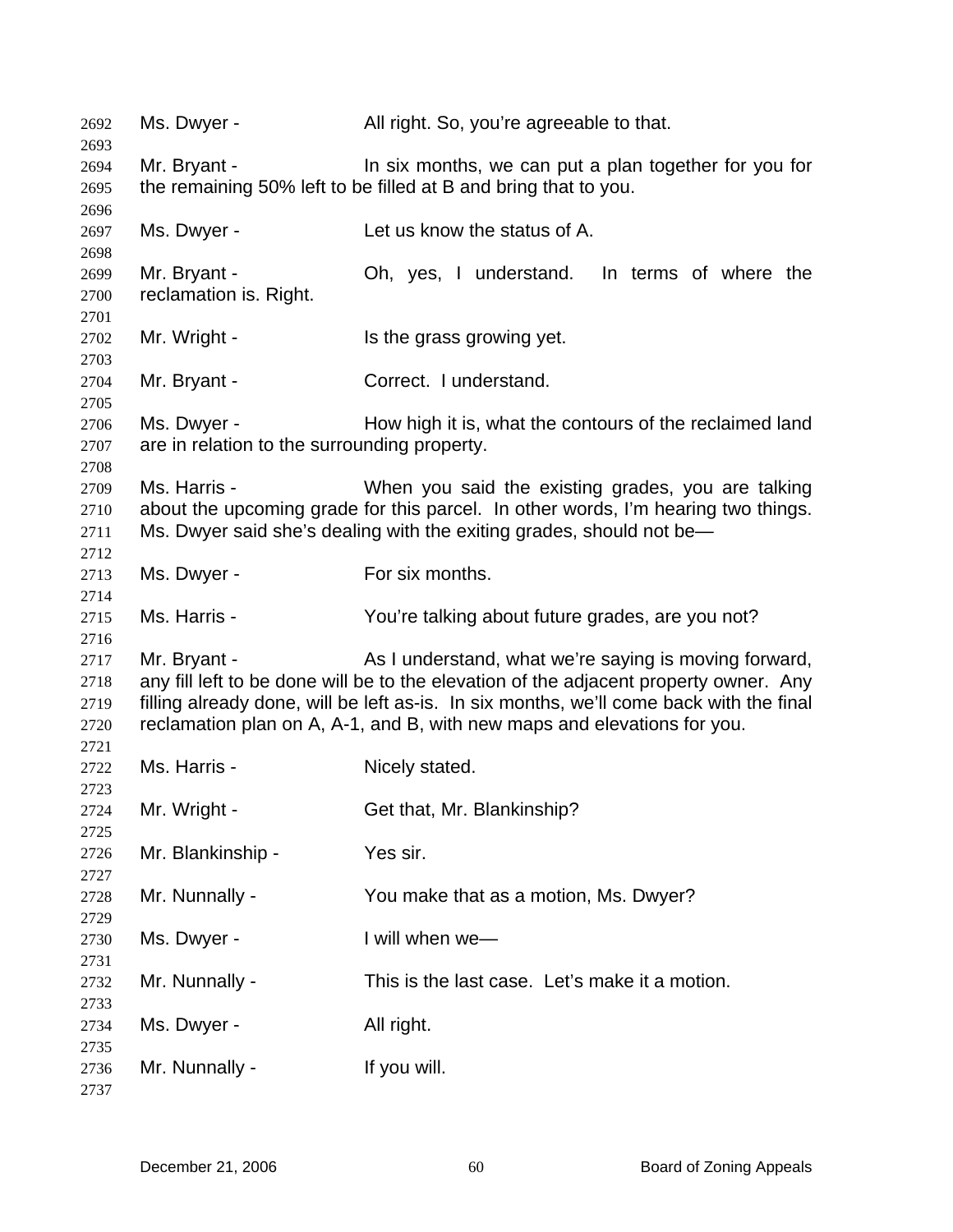Ms. Dwyer - All right. So, you're agreeable to that.

Mr. Bryant - In six months, we can put a plan together for you for the remaining 50% left to be filled at B and bring that to you.

Ms. Dwyer - Let us know the status of A.

Mr. Bryant - Oh, yes, I understand. In terms of where the reclamation is. Right.

Mr. Wright - Is the grass growing yet.

Mr. Bryant - Correct. I understand.

Ms. Dwyer - How high it is, what the contours of the reclaimed land are in relation to the surrounding property.

Ms. Harris - When you said the existing grades, you are talking about the upcoming grade for this parcel. In other words, I'm hearing two things. Ms. Dwyer said she's dealing with the exiting grades, should not be—

Ms. Dwyer - For six months.

Ms. Harris - You're talking about future grades, are you not?

Mr. Bryant - As I understand, what we're saying is moving forward, any fill left to be done will be to the elevation of the adjacent property owner. Any filling already done, will be left as-is. In six months, we'll come back with the final reclamation plan on A, A-1, and B, with new maps and elevations for you.

Ms. Harris - Nicely stated.

Mr. Wright - Get that, Mr. Blankinship?

Mr. Blankinship - Yes sir.

Mr. Nunnally - You make that as a motion, Ms. Dwyer?

Ms. Dwyer - I will when we—

Mr. Nunnally - This is the last case. Let's make it a motion.

Ms. Dwyer - All right.

Mr. Nunnally - If you will.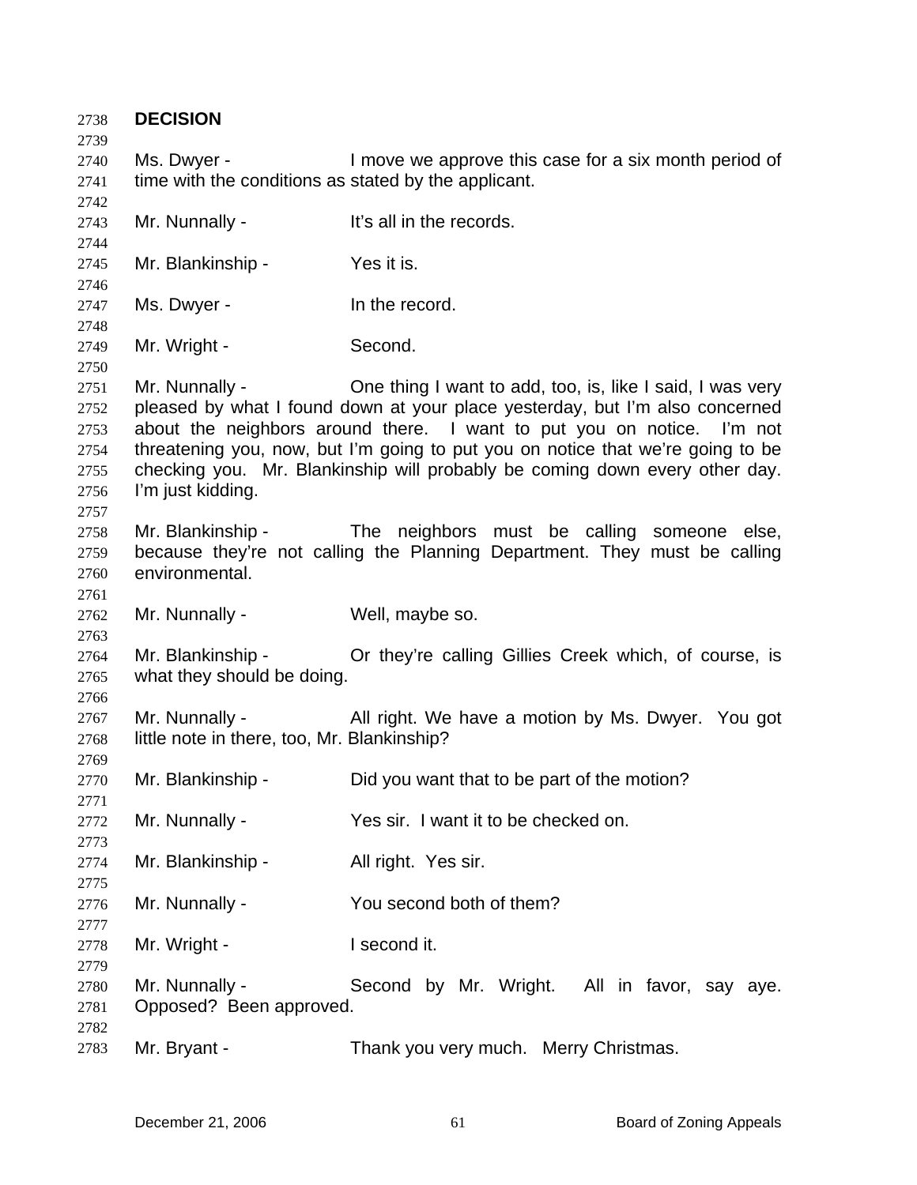**DECISION**

Ms. Dwyer - I move we approve this case for a six month period of time with the conditions as stated by the applicant.

Mr. Nunnally - It's all in the records.

Mr. Blankinship - Yes it is.

Ms. Dwyer - In the record.

Mr. Wright - Second.

Mr. Nunnally - One thing I want to add, too, is, like I said, I was very pleased by what I found down at your place yesterday, but I'm also concerned about the neighbors around there. I want to put you on notice. I'm not threatening you, now, but I'm going to put you on notice that we're going to be checking you. Mr. Blankinship will probably be coming down every other day. I'm just kidding.

Mr. Blankinship - The neighbors must be calling someone else, because they're not calling the Planning Department. They must be calling environmental.

Mr. Nunnally - Well, maybe so.

Mr. Blankinship - Or they're calling Gillies Creek which, of course, is what they should be doing.

Mr. Nunnally - All right. We have a motion by Ms. Dwyer. You got little note in there, too, Mr. Blankinship?

Mr. Blankinship - Did you want that to be part of the motion?

Mr. Nunnally - Yes sir. I want it to be checked on.

Mr. Blankinship - All right. Yes sir.

Mr. Nunnally - You second both of them?

Mr. Wright - I second it.

Mr. Nunnally - Second by Mr. Wright. All in favor, say aye. Opposed? Been approved.

Mr. Bryant - Thank you very much. Merry Christmas.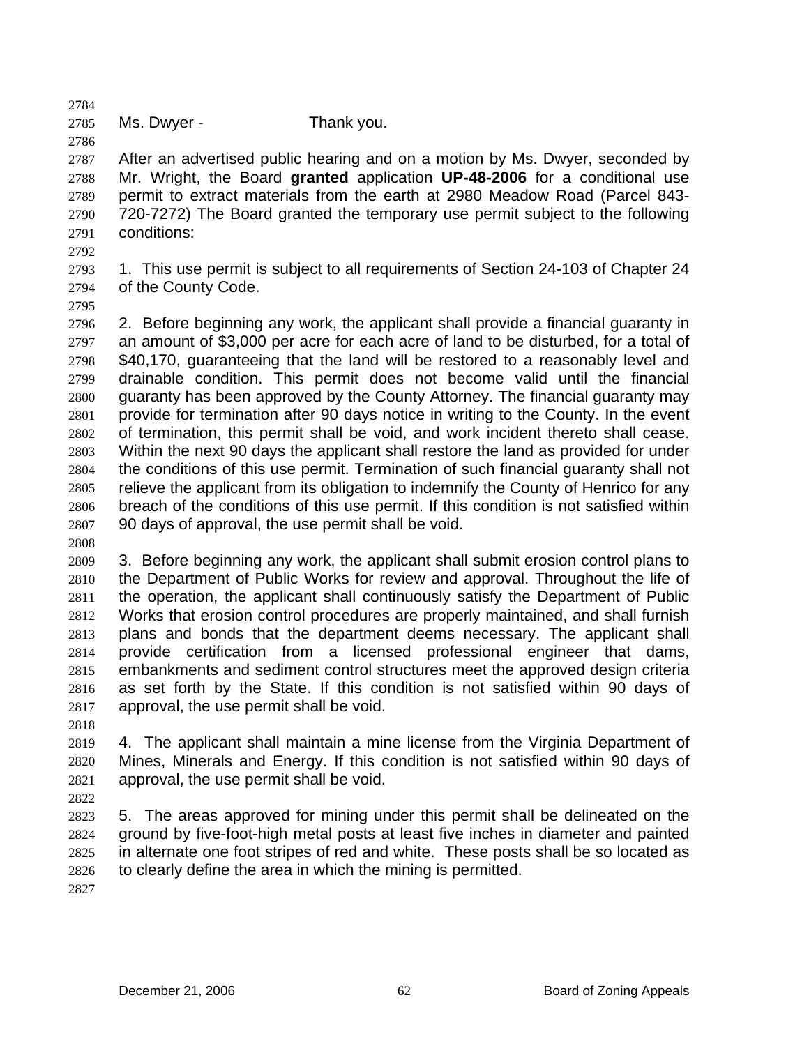Ms. Dwyer - Thank you.

After an advertised public hearing and on a motion by Ms. Dwyer, seconded by Mr. Wright, the Board **granted** application **UP-48-2006** for a conditional use permit to extract materials from the earth at 2980 Meadow Road (Parcel 843-720-7272) The Board granted the temporary use permit subject to the following conditions:

1. This use permit is subject to all requirements of Section 24-103 of Chapter 24 of the County Code.

2. Before beginning any work, the applicant shall provide a financial guaranty in an amount of $3,000 per acre for each acre of land to be disturbed, for a total of $40,170, guaranteeing that the land will be restored to a reasonably level and drainable condition. This permit does not become valid until the financial guaranty has been approved by the County Attorney. The financial guaranty may provide for termination after 90 days notice in writing to the County. In the event of termination, this permit shall be void, and work incident thereto shall cease. Within the next 90 days the applicant shall restore the land as provided for under the conditions of this use permit. Termination of such financial guaranty shall not relieve the applicant from its obligation to indemnify the County of Henrico for any breach of the conditions of this use permit. If this condition is not satisfied within 90 days of approval, the use permit shall be void.

3. Before beginning any work, the applicant shall submit erosion control plans to the Department of Public Works for review and approval. Throughout the life of the operation, the applicant shall continuously satisfy the Department of Public Works that erosion control procedures are properly maintained, and shall furnish plans and bonds that the department deems necessary. The applicant shall provide certification from a licensed professional engineer that dams, embankments and sediment control structures meet the approved design criteria as set forth by the State. If this condition is not satisfied within 90 days of approval, the use permit shall be void.

4. The applicant shall maintain a mine license from the Virginia Department of Mines, Minerals and Energy. If this condition is not satisfied within 90 days of approval, the use permit shall be void.

5. The areas approved for mining under this permit shall be delineated on the ground by five-foot-high metal posts at least five inches in diameter and painted in alternate one foot stripes of red and white. These posts shall be so located as to clearly define the area in which the mining is permitted.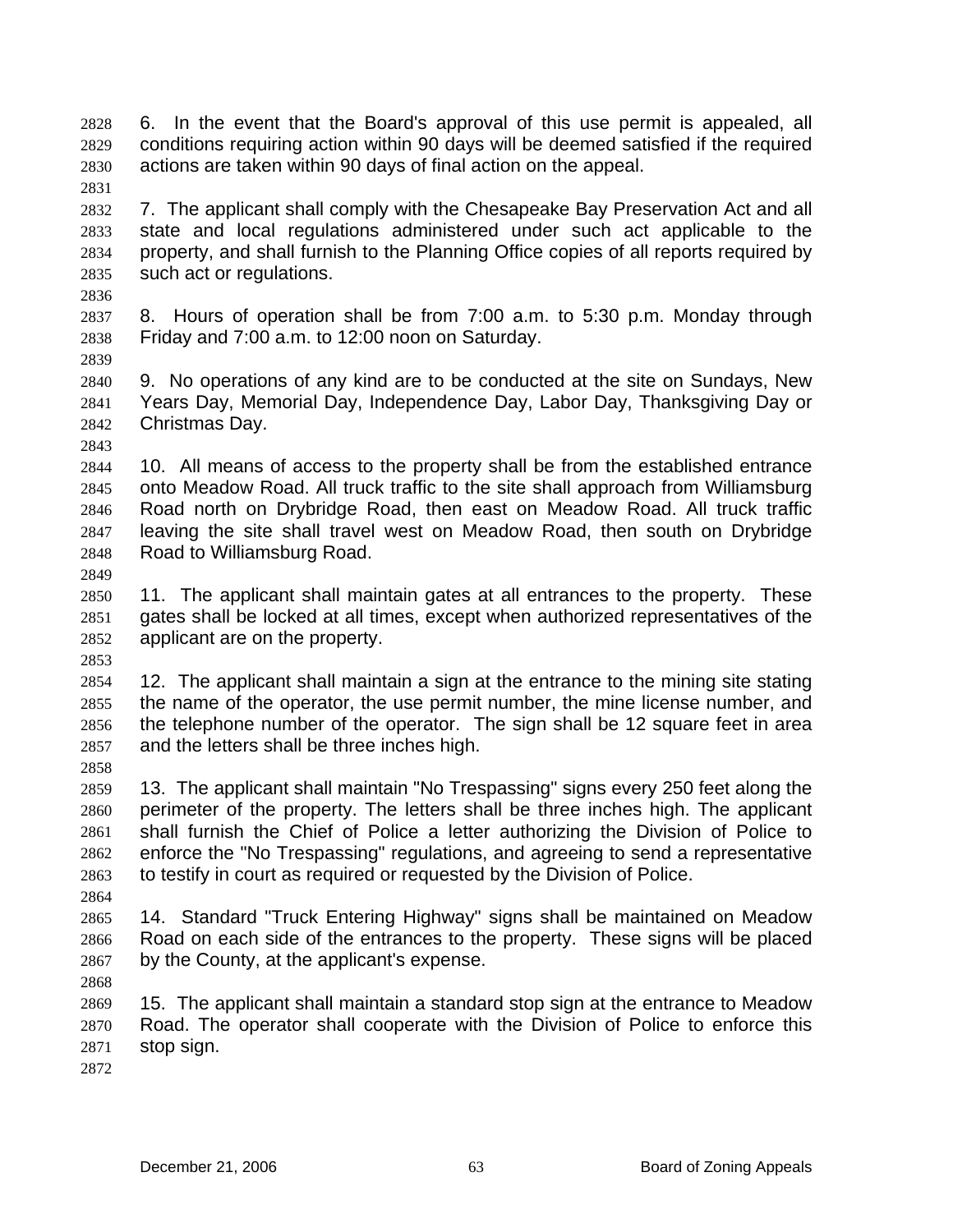6. In the event that the Board's approval of this use permit is appealed, all conditions requiring action within 90 days will be deemed satisfied if the required actions are taken within 90 days of final action on the appeal.

7. The applicant shall comply with the Chesapeake Bay Preservation Act and all state and local regulations administered under such act applicable to the property, and shall furnish to the Planning Office copies of all reports required by such act or regulations.

8. Hours of operation shall be from 7:00 a.m. to 5:30 p.m. Monday through Friday and 7:00 a.m. to 12:00 noon on Saturday.

9. No operations of any kind are to be conducted at the site on Sundays, New Years Day, Memorial Day, Independence Day, Labor Day, Thanksgiving Day or Christmas Day.

10. All means of access to the property shall be from the established entrance onto Meadow Road. All truck traffic to the site shall approach from Williamsburg Road north on Drybridge Road, then east on Meadow Road. All truck traffic leaving the site shall travel west on Meadow Road, then south on Drybridge Road to Williamsburg Road.

11. The applicant shall maintain gates at all entrances to the property. These gates shall be locked at all times, except when authorized representatives of the applicant are on the property.

12. The applicant shall maintain a sign at the entrance to the mining site stating the name of the operator, the use permit number, the mine license number, and the telephone number of the operator. The sign shall be 12 square feet in area and the letters shall be three inches high.

13. The applicant shall maintain "No Trespassing" signs every 250 feet along the perimeter of the property. The letters shall be three inches high. The applicant shall furnish the Chief of Police a letter authorizing the Division of Police to enforce the "No Trespassing" regulations, and agreeing to send a representative to testify in court as required or requested by the Division of Police.

14. Standard "Truck Entering Highway" signs shall be maintained on Meadow Road on each side of the entrances to the property. These signs will be placed by the County, at the applicant's expense.

15. The applicant shall maintain a standard stop sign at the entrance to Meadow Road. The operator shall cooperate with the Division of Police to enforce this stop sign.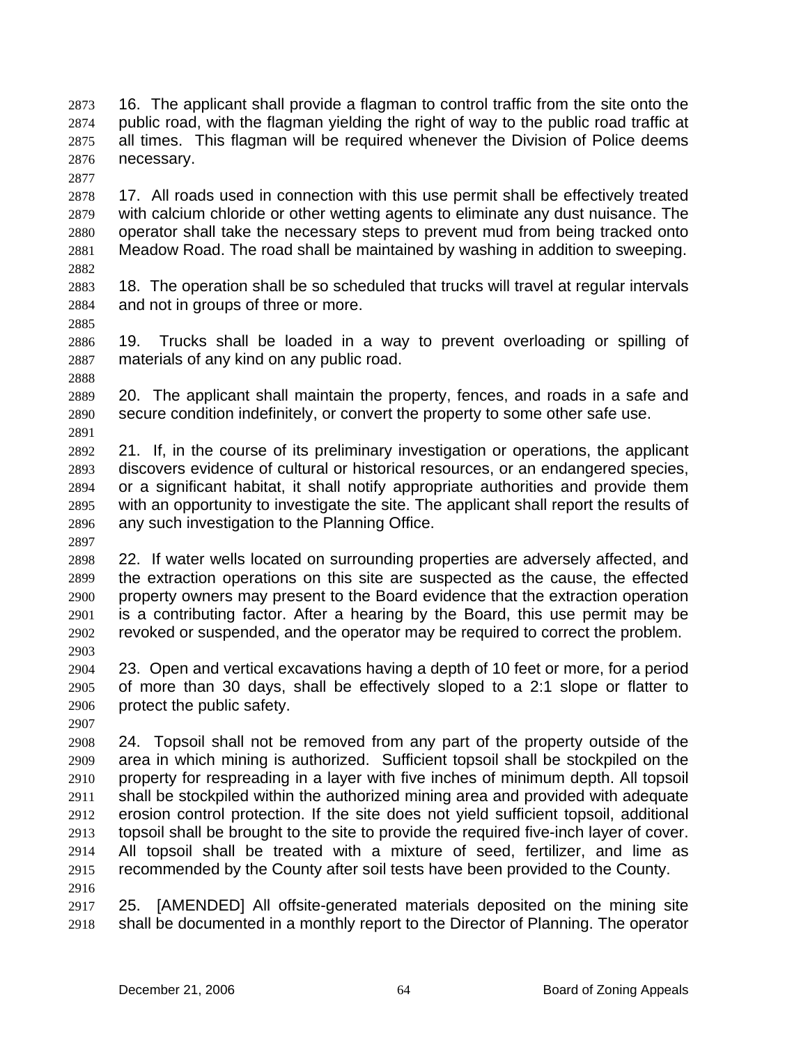16. The applicant shall provide a flagman to control traffic from the site onto the public road, with the flagman yielding the right of way to the public road traffic at all times. This flagman will be required whenever the Division of Police deems necessary.

17. All roads used in connection with this use permit shall be effectively treated with calcium chloride or other wetting agents to eliminate any dust nuisance. The operator shall take the necessary steps to prevent mud from being tracked onto Meadow Road. The road shall be maintained by washing in addition to sweeping.

18. The operation shall be so scheduled that trucks will travel at regular intervals and not in groups of three or more.

19. Trucks shall be loaded in a way to prevent overloading or spilling of materials of any kind on any public road.

20. The applicant shall maintain the property, fences, and roads in a safe and secure condition indefinitely, or convert the property to some other safe use.

21. If, in the course of its preliminary investigation or operations, the applicant discovers evidence of cultural or historical resources, or an endangered species, or a significant habitat, it shall notify appropriate authorities and provide them with an opportunity to investigate the site. The applicant shall report the results of any such investigation to the Planning Office.

22. If water wells located on surrounding properties are adversely affected, and the extraction operations on this site are suspected as the cause, the effected property owners may present to the Board evidence that the extraction operation is a contributing factor. After a hearing by the Board, this use permit may be revoked or suspended, and the operator may be required to correct the problem.

23. Open and vertical excavations having a depth of 10 feet or more, for a period of more than 30 days, shall be effectively sloped to a 2:1 slope or flatter to protect the public safety.

24. Topsoil shall not be removed from any part of the property outside of the area in which mining is authorized. Sufficient topsoil shall be stockpiled on the property for respreading in a layer with five inches of minimum depth. All topsoil shall be stockpiled within the authorized mining area and provided with adequate erosion control protection. If the site does not yield sufficient topsoil, additional topsoil shall be brought to the site to provide the required five-inch layer of cover. All topsoil shall be treated with a mixture of seed, fertilizer, and lime as recommended by the County after soil tests have been provided to the County.

25. [AMENDED] All offsite-generated materials deposited on the mining site shall be documented in a monthly report to the Director of Planning. The operator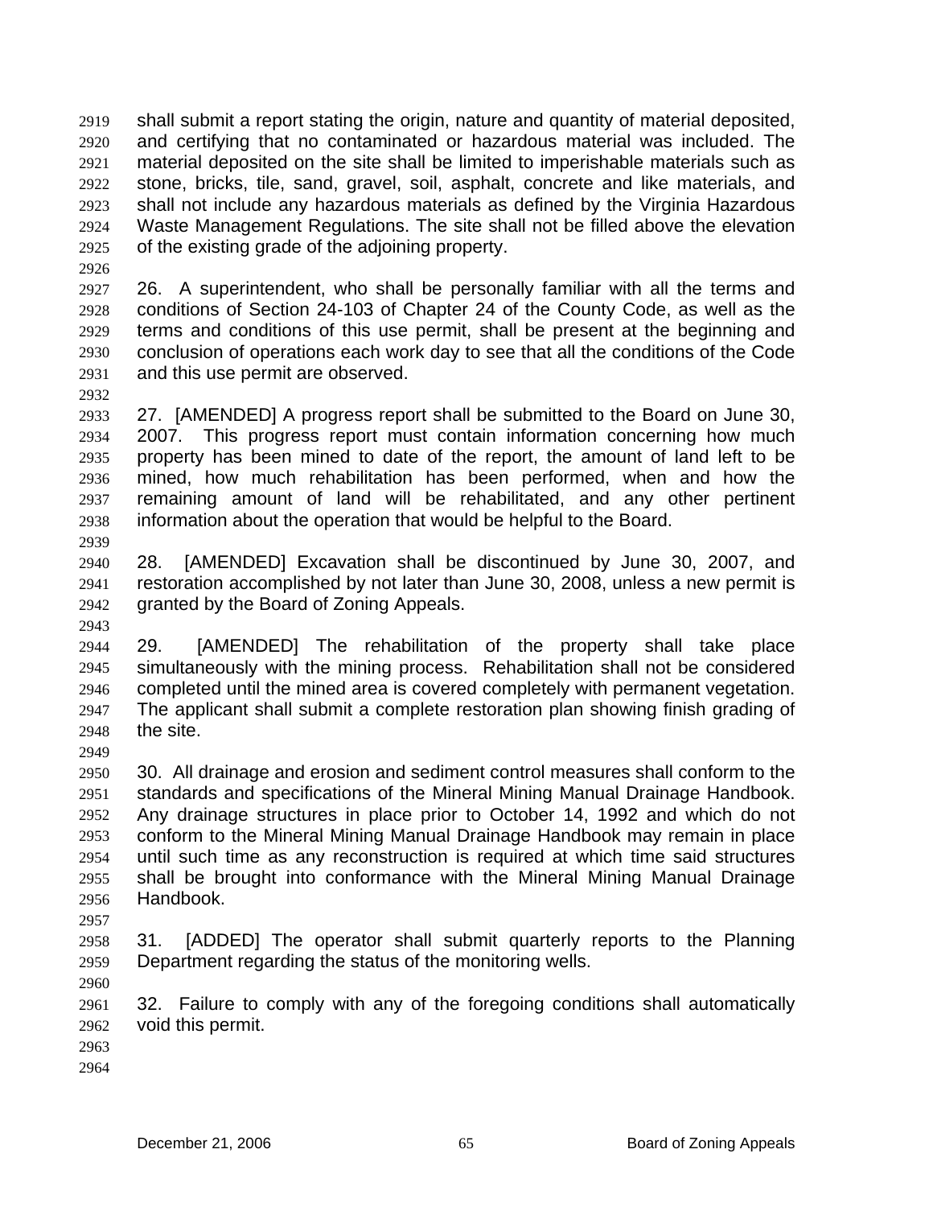shall submit a report stating the origin, nature and quantity of material deposited, and certifying that no contaminated or hazardous material was included. The material deposited on the site shall be limited to imperishable materials such as stone, bricks, tile, sand, gravel, soil, asphalt, concrete and like materials, and shall not include any hazardous materials as defined by the Virginia Hazardous Waste Management Regulations. The site shall not be filled above the elevation of the existing grade of the adjoining property.

26. A superintendent, who shall be personally familiar with all the terms and conditions of Section 24-103 of Chapter 24 of the County Code, as well as the terms and conditions of this use permit, shall be present at the beginning and conclusion of operations each work day to see that all the conditions of the Code and this use permit are observed.

27. [AMENDED] A progress report shall be submitted to the Board on June 30, 2007. This progress report must contain information concerning how much property has been mined to date of the report, the amount of land left to be mined, how much rehabilitation has been performed, when and how the remaining amount of land will be rehabilitated, and any other pertinent information about the operation that would be helpful to the Board.

28. [AMENDED] Excavation shall be discontinued by June 30, 2007, and restoration accomplished by not later than June 30, 2008, unless a new permit is granted by the Board of Zoning Appeals.

29. [AMENDED] The rehabilitation of the property shall take place simultaneously with the mining process. Rehabilitation shall not be considered completed until the mined area is covered completely with permanent vegetation. The applicant shall submit a complete restoration plan showing finish grading of the site.

30. All drainage and erosion and sediment control measures shall conform to the standards and specifications of the Mineral Mining Manual Drainage Handbook. Any drainage structures in place prior to October 14, 1992 and which do not conform to the Mineral Mining Manual Drainage Handbook may remain in place until such time as any reconstruction is required at which time said structures shall be brought into conformance with the Mineral Mining Manual Drainage Handbook.

31. [ADDED] The operator shall submit quarterly reports to the Planning Department regarding the status of the monitoring wells.

32. Failure to comply with any of the foregoing conditions shall automatically void this permit.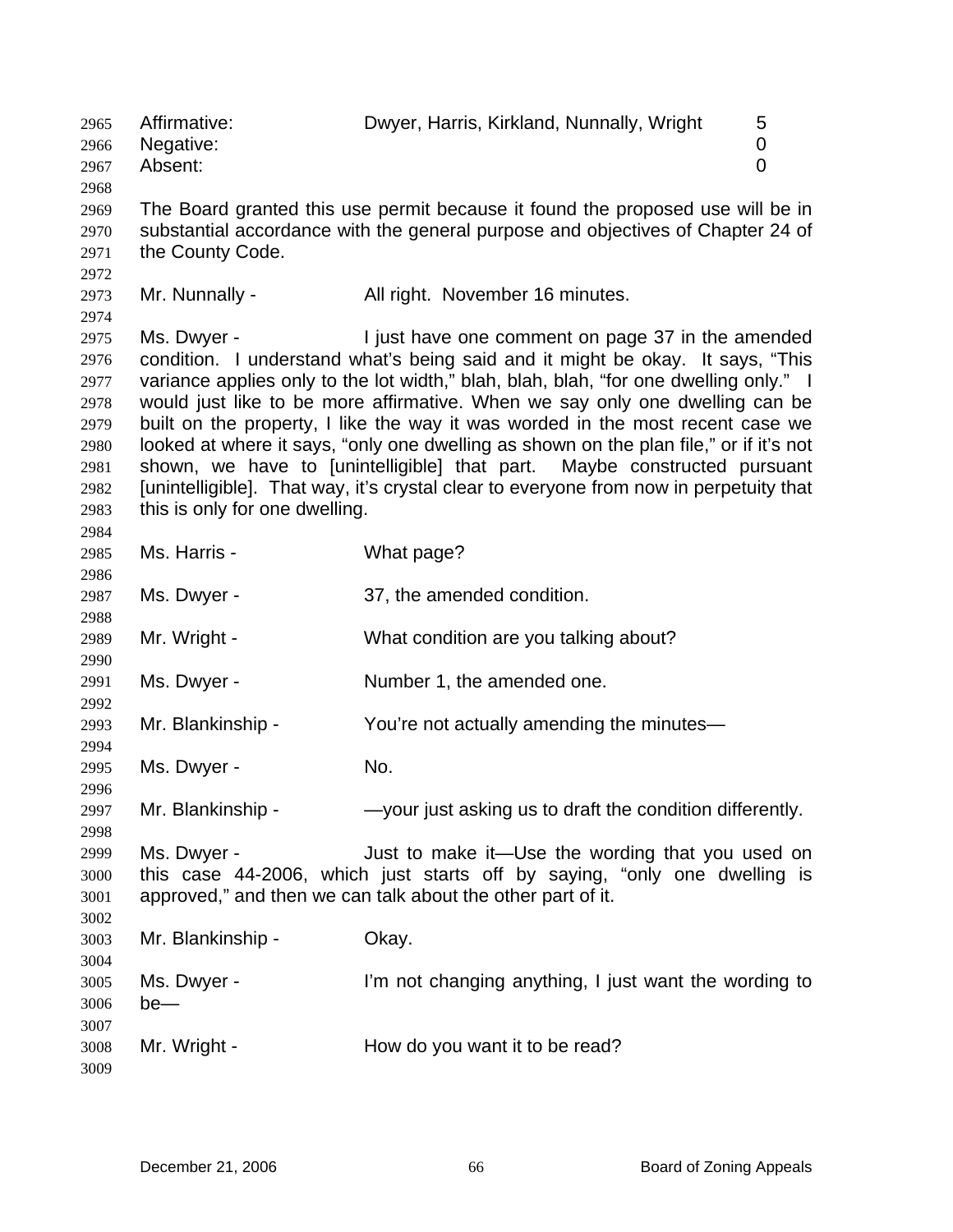| Affirmative: | Dwyer, Harris, Kirkland, Nunnally, Wright | 5 |
|---|---|---|
| Negative: | | 0 |
| Absent: | | 0 |

The Board granted this use permit because it found the proposed use will be in substantial accordance with the general purpose and objectives of Chapter 24 of the County Code.

Mr. Nunnally - All right. November 16 minutes.

Ms. Dwyer - I just have one comment on page 37 in the amended condition. I understand what's being said and it might be okay. It says, "This variance applies only to the lot width," blah, blah, blah, "for one dwelling only." I would just like to be more affirmative. When we say only one dwelling can be built on the property, I like the way it was worded in the most recent case we looked at where it says, "only one dwelling as shown on the plan file," or if it's not shown, we have to [unintelligible] that part. Maybe constructed pursuant [unintelligible]. That way, it's crystal clear to everyone from now in perpetuity that this is only for one dwelling.

Ms. Harris - What page?

Ms. Dwyer - 37, the amended condition.

Mr. Wright - What condition are you talking about?

Ms. Dwyer - Number 1, the amended one.

Mr. Blankinship - You're not actually amending the minutes—

Ms. Dwyer - No.

Mr. Blankinship - —your just asking us to draft the condition differently.

Ms. Dwyer - Just to make it—Use the wording that you used on this case 44-2006, which just starts off by saying, "only one dwelling is approved," and then we can talk about the other part of it.

Mr. Blankinship - Okay.

Ms. Dwyer - I'm not changing anything, I just want the wording to be—

Mr. Wright - How do you want it to be read?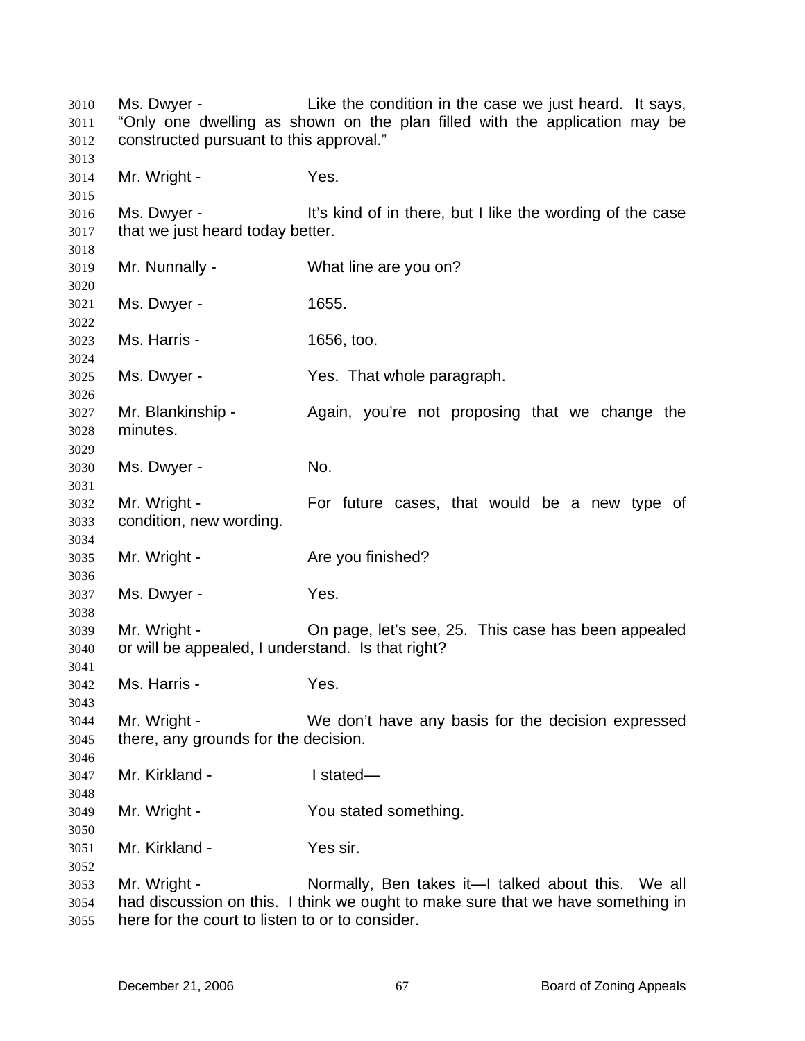3010 Ms. Dwyer - Like the condition in the case we just heard. It says, "Only one dwelling as shown on the plan filled with the application may be constructed pursuant to this approval."

3014 Mr. Wright - Yes.

3016 Ms. Dwyer - It's kind of in there, but I like the wording of the case that we just heard today better.

3019 Mr. Nunnally - What line are you on?

3021 Ms. Dwyer - 1655.

3023 Ms. Harris - 1656, too.

3025 Ms. Dwyer - Yes. That whole paragraph.

3027 Mr. Blankinship - Again, you're not proposing that we change the minutes.

3030 Ms. Dwyer - No.

3032 Mr. Wright - For future cases, that would be a new type of condition, new wording.

3035 Mr. Wright - Are you finished?

3037 Ms. Dwyer - Yes.

3039 Mr. Wright - On page, let's see, 25. This case has been appealed or will be appealed, I understand. Is that right?

3042 Ms. Harris - Yes.

3044 Mr. Wright - We don't have any basis for the decision expressed there, any grounds for the decision.

3047 Mr. Kirkland - I stated—

3049 Mr. Wright - You stated something.

3051 Mr. Kirkland - Yes sir.

3053 Mr. Wright - Normally, Ben takes it—I talked about this. We all had discussion on this. I think we ought to make sure that we have something in here for the court to listen to or to consider.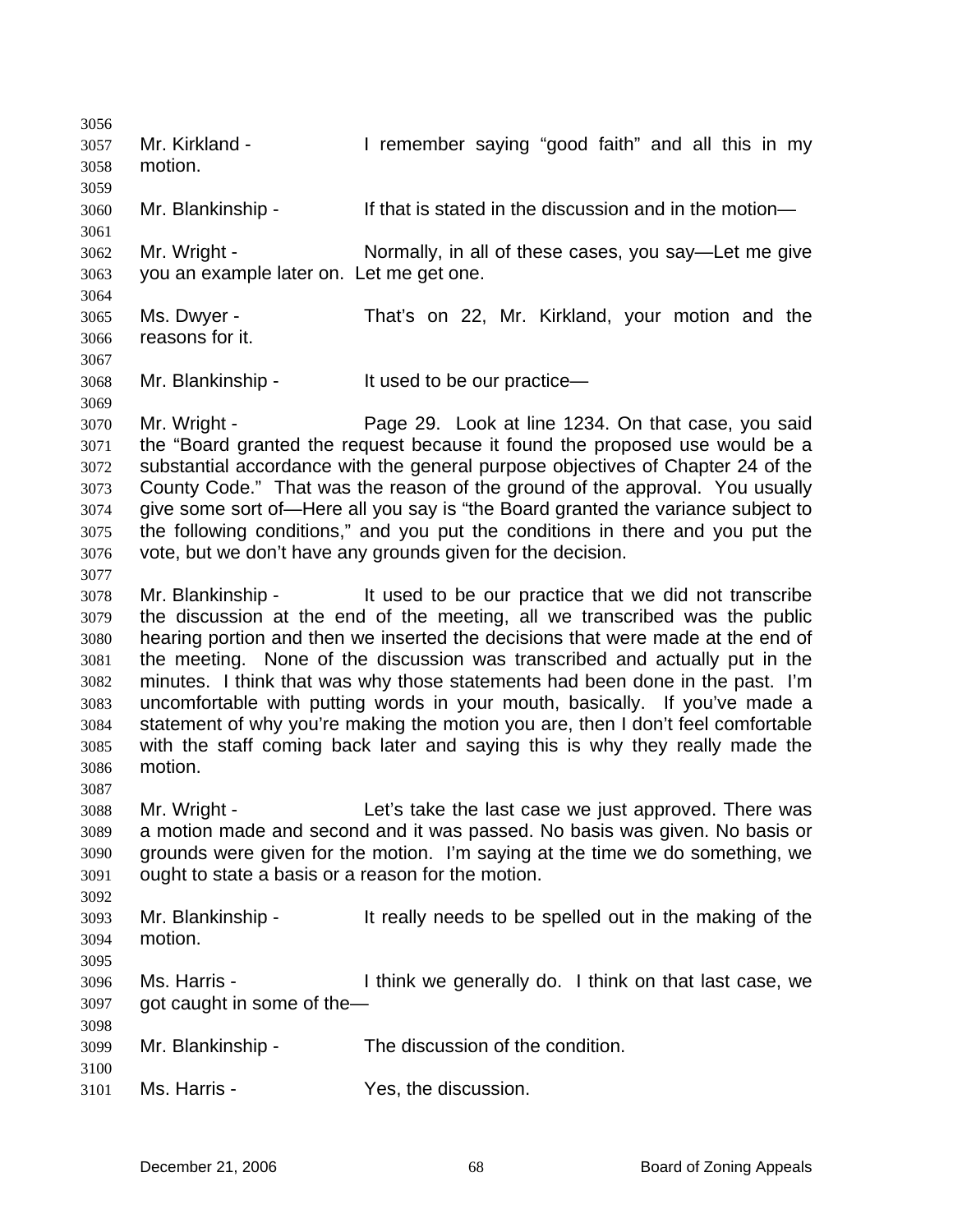Mr. Kirkland - I remember saying "good faith" and all this in my motion.

Mr. Blankinship - If that is stated in the discussion and in the motion—

Mr. Wright - Normally, in all of these cases, you say—Let me give you an example later on. Let me get one.

Ms. Dwyer - That's on 22, Mr. Kirkland, your motion and the reasons for it.

Mr. Blankinship - It used to be our practice—

Mr. Wright - Page 29. Look at line 1234. On that case, you said the "Board granted the request because it found the proposed use would be a substantial accordance with the general purpose objectives of Chapter 24 of the County Code." That was the reason of the ground of the approval. You usually give some sort of—Here all you say is "the Board granted the variance subject to the following conditions," and you put the conditions in there and you put the vote, but we don't have any grounds given for the decision.

Mr. Blankinship - It used to be our practice that we did not transcribe the discussion at the end of the meeting, all we transcribed was the public hearing portion and then we inserted the decisions that were made at the end of the meeting. None of the discussion was transcribed and actually put in the minutes. I think that was why those statements had been done in the past. I'm uncomfortable with putting words in your mouth, basically. If you've made a statement of why you're making the motion you are, then I don't feel comfortable with the staff coming back later and saying this is why they really made the motion.

Mr. Wright - Let's take the last case we just approved. There was a motion made and second and it was passed. No basis was given. No basis or grounds were given for the motion. I'm saying at the time we do something, we ought to state a basis or a reason for the motion.

Mr. Blankinship - It really needs to be spelled out in the making of the motion.

Ms. Harris - I think we generally do. I think on that last case, we got caught in some of the—

Mr. Blankinship - The discussion of the condition.

Ms. Harris - Yes, the discussion.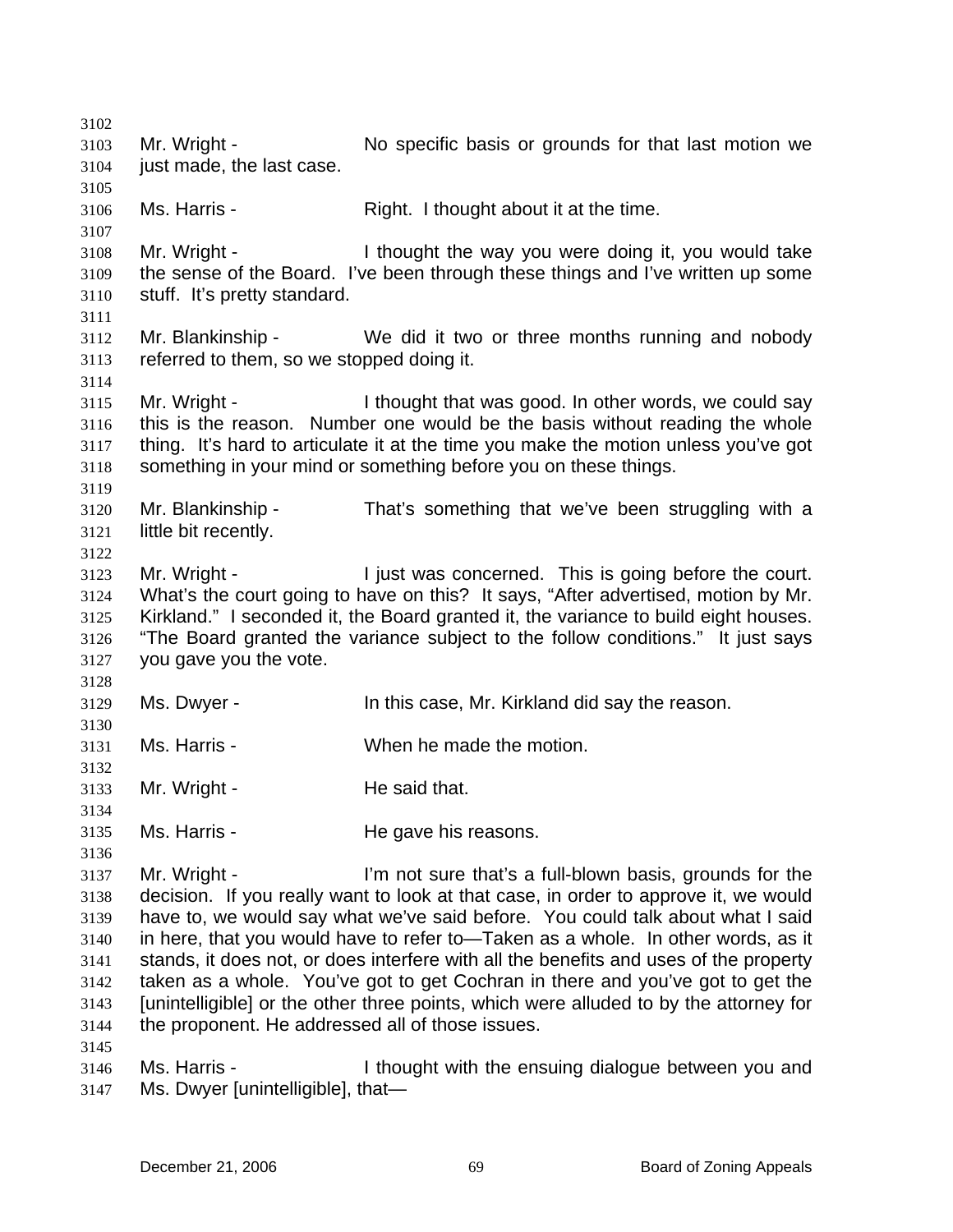Mr. Wright - No specific basis or grounds for that last motion we just made, the last case.

Ms. Harris - Right. I thought about it at the time.

Mr. Wright - I thought the way you were doing it, you would take the sense of the Board. I've been through these things and I've written up some stuff. It's pretty standard.

Mr. Blankinship - We did it two or three months running and nobody referred to them, so we stopped doing it.

Mr. Wright - I thought that was good. In other words, we could say this is the reason. Number one would be the basis without reading the whole thing. It's hard to articulate it at the time you make the motion unless you've got something in your mind or something before you on these things.

Mr. Blankinship - That's something that we've been struggling with a little bit recently.

Mr. Wright - I just was concerned. This is going before the court. What's the court going to have on this? It says, "After advertised, motion by Mr. Kirkland." I seconded it, the Board granted it, the variance to build eight houses. "The Board granted the variance subject to the follow conditions." It just says you gave you the vote.

Ms. Dwyer - In this case, Mr. Kirkland did say the reason.

Ms. Harris - When he made the motion.

Mr. Wright - He said that.

Ms. Harris - He gave his reasons.

Mr. Wright - I'm not sure that's a full-blown basis, grounds for the decision. If you really want to look at that case, in order to approve it, we would have to, we would say what we've said before. You could talk about what I said in here, that you would have to refer to—Taken as a whole. In other words, as it stands, it does not, or does interfere with all the benefits and uses of the property taken as a whole. You've got to get Cochran in there and you've got to get the [unintelligible] or the other three points, which were alluded to by the attorney for the proponent. He addressed all of those issues.

Ms. Harris - I thought with the ensuing dialogue between you and Ms. Dwyer [unintelligible], that—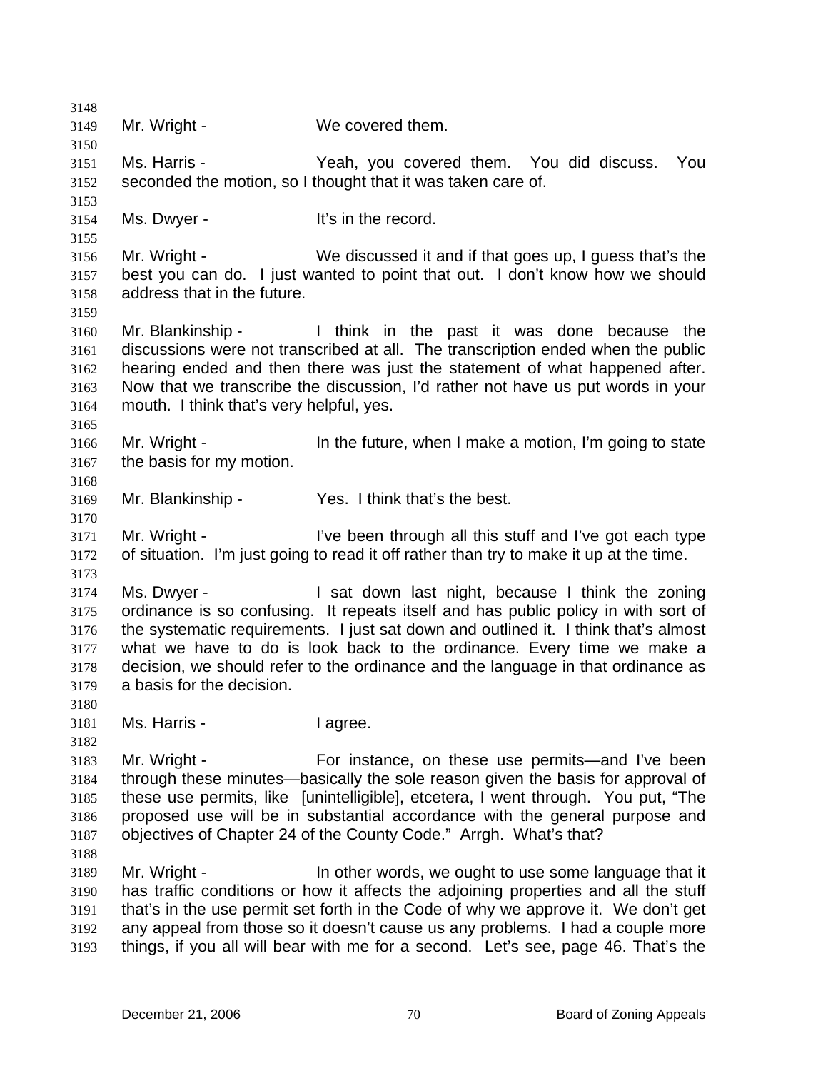Mr. Wright - We covered them.

Ms. Harris - Yeah, you covered them. You did discuss. You seconded the motion, so I thought that it was taken care of.

Ms. Dwyer - It's in the record.

Mr. Wright - We discussed it and if that goes up, I guess that's the best you can do. I just wanted to point that out. I don't know how we should address that in the future.

Mr. Blankinship - I think in the past it was done because the discussions were not transcribed at all. The transcription ended when the public hearing ended and then there was just the statement of what happened after. Now that we transcribe the discussion, I'd rather not have us put words in your mouth. I think that's very helpful, yes.

Mr. Wright - In the future, when I make a motion, I'm going to state the basis for my motion.

Mr. Blankinship - Yes. I think that's the best.

Mr. Wright - I've been through all this stuff and I've got each type of situation. I'm just going to read it off rather than try to make it up at the time.

Ms. Dwyer - I sat down last night, because I think the zoning ordinance is so confusing. It repeats itself and has public policy in with sort of the systematic requirements. I just sat down and outlined it. I think that's almost what we have to do is look back to the ordinance. Every time we make a decision, we should refer to the ordinance and the language in that ordinance as a basis for the decision.

Ms. Harris - I agree.

Mr. Wright - For instance, on these use permits—and I've been through these minutes—basically the sole reason given the basis for approval of these use permits, like [unintelligible], etcetera, I went through. You put, "The proposed use will be in substantial accordance with the general purpose and objectives of Chapter 24 of the County Code." Arrgh. What's that?

Mr. Wright - In other words, we ought to use some language that it has traffic conditions or how it affects the adjoining properties and all the stuff that's in the use permit set forth in the Code of why we approve it. We don't get any appeal from those so it doesn't cause us any problems. I had a couple more things, if you all will bear with me for a second. Let's see, page 46. That's the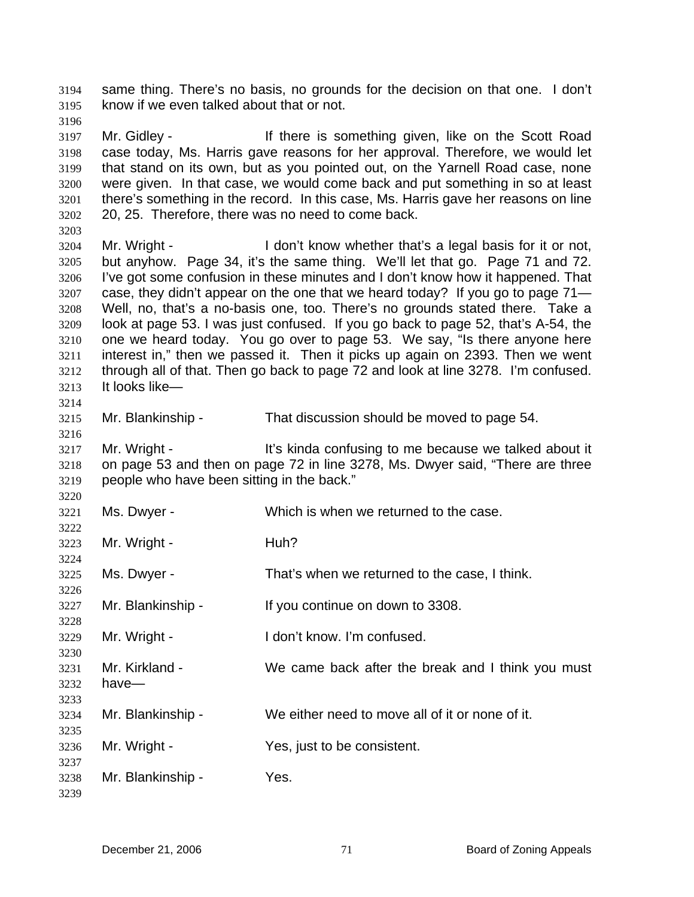same thing. There's no basis, no grounds for the decision on that one. I don't know if we even talked about that or not.

Mr. Gidley - If there is something given, like on the Scott Road case today, Ms. Harris gave reasons for her approval. Therefore, we would let that stand on its own, but as you pointed out, on the Yarnell Road case, none were given. In that case, we would come back and put something in so at least there's something in the record. In this case, Ms. Harris gave her reasons on line 20, 25. Therefore, there was no need to come back.

Mr. Wright - I don't know whether that's a legal basis for it or not, but anyhow. Page 34, it's the same thing. We'll let that go. Page 71 and 72. I've got some confusion in these minutes and I don't know how it happened. That case, they didn't appear on the one that we heard today? If you go to page 71—Well, no, that's a no-basis one, too. There's no grounds stated there. Take a look at page 53. I was just confused. If you go back to page 52, that's A-54, the one we heard today. You go over to page 53. We say, "Is there anyone here interest in," then we passed it. Then it picks up again on 2393. Then we went through all of that. Then go back to page 72 and look at line 3278. I'm confused. It looks like—

Mr. Blankinship - That discussion should be moved to page 54.

Mr. Wright - It's kinda confusing to me because we talked about it on page 53 and then on page 72 in line 3278, Ms. Dwyer said, "There are three people who have been sitting in the back."

Ms. Dwyer - Which is when we returned to the case.

Mr. Wright - Huh?

Ms. Dwyer - That's when we returned to the case, I think.

Mr. Blankinship - If you continue on down to 3308.

Mr. Wright - I don't know. I'm confused.

Mr. Kirkland - We came back after the break and I think you must have—

Mr. Blankinship - We either need to move all of it or none of it.

Mr. Wright - Yes, just to be consistent.

Mr. Blankinship - Yes.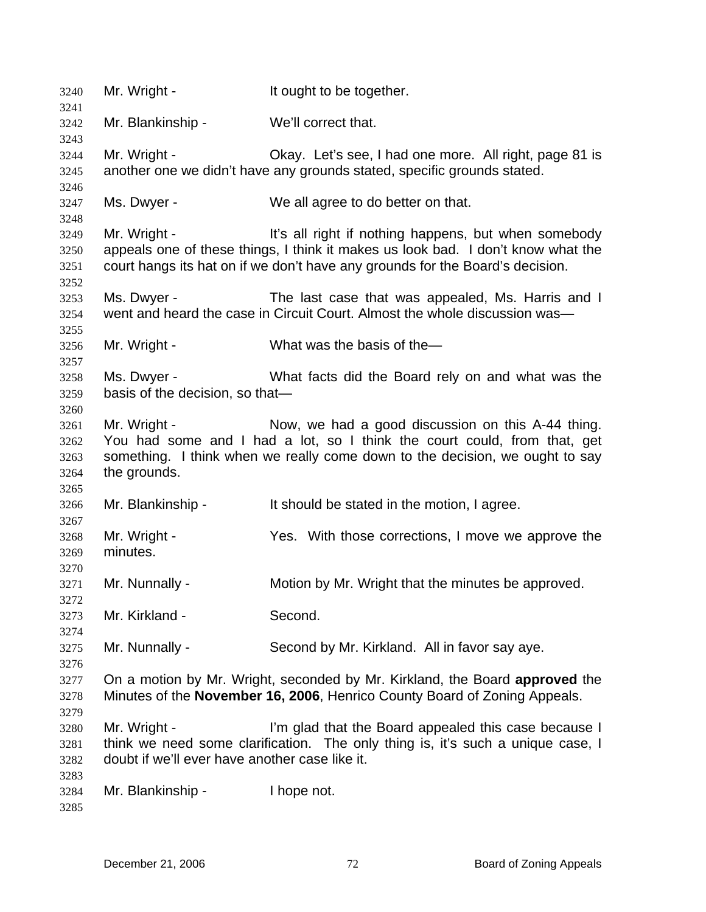3240 Mr. Wright - It ought to be together.

3242 Mr. Blankinship - We'll correct that.

3244 Mr. Wright - Okay. Let's see, I had one more. All right, page 81 is
3245 another one we didn't have any grounds stated, specific grounds stated.

3247 Ms. Dwyer - We all agree to do better on that.

3249 Mr. Wright - It's all right if nothing happens, but when somebody
3250 appeals one of these things, I think it makes us look bad. I don't know what the
3251 court hangs its hat on if we don't have any grounds for the Board's decision.

3253 Ms. Dwyer - The last case that was appealed, Ms. Harris and I
3254 went and heard the case in Circuit Court. Almost the whole discussion was—

3256 Mr. Wright - What was the basis of the—

3258 Ms. Dwyer - What facts did the Board rely on and what was the
3259 basis of the decision, so that—

3261 Mr. Wright - Now, we had a good discussion on this A-44 thing.
3262 You had some and I had a lot, so I think the court could, from that, get
3263 something. I think when we really come down to the decision, we ought to say
3264 the grounds.

3266 Mr. Blankinship - It should be stated in the motion, I agree.

3268 Mr. Wright - Yes. With those corrections, I move we approve the
3269 minutes.

3271 Mr. Nunnally - Motion by Mr. Wright that the minutes be approved.

3273 Mr. Kirkland - Second.

3275 Mr. Nunnally - Second by Mr. Kirkland. All in favor say aye.

3277 On a motion by Mr. Wright, seconded by Mr. Kirkland, the Board **approved** the
3278 Minutes of the **November 16, 2006**, Henrico County Board of Zoning Appeals.

3280 Mr. Wright - I'm glad that the Board appealed this case because I
3281 think we need some clarification. The only thing is, it's such a unique case, I
3282 doubt if we'll ever have another case like it.

3284 Mr. Blankinship - I hope not.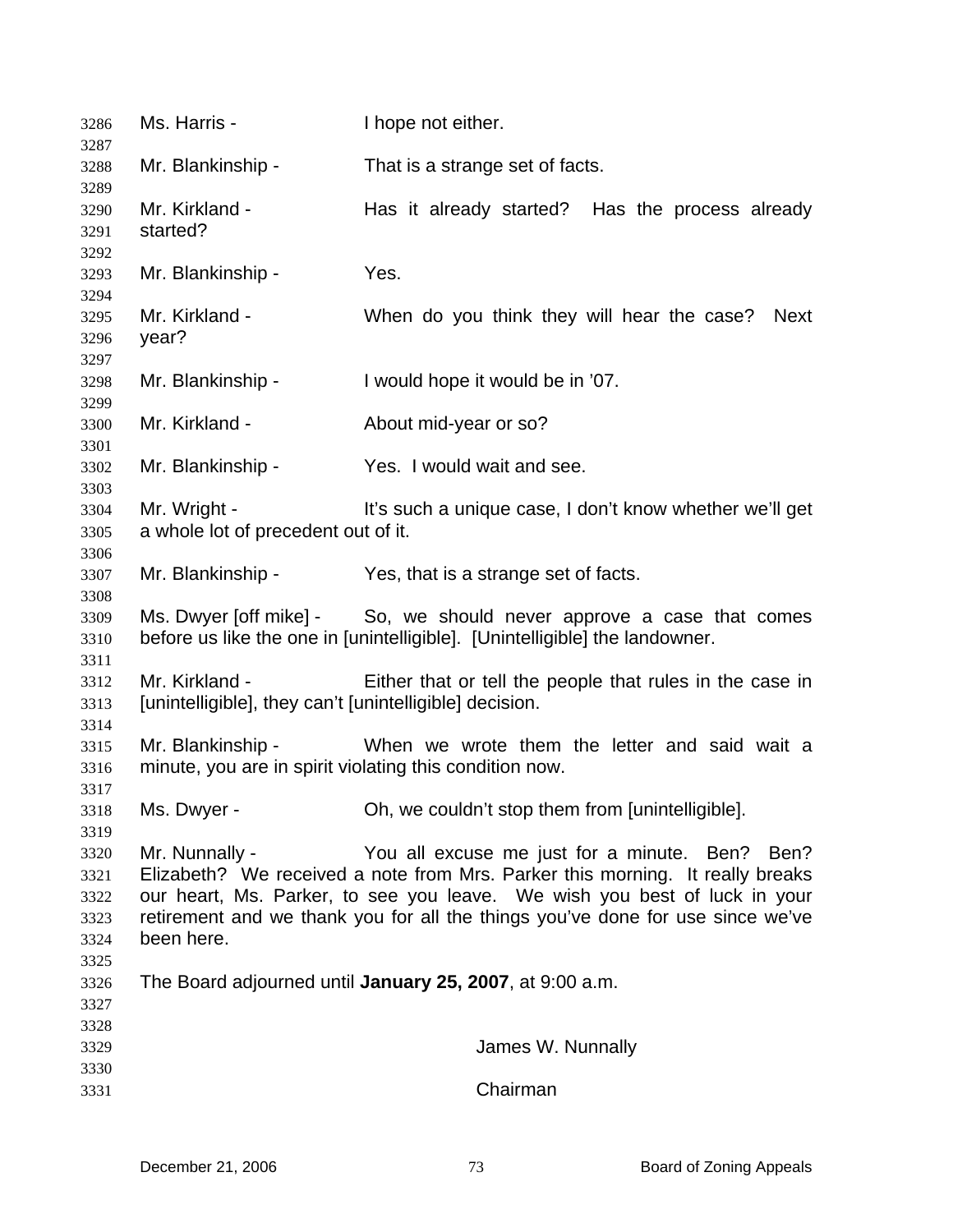Ms. Harris - I hope not either.

Mr. Blankinship - That is a strange set of facts.

Mr. Kirkland - Has it already started? Has the process already started?

Mr. Blankinship - Yes.

Mr. Kirkland - When do you think they will hear the case? Next year?

Mr. Blankinship - I would hope it would be in '07.

Mr. Kirkland - About mid-year or so?

Mr. Blankinship - Yes. I would wait and see.

Mr. Wright - It's such a unique case, I don't know whether we'll get a whole lot of precedent out of it.

Mr. Blankinship - Yes, that is a strange set of facts.

Ms. Dwyer [off mike] - So, we should never approve a case that comes before us like the one in [unintelligible]. [Unintelligible] the landowner.

Mr. Kirkland - Either that or tell the people that rules in the case in [unintelligible], they can't [unintelligible] decision.

Mr. Blankinship - When we wrote them the letter and said wait a minute, you are in spirit violating this condition now.

Ms. Dwyer - Oh, we couldn't stop them from [unintelligible].

Mr. Nunnally - You all excuse me just for a minute. Ben? Ben? Elizabeth? We received a note from Mrs. Parker this morning. It really breaks our heart, Ms. Parker, to see you leave. We wish you best of luck in your retirement and we thank you for all the things you've done for use since we've been here.

The Board adjourned until **January 25, 2007**, at 9:00 a.m.

James W. Nunnally

Chairman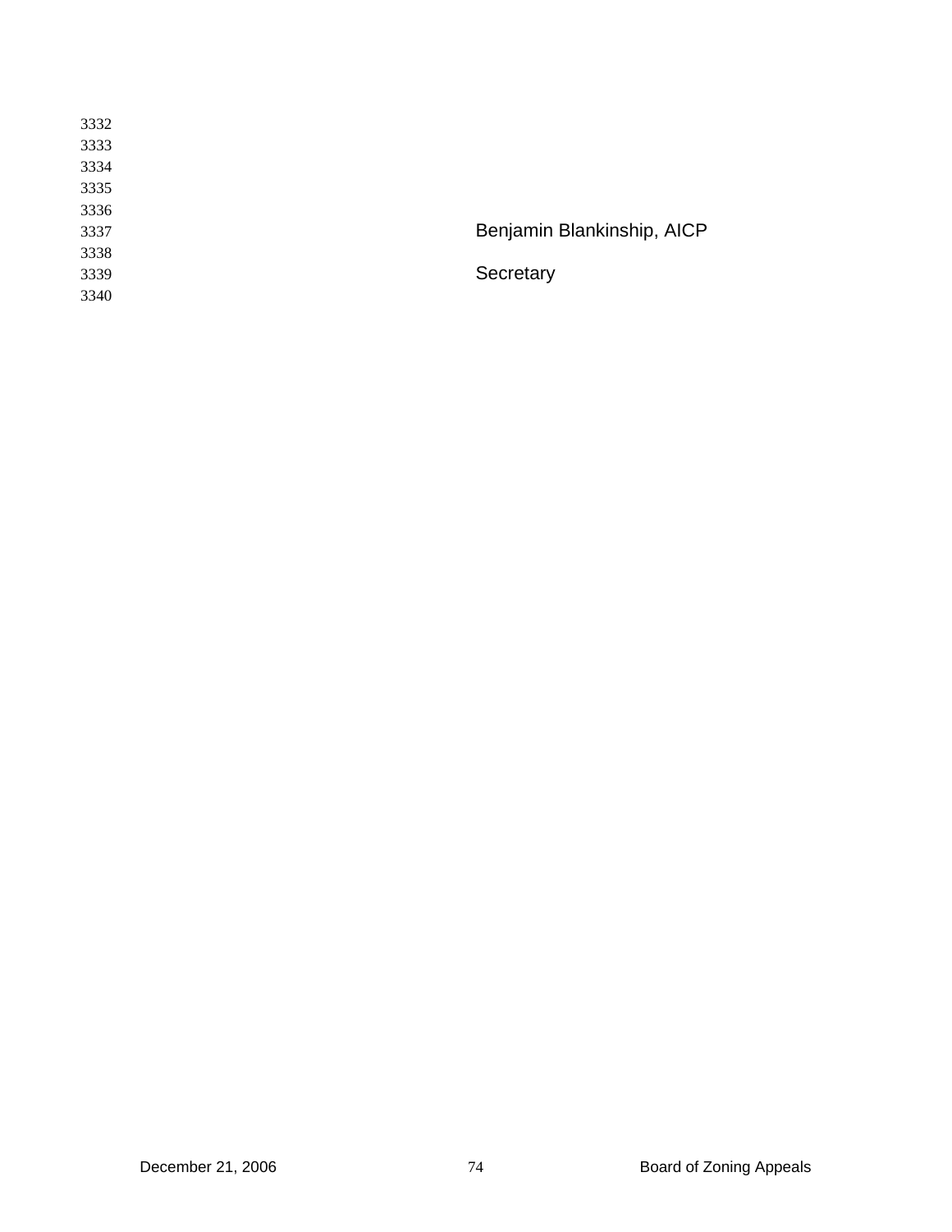Benjamin Blankinship, AICP

Secretary